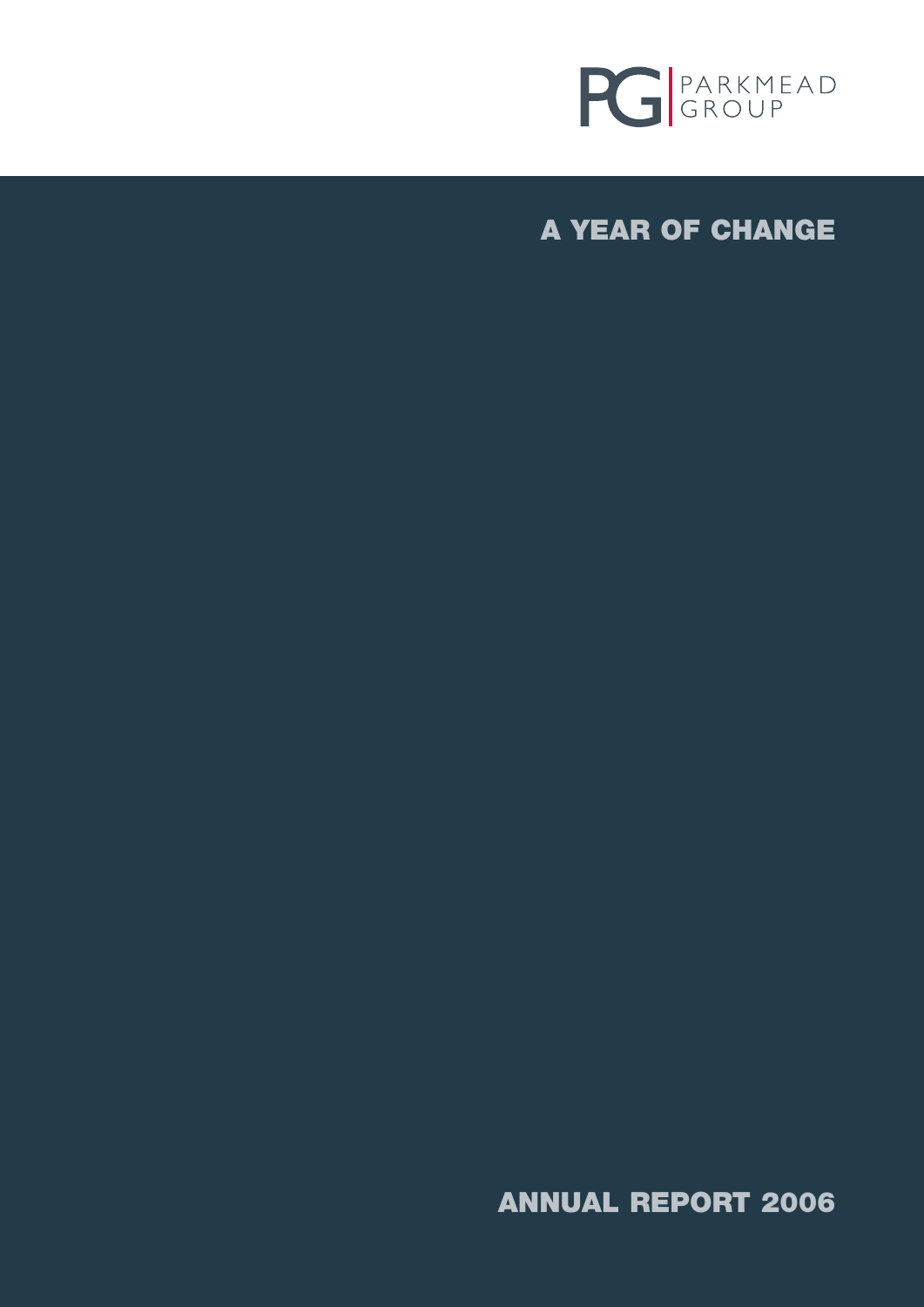PARKMEAD GROUP

# A YEAR OF CHANGE

# ANNUAL REPORT 2006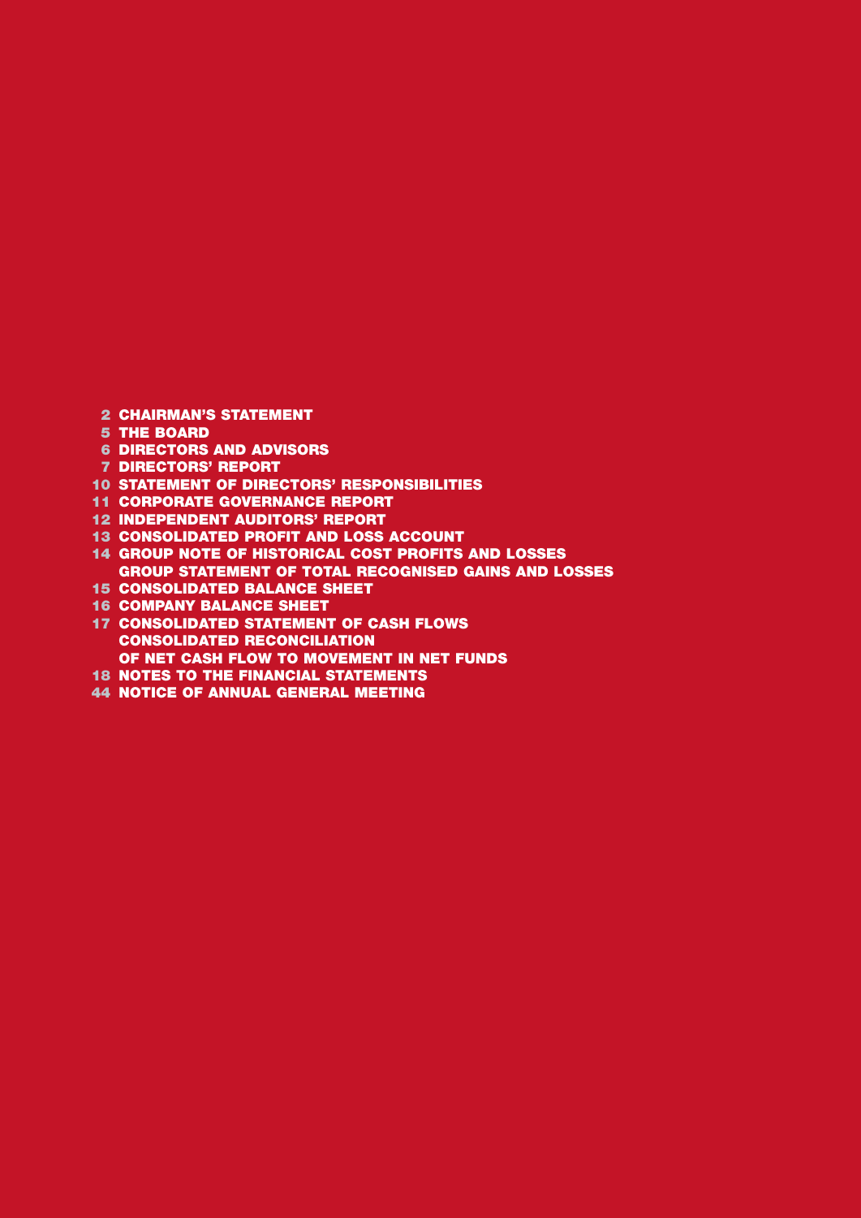2 CHAIRMAN'S STATEMENT

5 THE BOARD

6 DIRECTORS AND ADVISORS

7 DIRECTORS' REPORT

10 STATEMENT OF DIRECTORS' RESPONSIBILITIES

11 CORPORATE GOVERNANCE REPORT

12 INDEPENDENT AUDITORS' REPORT

13 CONSOLIDATED PROFIT AND LOSS ACCOUNT

14 GROUP NOTE OF HISTORICAL COST PROFITS AND LOSSES
GROUP STATEMENT OF TOTAL RECOGNISED GAINS AND LOSSES

15 CONSOLIDATED BALANCE SHEET

16 COMPANY BALANCE SHEET

17 CONSOLIDATED STATEMENT OF CASH FLOWS
CONSOLIDATED RECONCILIATION
OF NET CASH FLOW TO MOVEMENT IN NET FUNDS

18 NOTES TO THE FINANCIAL STATEMENTS

44 NOTICE OF ANNUAL GENERAL MEETING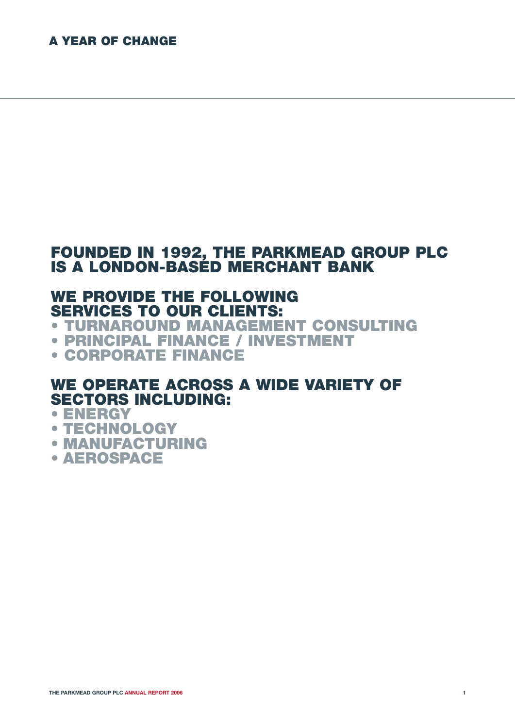# A YEAR OF CHANGE

## FOUNDED IN 1992, THE PARKMEAD GROUP PLC IS A LONDON-BASED MERCHANT BANK

## WE PROVIDE THE FOLLOWING SERVICES TO OUR CLIENTS:

- TURNAROUND MANAGEMENT CONSULTING
- PRINCIPAL FINANCE / INVESTMENT
- CORPORATE FINANCE

## WE OPERATE ACROSS A WIDE VARIETY OF SECTORS INCLUDING:

- ENERGY
- TECHNOLOGY
- MANUFACTURING
- AEROSPACE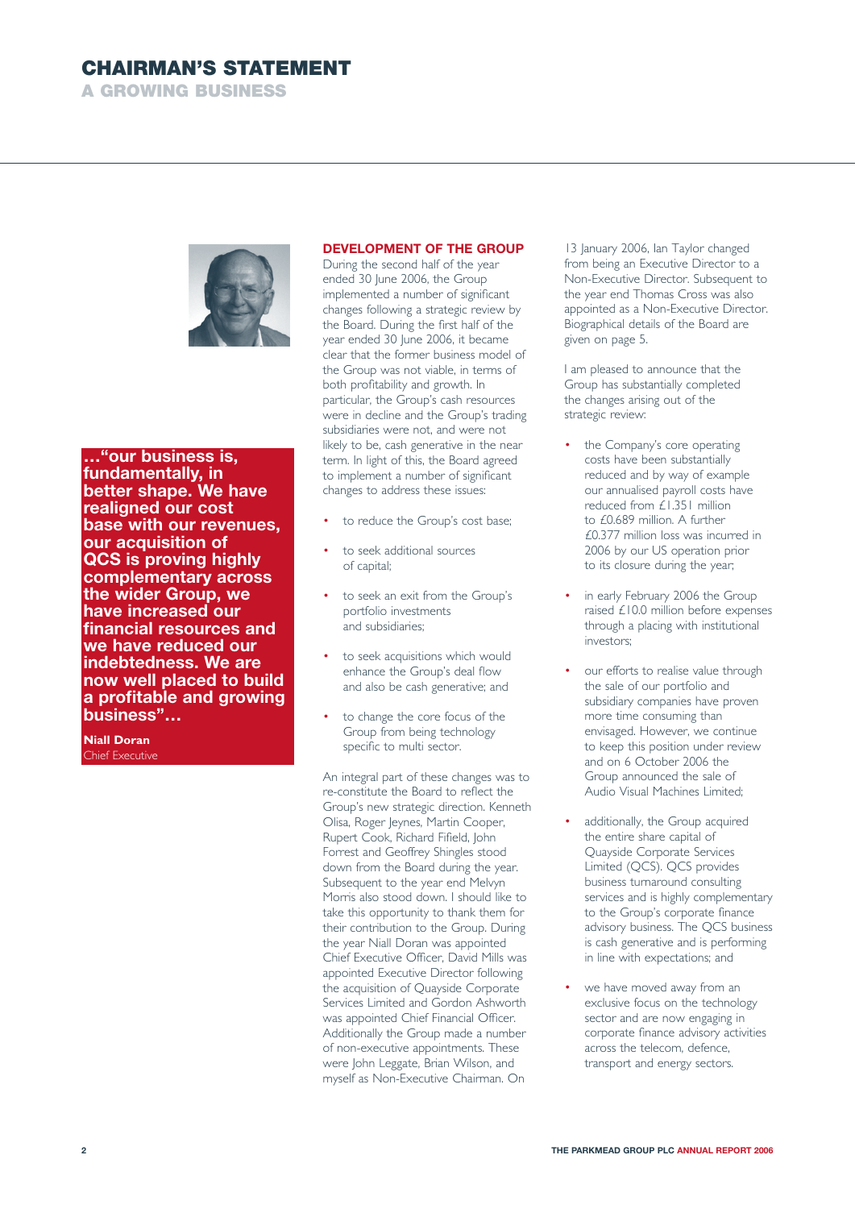# CHAIRMAN'S STATEMENT

## A GROWING BUSINESS

**…"our business is, fundamentally, in better shape. We have realigned our cost base with our revenues, our acquisition of QCS is proving highly complementary across the wider Group, we have increased our financial resources and we have reduced our indebtedness. We are now well placed to build a profitable and growing business"…**

**Niall Doran**
Chief Executive

### DEVELOPMENT OF THE GROUP

During the second half of the year ended 30 June 2006, the Group implemented a number of significant changes following a strategic review by the Board. During the first half of the year ended 30 June 2006, it became clear that the former business model of the Group was not viable, in terms of both profitability and growth. In particular, the Group's cash resources were in decline and the Group's trading subsidiaries were not, and were not likely to be, cash generative in the near term. In light of this, the Board agreed to implement a number of significant changes to address these issues:

- to reduce the Group's cost base;
- to seek additional sources of capital;
- to seek an exit from the Group's portfolio investments and subsidiaries;
- to seek acquisitions which would enhance the Group's deal flow and also be cash generative; and
- to change the core focus of the Group from being technology specific to multi sector.

An integral part of these changes was to re-constitute the Board to reflect the Group's new strategic direction. Kenneth Olisa, Roger Jeynes, Martin Cooper, Rupert Cook, Richard Fifield, John Forrest and Geoffrey Shingles stood down from the Board during the year. Subsequent to the year end Melvyn Morris also stood down. I should like to take this opportunity to thank them for their contribution to the Group. During the year Niall Doran was appointed Chief Executive Officer, David Mills was appointed Executive Director following the acquisition of Quayside Corporate Services Limited and Gordon Ashworth was appointed Chief Financial Officer. Additionally the Group made a number of non-executive appointments. These were John Leggate, Brian Wilson, and myself as Non-Executive Chairman. On 13 January 2006, Ian Taylor changed from being an Executive Director to a Non-Executive Director. Subsequent to the year end Thomas Cross was also appointed as a Non-Executive Director. Biographical details of the Board are given on page 5.

I am pleased to announce that the Group has substantially completed the changes arising out of the strategic review:

- the Company's core operating costs have been substantially reduced and by way of example our annualised payroll costs have reduced from £1.351 million to £0.689 million. A further £0.377 million loss was incurred in 2006 by our US operation prior to its closure during the year;
- in early February 2006 the Group raised £10.0 million before expenses through a placing with institutional investors;
- our efforts to realise value through the sale of our portfolio and subsidiary companies have proven more time consuming than envisaged. However, we continue to keep this position under review and on 6 October 2006 the Group announced the sale of Audio Visual Machines Limited;
- additionally, the Group acquired the entire share capital of Quayside Corporate Services Limited (QCS). QCS provides business turnaround consulting services and is highly complementary to the Group's corporate finance advisory business. The QCS business is cash generative and is performing in line with expectations; and
- we have moved away from an exclusive focus on the technology sector and are now engaging in corporate finance advisory activities across the telecom, defence, transport and energy sectors.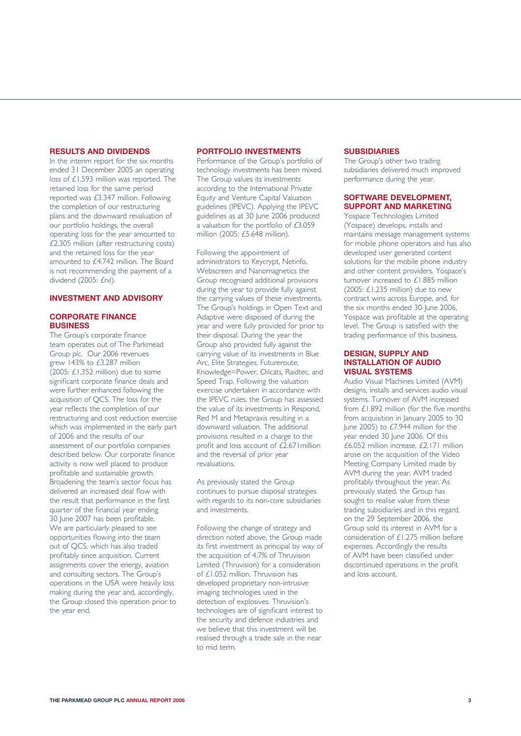## RESULTS AND DIVIDENDS

In the interim report for the six months ended 31 December 2005 an operating loss of £1.593 million was reported. The retained loss for the same period reported was £3.347 million. Following the completion of our restructuring plans and the downward revaluation of our portfolio holdings, the overall operating loss for the year amounted to £2.305 million (after restructuring costs) and the retained loss for the year amounted to £4.742 million. The Board is not recommending the payment of a dividend (2005: £nil).

## INVESTMENT AND ADVISORY

### CORPORATE FINANCE BUSINESS

The Group's corporate finance team operates out of The Parkmead Group plc. Our 2006 revenues grew 143% to £3.287 million (2005: £1.352 million) due to some significant corporate finance deals and were further enhanced following the acquisition of QCS. The loss for the year reflects the completion of our restructuring and cost reduction exercise which was implemented in the early part of 2006 and the results of our assessment of our portfolio companies described below. Our corporate finance activity is now well placed to produce profitable and sustainable growth. Broadening the team's sector focus has delivered an increased deal flow with the result that performance in the first quarter of the financial year ending 30 June 2007 has been profitable. We are particularly pleased to see opportunities flowing into the team out of QCS, which has also traded profitably since acquisition. Current assignments cover the energy, aviation and consulting sectors. The Group's operations in the USA were heavily loss making during the year and, accordingly, the Group closed this operation prior to the year end.

### PORTFOLIO INVESTMENTS

Performance of the Group's portfolio of technology investments has been mixed. The Group values its investments according to the International Private Equity and Venture Capital Valuation guidelines (IPEVC). Applying the IPEVC guidelines as at 30 June 2006 produced a valuation for the portfolio of £3.059 million (2005: £5.648 million).

Following the appointment of administrators to Keycrypt, Netinfo, Webscreen and Nanomagnetics the Group recognised additional provisions during the year to provide fully against the carrying values of these investments. The Group's holdings in Open Text and Adaptive were disposed of during the year and were fully provided for prior to their disposal. During the year the Group also provided fully against the carrying value of its investments in Blue Arc, Elite Strategies, Futureroute, Knowledge=Power, Oilcats, Raidtec, and Speed Trap. Following the valuation exercise undertaken in accordance with the IPEVC rules, the Group has assessed the value of its investments in Respond, Red M and Metapraxis resulting in a downward valuation. The additional provisions resulted in a charge to the profit and loss account of £2.671million and the reversal of prior year revaluations.

As previously stated the Group continues to pursue disposal strategies with regards to its non-core subsidiaries and investments.

Following the change of strategy and direction noted above, the Group made its first investment as principal by way of the acquisition of 4.7% of Thruvision Limited (Thruvision) for a consideration of £1.052 million. Thruvision has developed proprietary non-intrusive imaging technologies used in the detection of explosives. Thruvision's technologies are of significant interest to the security and defence industries and we believe that this investment will be realised through a trade sale in the near to mid term.

## SUBSIDIARIES

The Group's other two trading subsidiaries delivered much improved performance during the year.

### SOFTWARE DEVELOPMENT, SUPPORT AND MARKETING

Yospace Technologies Limited (Yospace) develops, installs and maintains message management systems for mobile phone operators and has also developed user generated content solutions for the mobile phone industry and other content providers. Yospace's turnover increased to £1.885 million (2005: £1.235 million) due to new contract wins across Europe, and, for the six months ended 30 June 2006, Yospace was profitable at the operating level. The Group is satisfied with the trading performance of this business.

### DESIGN, SUPPLY AND INSTALLATION OF AUDIO VISUAL SYSTEMS

Audio Visual Machines Limited (AVM) designs, installs and services audio visual systems. Turnover of AVM increased from £1.892 million (for the five months from acquisition in January 2005 to 30 June 2005) to £7.944 million for the year ended 30 June 2006. Of this £6.052 million increase, £2.171 million arose on the acquisition of the Video Meeting Company Limited made by AVM during the year. AVM traded profitably throughout the year. As previously stated, the Group has sought to realise value from these trading subsidiaries and in this regard, on the 29 September 2006, the Group sold its interest in AVM for a consideration of £1.275 million before expenses. Accordingly the results of AVM have been classified under discontinued operations in the profit and loss account.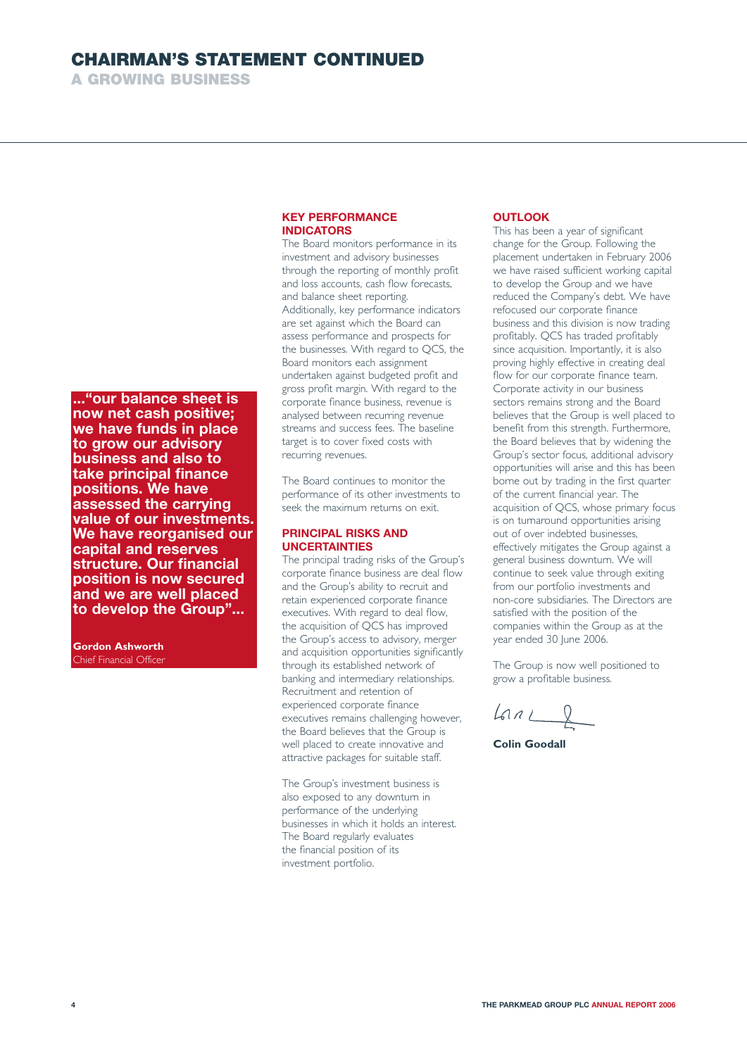# CHAIRMAN'S STATEMENT CONTINUED

## A GROWING BUSINESS

**..."our balance sheet is now net cash positive; we have funds in place to grow our advisory business and also to take principal finance positions. We have assessed the carrying value of our investments. We have reorganised our capital and reserves structure. Our financial position is now secured and we are well placed to develop the Group"...**

**Gordon Ashworth**
Chief Financial Officer

### KEY PERFORMANCE INDICATORS

The Board monitors performance in its investment and advisory businesses through the reporting of monthly profit and loss accounts, cash flow forecasts, and balance sheet reporting. Additionally, key performance indicators are set against which the Board can assess performance and prospects for the businesses. With regard to QCS, the Board monitors each assignment undertaken against budgeted profit and gross profit margin. With regard to the corporate finance business, revenue is analysed between recurring revenue streams and success fees. The baseline target is to cover fixed costs with recurring revenues.

The Board continues to monitor the performance of its other investments to seek the maximum returns on exit.

### PRINCIPAL RISKS AND UNCERTAINTIES

The principal trading risks of the Group's corporate finance business are deal flow and the Group's ability to recruit and retain experienced corporate finance executives. With regard to deal flow, the acquisition of QCS has improved the Group's access to advisory, merger and acquisition opportunities significantly through its established network of banking and intermediary relationships. Recruitment and retention of experienced corporate finance executives remains challenging however, the Board believes that the Group is well placed to create innovative and attractive packages for suitable staff.

The Group's investment business is also exposed to any downturn in performance of the underlying businesses in which it holds an interest. The Board regularly evaluates the financial position of its investment portfolio.

### OUTLOOK

This has been a year of significant change for the Group. Following the placement undertaken in February 2006 we have raised sufficient working capital to develop the Group and we have reduced the Company's debt. We have refocused our corporate finance business and this division is now trading profitably. QCS has traded profitably since acquisition. Importantly, it is also proving highly effective in creating deal flow for our corporate finance team. Corporate activity in our business sectors remains strong and the Board believes that the Group is well placed to benefit from this strength. Furthermore, the Board believes that by widening the Group's sector focus, additional advisory opportunities will arise and this has been borne out by trading in the first quarter of the current financial year. The acquisition of QCS, whose primary focus is on turnaround opportunities arising out of over indebted businesses, effectively mitigates the Group against a general business downturn. We will continue to seek value through exiting from our portfolio investments and non-core subsidiaries. The Directors are satisfied with the position of the companies within the Group as at the year ended 30 June 2006.

The Group is now well positioned to grow a profitable business.

**Colin Goodall**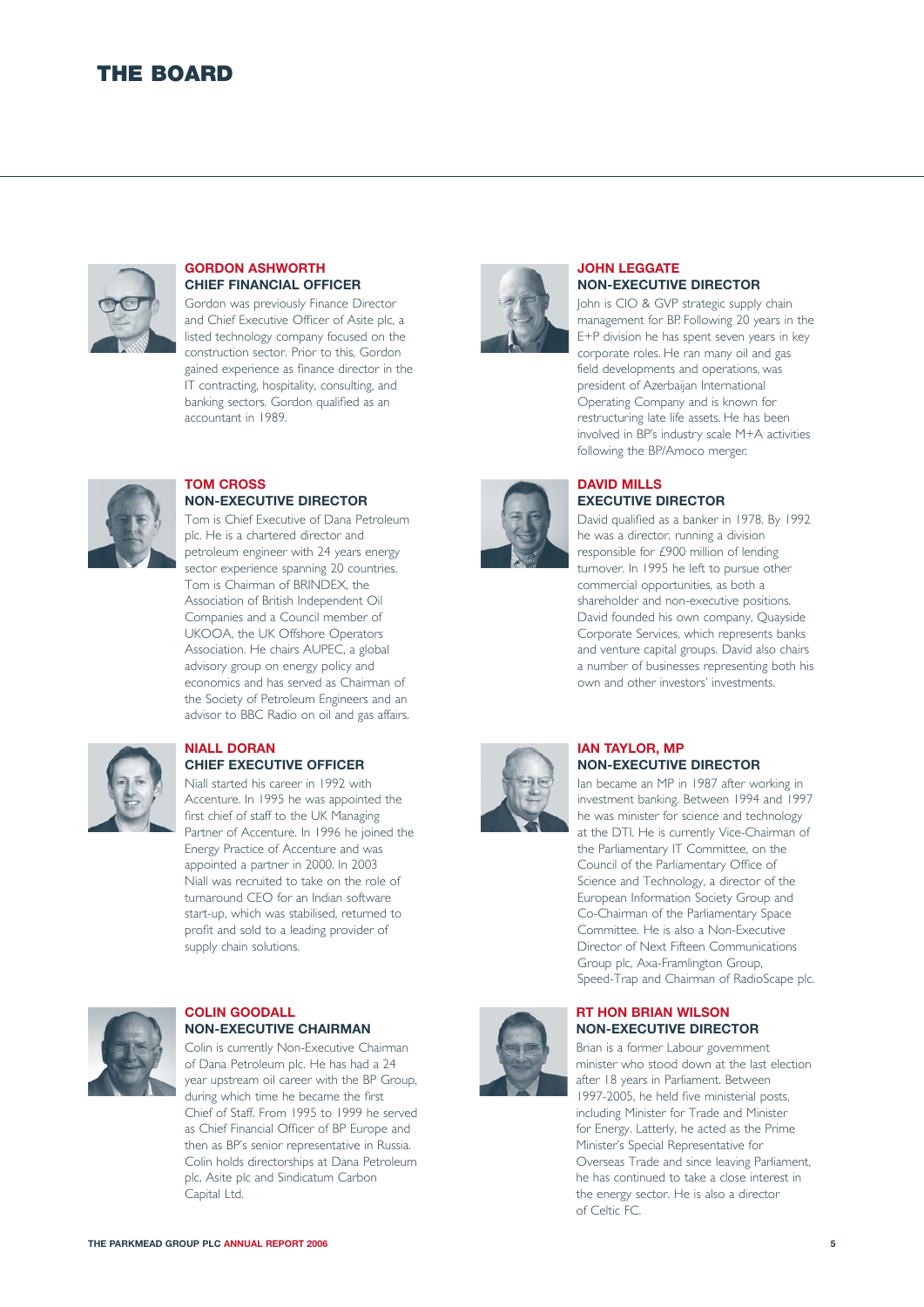# THE BOARD

### GORDON ASHWORTH
**CHIEF FINANCIAL OFFICER**

Gordon was previously Finance Director and Chief Executive Officer of Asite plc, a listed technology company focused on the construction sector. Prior to this, Gordon gained experience as finance director in the IT contracting, hospitality, consulting, and banking sectors. Gordon qualified as an accountant in 1989.

### TOM CROSS
**NON-EXECUTIVE DIRECTOR**

Tom is Chief Executive of Dana Petroleum plc. He is a chartered director and petroleum engineer with 24 years energy sector experience spanning 20 countries. Tom is Chairman of BRINDEX, the Association of British Independent Oil Companies and a Council member of UKOOA, the UK Offshore Operators Association. He chairs AUPEC, a global advisory group on energy policy and economics and has served as Chairman of the Society of Petroleum Engineers and an advisor to BBC Radio on oil and gas affairs.

### NIALL DORAN
**CHIEF EXECUTIVE OFFICER**

Niall started his career in 1992 with Accenture. In 1995 he was appointed the first chief of staff to the UK Managing Partner of Accenture. In 1996 he joined the Energy Practice of Accenture and was appointed a partner in 2000. In 2003 Niall was recruited to take on the role of turnaround CEO for an Indian software start-up, which was stabilised, returned to profit and sold to a leading provider of supply chain solutions.

### COLIN GOODALL
**NON-EXECUTIVE CHAIRMAN**

Colin is currently Non-Executive Chairman of Dana Petroleum plc. He has had a 24 year upstream oil career with the BP Group, during which time he became the first Chief of Staff. From 1995 to 1999 he served as Chief Financial Officer of BP Europe and then as BP's senior representative in Russia. Colin holds directorships at Dana Petroleum plc, Asite plc and Sindicatum Carbon Capital Ltd.

### JOHN LEGGATE
**NON-EXECUTIVE DIRECTOR**

John is CIO & GVP strategic supply chain management for BP. Following 20 years in the E+P division he has spent seven years in key corporate roles. He ran many oil and gas field developments and operations, was president of Azerbaijan International Operating Company and is known for restructuring late life assets. He has been involved in BP's industry scale M+A activities following the BP/Amoco merger.

### DAVID MILLS
**EXECUTIVE DIRECTOR**

David qualified as a banker in 1978. By 1992 he was a director, running a division responsible for £900 million of lending turnover. In 1995 he left to pursue other commercial opportunities, as both a shareholder and non-executive positions. David founded his own company, Quayside Corporate Services, which represents banks and venture capital groups. David also chairs a number of businesses representing both his own and other investors' investments.

### IAN TAYLOR, MP
**NON-EXECUTIVE DIRECTOR**

Ian became an MP in 1987 after working in investment banking. Between 1994 and 1997 he was minister for science and technology at the DTI. He is currently Vice-Chairman of the Parliamentary IT Committee, on the Council of the Parliamentary Office of Science and Technology, a director of the European Information Society Group and Co-Chairman of the Parliamentary Space Committee. He is also a Non-Executive Director of Next Fifteen Communications Group plc, Axa-Framlington Group, Speed-Trap and Chairman of RadioScape plc.

### RT HON BRIAN WILSON
**NON-EXECUTIVE DIRECTOR**

Brian is a former Labour government minister who stood down at the last election after 18 years in Parliament. Between 1997-2005, he held five ministerial posts, including Minister for Trade and Minister for Energy. Latterly, he acted as the Prime Minister's Special Representative for Overseas Trade and since leaving Parliament, he has continued to take a close interest in the energy sector. He is also a director of Celtic FC.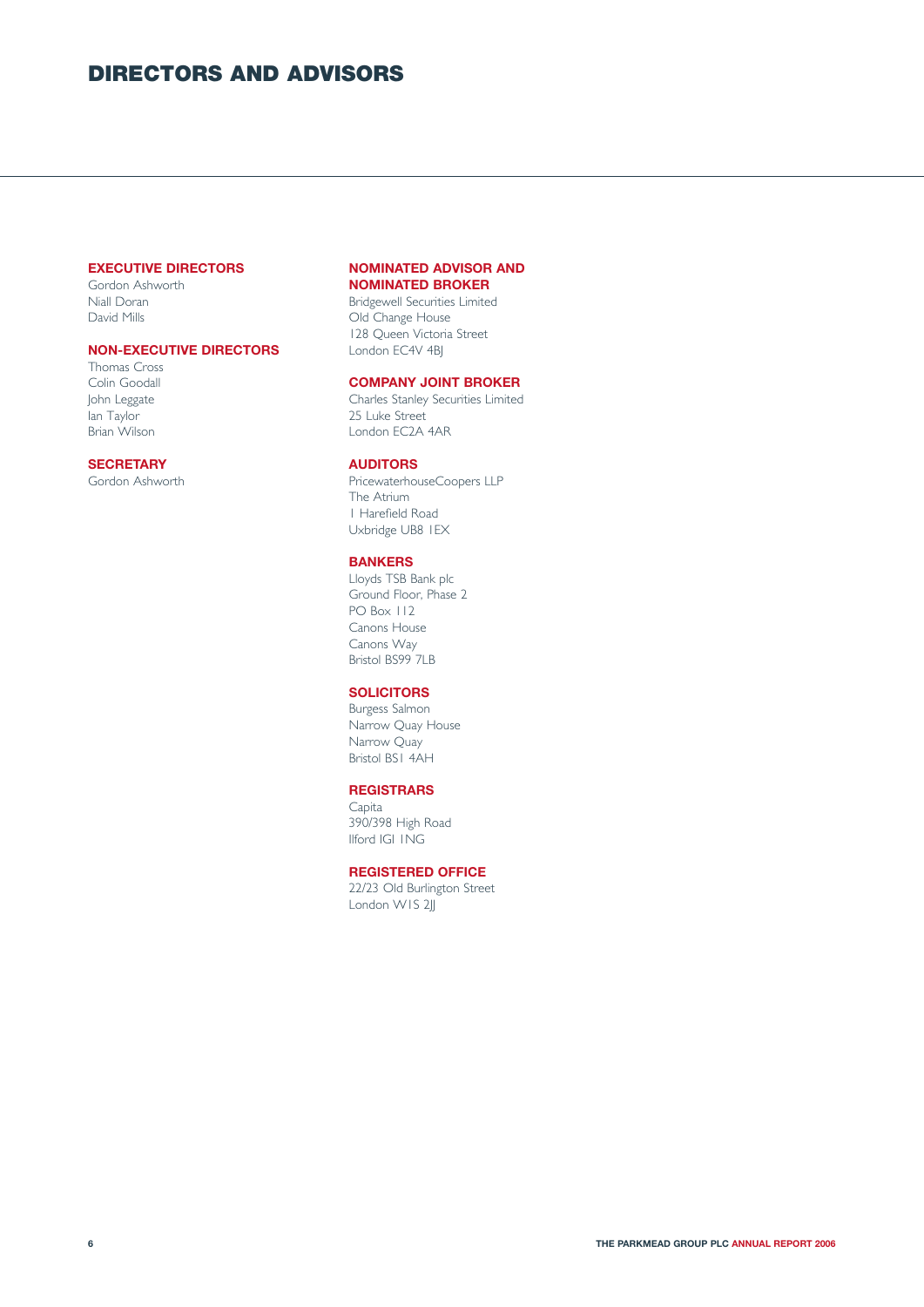# DIRECTORS AND ADVISORS

### EXECUTIVE DIRECTORS

Gordon Ashworth
Niall Doran
David Mills

### NON-EXECUTIVE DIRECTORS

Thomas Cross
Colin Goodall
John Leggate
Ian Taylor
Brian Wilson

### SECRETARY

Gordon Ashworth

### NOMINATED ADVISOR AND NOMINATED BROKER

Bridgewell Securities Limited
Old Change House
128 Queen Victoria Street
London EC4V 4BJ

### COMPANY JOINT BROKER

Charles Stanley Securities Limited
25 Luke Street
London EC2A 4AR

### AUDITORS

PricewaterhouseCoopers LLP
The Atrium
1 Harefield Road
Uxbridge UB8 1EX

### BANKERS

Lloyds TSB Bank plc
Ground Floor, Phase 2
PO Box 112
Canons House
Canons Way
Bristol BS99 7LB

### SOLICITORS

Burgess Salmon
Narrow Quay House
Narrow Quay
Bristol BS1 4AH

### REGISTRARS

Capita
390/398 High Road
Ilford IG1 1NG

### REGISTERED OFFICE

22/23 Old Burlington Street
London W1S 2JJ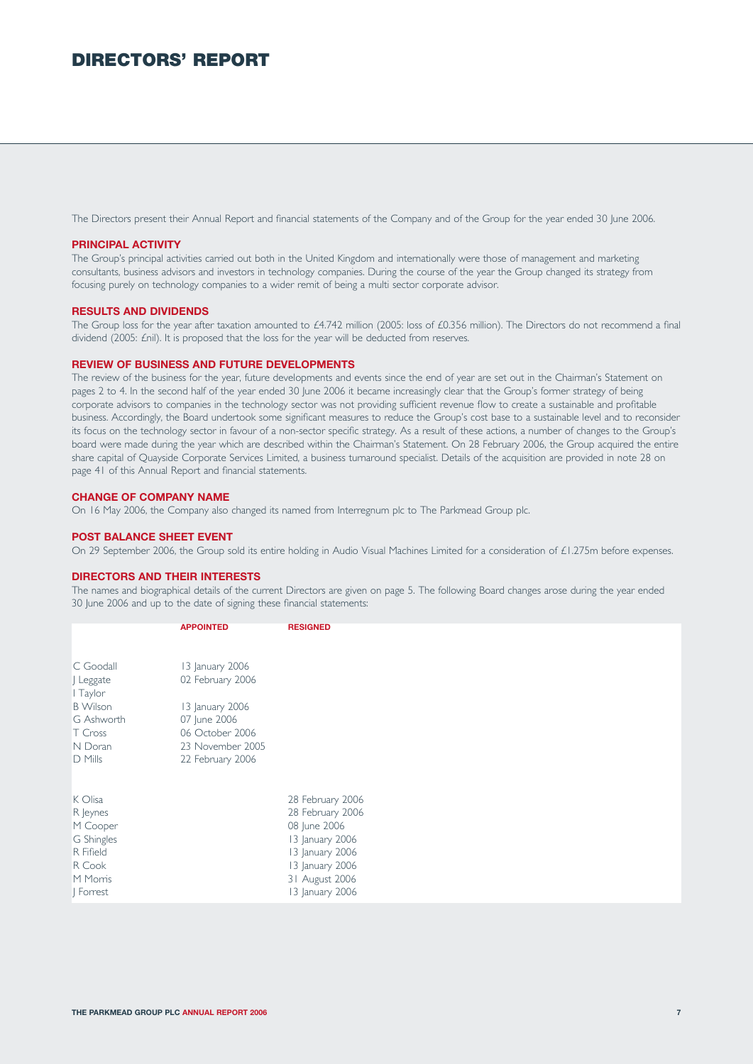# DIRECTORS' REPORT

The Directors present their Annual Report and financial statements of the Company and of the Group for the year ended 30 June 2006.

## PRINCIPAL ACTIVITY

The Group's principal activities carried out both in the United Kingdom and internationally were those of management and marketing consultants, business advisors and investors in technology companies. During the course of the year the Group changed its strategy from focusing purely on technology companies to a wider remit of being a multi sector corporate advisor.

## RESULTS AND DIVIDENDS

The Group loss for the year after taxation amounted to £4.742 million (2005: loss of £0.356 million). The Directors do not recommend a final dividend (2005: £nil). It is proposed that the loss for the year will be deducted from reserves.

## REVIEW OF BUSINESS AND FUTURE DEVELOPMENTS

The review of the business for the year, future developments and events since the end of year are set out in the Chairman's Statement on pages 2 to 4. In the second half of the year ended 30 June 2006 it became increasingly clear that the Group's former strategy of being corporate advisors to companies in the technology sector was not providing sufficient revenue flow to create a sustainable and profitable business. Accordingly, the Board undertook some significant measures to reduce the Group's cost base to a sustainable level and to reconsider its focus on the technology sector in favour of a non-sector specific strategy. As a result of these actions, a number of changes to the Group's board were made during the year which are described within the Chairman's Statement. On 28 February 2006, the Group acquired the entire share capital of Quayside Corporate Services Limited, a business turnaround specialist. Details of the acquisition are provided in note 28 on page 41 of this Annual Report and financial statements.

## CHANGE OF COMPANY NAME

On 16 May 2006, the Company also changed its named from Interregnum plc to The Parkmead Group plc.

## POST BALANCE SHEET EVENT

On 29 September 2006, the Group sold its entire holding in Audio Visual Machines Limited for a consideration of £1.275m before expenses.

## DIRECTORS AND THEIR INTERESTS

The names and biographical details of the current Directors are given on page 5. The following Board changes arose during the year ended 30 June 2006 and up to the date of signing these financial statements:

| | APPOINTED | RESIGNED |
|---|---|---|
| C Goodall | 13 January 2006 | |
| J Leggate | 02 February 2006 | |
| I Taylor | | |
| B Wilson | 13 January 2006 | |
| G Ashworth | 07 June 2006 | |
| T Cross | 06 October 2006 | |
| N Doran | 23 November 2005 | |
| D Mills | 22 February 2006 | |
| K Olisa | | 28 February 2006 |
| R Jeynes | | 28 February 2006 |
| M Cooper | | 08 June 2006 |
| G Shingles | | 13 January 2006 |
| R Fifield | | 13 January 2006 |
| R Cook | | 13 January 2006 |
| M Morris | | 31 August 2006 |
| J Forrest | | 13 January 2006 |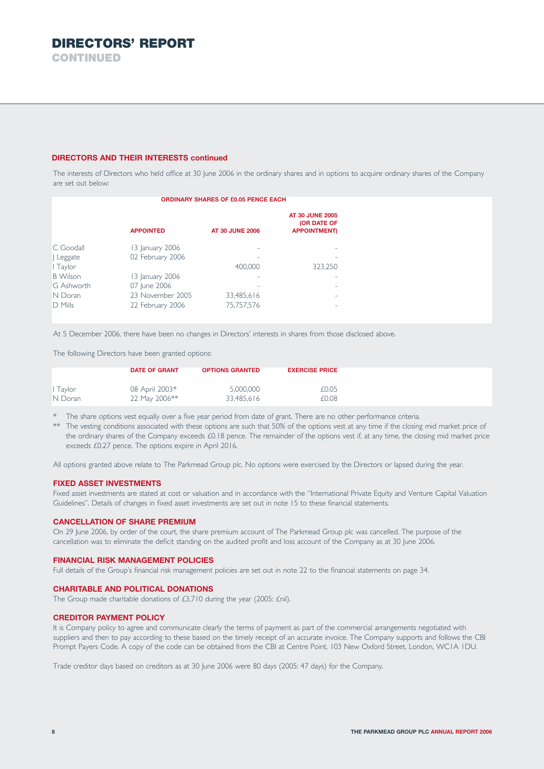# DIRECTORS' REPORT
## CONTINUED

### DIRECTORS AND THEIR INTERESTS continued

The interests of Directors who held office at 30 June 2006 in the ordinary shares and in options to acquire ordinary shares of the Company are set out below:

| | ORDINARY SHARES OF £0.05 PENCE EACH | | |
|---|---|---|---|
| | APPOINTED | AT 30 JUNE 2006 | AT 30 JUNE 2005 (OR DATE OF APPOINTMENT) |
| C Goodall | 13 January 2006 | - | - |
| J Leggate | 02 February 2006 | - | - |
| I Taylor | | 400,000 | 323,250 |
| B Wilson | 13 January 2006 | - | - |
| G Ashworth | 07 June 2006 | - | - |
| N Doran | 23 November 2005 | 33,485,616 | - |
| D Mills | 22 February 2006 | 75,757,576 | - |

At 5 December 2006, there have been no changes in Directors' interests in shares from those disclosed above.

The following Directors have been granted options:

| | DATE OF GRANT | OPTIONS GRANTED | EXERCISE PRICE |
|---|---|---|---|
| I Taylor | 08 April 2003* | 5,000,000 | £0.05 |
| N Doran | 22 May 2006** | 33,485,616 | £0.08 |

\* The share options vest equally over a five year period from date of grant. There are no other performance criteria.

\*\* The vesting conditions associated with these options are such that 50% of the options vest at any time if the closing mid market price of the ordinary shares of the Company exceeds £0.18 pence. The remainder of the options vest if, at any time, the closing mid market price exceeds £0.27 pence. The options expire in April 2016.

All options granted above relate to The Parkmead Group plc. No options were exercised by the Directors or lapsed during the year.

### FIXED ASSET INVESTMENTS

Fixed asset investments are stated at cost or valuation and in accordance with the "International Private Equity and Venture Capital Valuation Guidelines". Details of changes in fixed asset investments are set out in note 15 to these financial statements.

### CANCELLATION OF SHARE PREMIUM

On 29 June 2006, by order of the court, the share premium account of The Parkmead Group plc was cancelled. The purpose of the cancellation was to eliminate the deficit standing on the audited profit and loss account of the Company as at 30 June 2006.

### FINANCIAL RISK MANAGEMENT POLICIES

Full details of the Group's financial risk management policies are set out in note 22 to the financial statements on page 34.

### CHARITABLE AND POLITICAL DONATIONS

The Group made charitable donations of £3,710 during the year (2005: £nil).

### CREDITOR PAYMENT POLICY

It is Company policy to agree and communicate clearly the terms of payment as part of the commercial arrangements negotiated with suppliers and then to pay according to these based on the timely receipt of an accurate invoice. The Company supports and follows the CBI Prompt Payers Code. A copy of the code can be obtained from the CBI at Centre Point, 103 New Oxford Street, London, WC1A 1DU.

Trade creditor days based on creditors as at 30 June 2006 were 80 days (2005: 47 days) for the Company.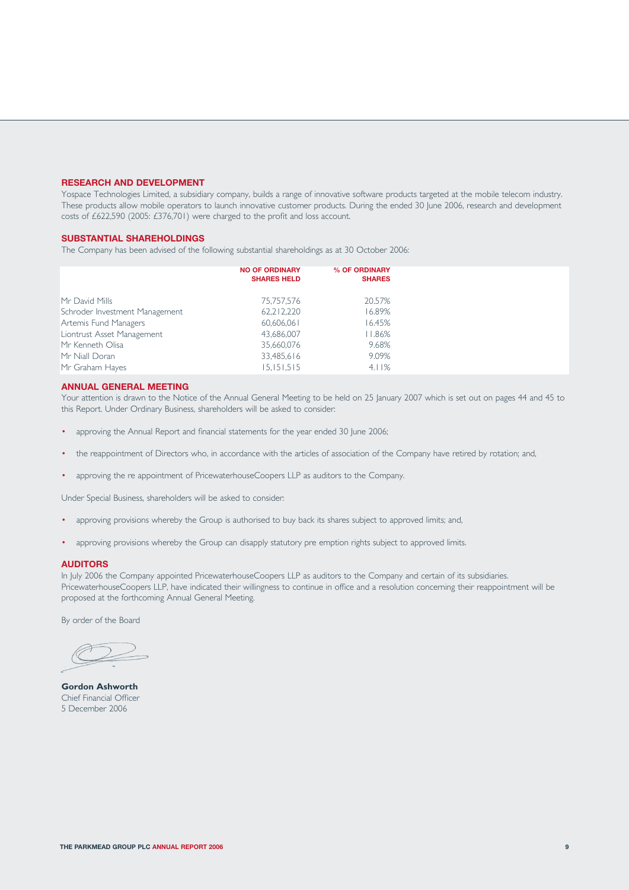## RESEARCH AND DEVELOPMENT

Yospace Technologies Limited, a subsidiary company, builds a range of innovative software products targeted at the mobile telecom industry. These products allow mobile operators to launch innovative customer products. During the ended 30 June 2006, research and development costs of £622,590 (2005: £376,701) were charged to the profit and loss account.

## SUBSTANTIAL SHAREHOLDINGS

The Company has been advised of the following substantial shareholdings as at 30 October 2006:

| | NO OF ORDINARY SHARES HELD | % OF ORDINARY SHARES |
|---|---:|---:|
| Mr David Mills | 75,757,576 | 20.57% |
| Schroder Investment Management | 62,212,220 | 16.89% |
| Artemis Fund Managers | 60,606,061 | 16.45% |
| Liontrust Asset Management | 43,686,007 | 11.86% |
| Mr Kenneth Olisa | 35,660,076 | 9.68% |
| Mr Niall Doran | 33,485,616 | 9.09% |
| Mr Graham Hayes | 15,151,515 | 4.11% |

## ANNUAL GENERAL MEETING

Your attention is drawn to the Notice of the Annual General Meeting to be held on 25 January 2007 which is set out on pages 44 and 45 to this Report. Under Ordinary Business, shareholders will be asked to consider:

- approving the Annual Report and financial statements for the year ended 30 June 2006;
- the reappointment of Directors who, in accordance with the articles of association of the Company have retired by rotation; and,
- approving the re appointment of PricewaterhouseCoopers LLP as auditors to the Company.

Under Special Business, shareholders will be asked to consider:

- approving provisions whereby the Group is authorised to buy back its shares subject to approved limits; and,
- approving provisions whereby the Group can disapply statutory pre emption rights subject to approved limits.

## AUDITORS

In July 2006 the Company appointed PricewaterhouseCoopers LLP as auditors to the Company and certain of its subsidiaries. PricewaterhouseCoopers LLP, have indicated their willingness to continue in office and a resolution concerning their reappointment will be proposed at the forthcoming Annual General Meeting.

By order of the Board

**Gordon Ashworth**
Chief Financial Officer
5 December 2006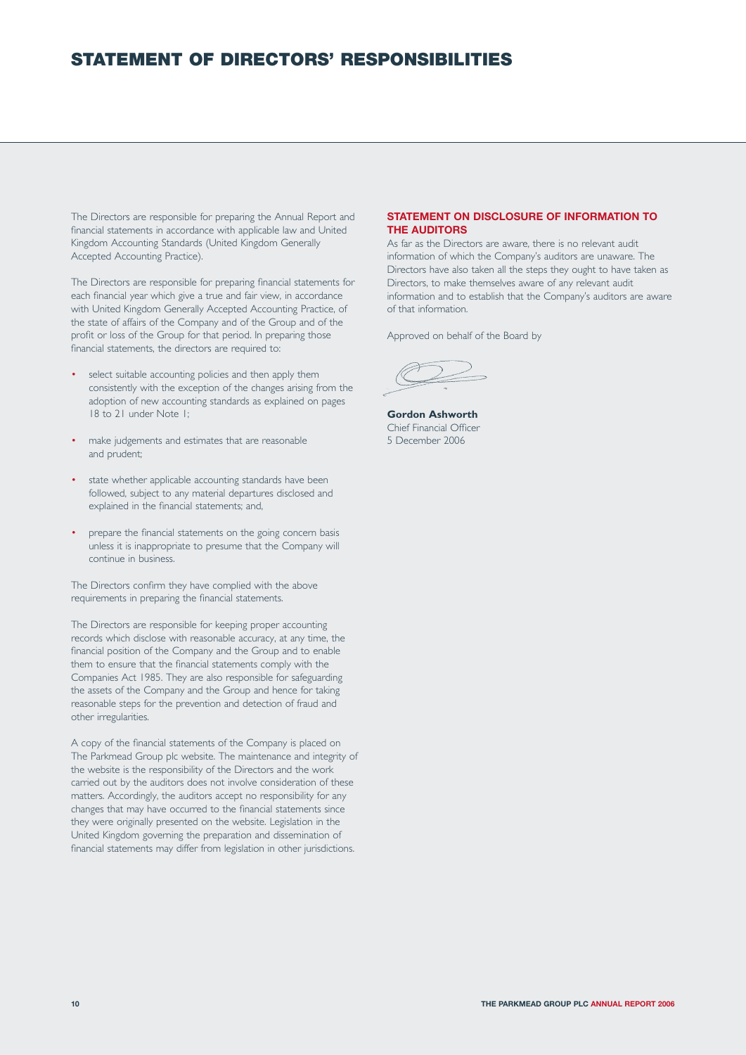# STATEMENT OF DIRECTORS' RESPONSIBILITIES

The Directors are responsible for preparing the Annual Report and financial statements in accordance with applicable law and United Kingdom Accounting Standards (United Kingdom Generally Accepted Accounting Practice).

The Directors are responsible for preparing financial statements for each financial year which give a true and fair view, in accordance with United Kingdom Generally Accepted Accounting Practice, of the state of affairs of the Company and of the Group and of the profit or loss of the Group for that period. In preparing those financial statements, the directors are required to:

- select suitable accounting policies and then apply them consistently with the exception of the changes arising from the adoption of new accounting standards as explained on pages 18 to 21 under Note 1;
- make judgements and estimates that are reasonable and prudent;
- state whether applicable accounting standards have been followed, subject to any material departures disclosed and explained in the financial statements; and,
- prepare the financial statements on the going concern basis unless it is inappropriate to presume that the Company will continue in business.

The Directors confirm they have complied with the above requirements in preparing the financial statements.

The Directors are responsible for keeping proper accounting records which disclose with reasonable accuracy, at any time, the financial position of the Company and the Group and to enable them to ensure that the financial statements comply with the Companies Act 1985. They are also responsible for safeguarding the assets of the Company and the Group and hence for taking reasonable steps for the prevention and detection of fraud and other irregularities.

A copy of the financial statements of the Company is placed on The Parkmead Group plc website. The maintenance and integrity of the website is the responsibility of the Directors and the work carried out by the auditors does not involve consideration of these matters. Accordingly, the auditors accept no responsibility for any changes that may have occurred to the financial statements since they were originally presented on the website. Legislation in the United Kingdom governing the preparation and dissemination of financial statements may differ from legislation in other jurisdictions.

## STATEMENT ON DISCLOSURE OF INFORMATION TO THE AUDITORS

As far as the Directors are aware, there is no relevant audit information of which the Company's auditors are unaware. The Directors have also taken all the steps they ought to have taken as Directors, to make themselves aware of any relevant audit information and to establish that the Company's auditors are aware of that information.

Approved on behalf of the Board by

**Gordon Ashworth**
Chief Financial Officer
5 December 2006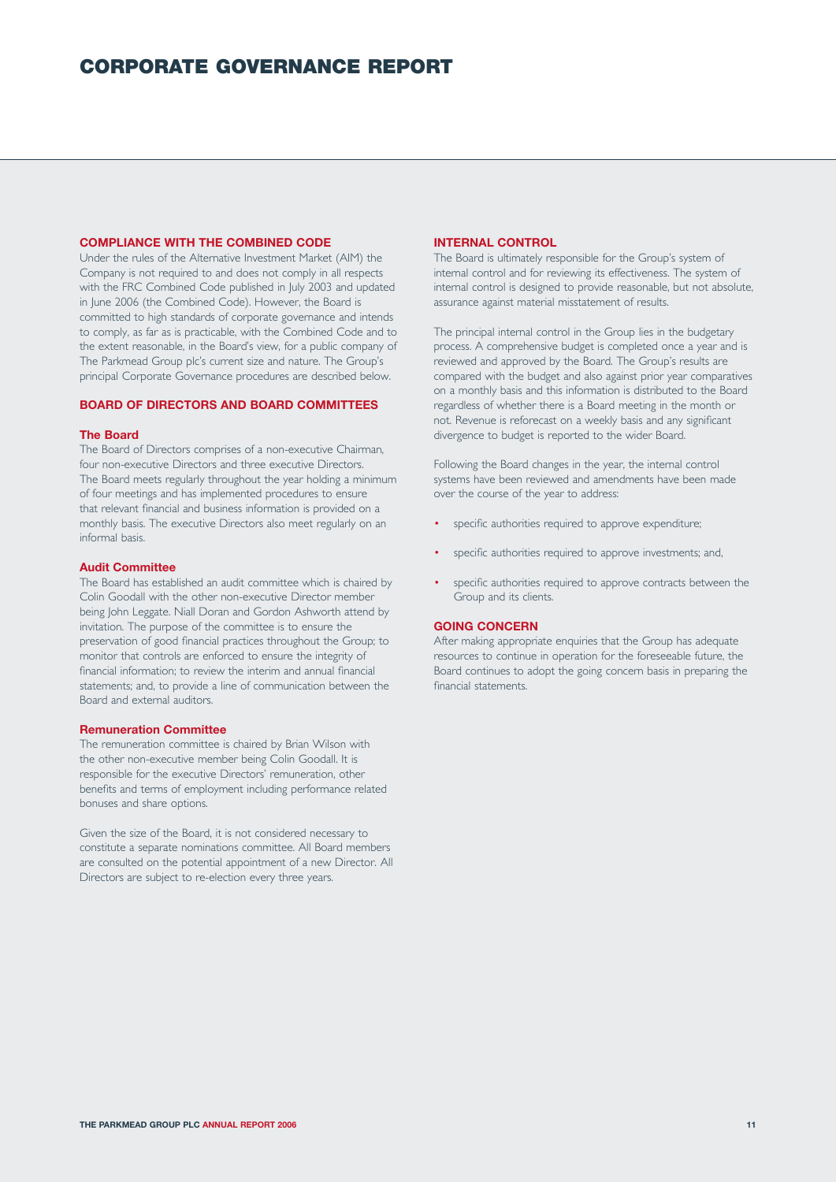# CORPORATE GOVERNANCE REPORT

## COMPLIANCE WITH THE COMBINED CODE

Under the rules of the Alternative Investment Market (AIM) the Company is not required to and does not comply in all respects with the FRC Combined Code published in July 2003 and updated in June 2006 (the Combined Code). However, the Board is committed to high standards of corporate governance and intends to comply, as far as is practicable, with the Combined Code and to the extent reasonable, in the Board's view, for a public company of The Parkmead Group plc's current size and nature. The Group's principal Corporate Governance procedures are described below.

## BOARD OF DIRECTORS AND BOARD COMMITTEES

### The Board

The Board of Directors comprises of a non-executive Chairman, four non-executive Directors and three executive Directors. The Board meets regularly throughout the year holding a minimum of four meetings and has implemented procedures to ensure that relevant financial and business information is provided on a monthly basis. The executive Directors also meet regularly on an informal basis.

### Audit Committee

The Board has established an audit committee which is chaired by Colin Goodall with the other non-executive Director member being John Leggate. Niall Doran and Gordon Ashworth attend by invitation. The purpose of the committee is to ensure the preservation of good financial practices throughout the Group; to monitor that controls are enforced to ensure the integrity of financial information; to review the interim and annual financial statements; and, to provide a line of communication between the Board and external auditors.

### Remuneration Committee

The remuneration committee is chaired by Brian Wilson with the other non-executive member being Colin Goodall. It is responsible for the executive Directors' remuneration, other benefits and terms of employment including performance related bonuses and share options.

Given the size of the Board, it is not considered necessary to constitute a separate nominations committee. All Board members are consulted on the potential appointment of a new Director. All Directors are subject to re-election every three years.

## INTERNAL CONTROL

The Board is ultimately responsible for the Group's system of internal control and for reviewing its effectiveness. The system of internal control is designed to provide reasonable, but not absolute, assurance against material misstatement of results.

The principal internal control in the Group lies in the budgetary process. A comprehensive budget is completed once a year and is reviewed and approved by the Board. The Group's results are compared with the budget and also against prior year comparatives on a monthly basis and this information is distributed to the Board regardless of whether there is a Board meeting in the month or not. Revenue is reforecast on a weekly basis and any significant divergence to budget is reported to the wider Board.

Following the Board changes in the year, the internal control systems have been reviewed and amendments have been made over the course of the year to address:

- specific authorities required to approve expenditure;
- specific authorities required to approve investments; and,
- specific authorities required to approve contracts between the Group and its clients.

## GOING CONCERN

After making appropriate enquiries that the Group has adequate resources to continue in operation for the foreseeable future, the Board continues to adopt the going concern basis in preparing the financial statements.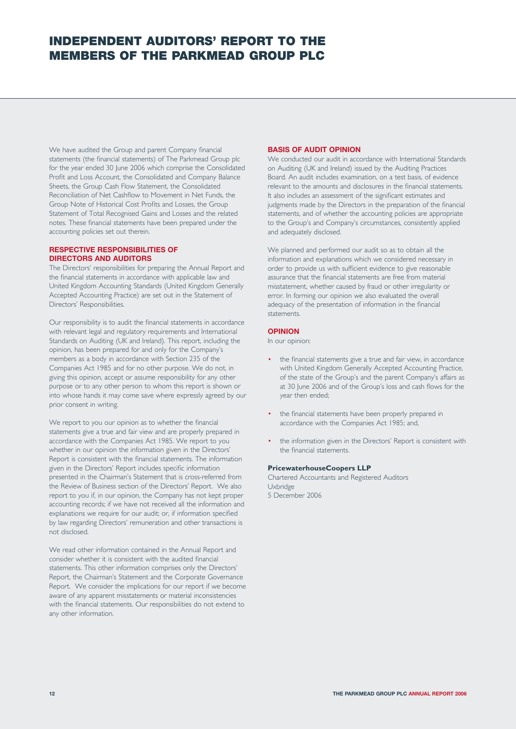# INDEPENDENT AUDITORS' REPORT TO THE MEMBERS OF THE PARKMEAD GROUP PLC

We have audited the Group and parent Company financial statements (the financial statements) of The Parkmead Group plc for the year ended 30 June 2006 which comprise the Consolidated Profit and Loss Account, the Consolidated and Company Balance Sheets, the Group Cash Flow Statement, the Consolidated Reconciliation of Net Cashflow to Movement in Net Funds, the Group Note of Historical Cost Profits and Losses, the Group Statement of Total Recognised Gains and Losses and the related notes. These financial statements have been prepared under the accounting policies set out therein.

## RESPECTIVE RESPONSIBILITIES OF DIRECTORS AND AUDITORS

The Directors' responsibilities for preparing the Annual Report and the financial statements in accordance with applicable law and United Kingdom Accounting Standards (United Kingdom Generally Accepted Accounting Practice) are set out in the Statement of Directors' Responsibilities.

Our responsibility is to audit the financial statements in accordance with relevant legal and regulatory requirements and International Standards on Auditing (UK and Ireland). This report, including the opinion, has been prepared for and only for the Company's members as a body in accordance with Section 235 of the Companies Act 1985 and for no other purpose. We do not, in giving this opinion, accept or assume responsibility for any other purpose or to any other person to whom this report is shown or into whose hands it may come save where expressly agreed by our prior consent in writing.

We report to you our opinion as to whether the financial statements give a true and fair view and are properly prepared in accordance with the Companies Act 1985. We report to you whether in our opinion the information given in the Directors' Report is consistent with the financial statements. The information given in the Directors' Report includes specific information presented in the Chairman's Statement that is cross-referred from the Review of Business section of the Directors' Report. We also report to you if, in our opinion, the Company has not kept proper accounting records; if we have not received all the information and explanations we require for our audit; or, if information specified by law regarding Directors' remuneration and other transactions is not disclosed.

We read other information contained in the Annual Report and consider whether it is consistent with the audited financial statements. This other information comprises only the Directors' Report, the Chairman's Statement and the Corporate Governance Report. We consider the implications for our report if we become aware of any apparent misstatements or material inconsistencies with the financial statements. Our responsibilities do not extend to any other information.

## BASIS OF AUDIT OPINION

We conducted our audit in accordance with International Standards on Auditing (UK and Ireland) issued by the Auditing Practices Board. An audit includes examination, on a test basis, of evidence relevant to the amounts and disclosures in the financial statements. It also includes an assessment of the significant estimates and judgments made by the Directors in the preparation of the financial statements, and of whether the accounting policies are appropriate to the Group's and Company's circumstances, consistently applied and adequately disclosed.

We planned and performed our audit so as to obtain all the information and explanations which we considered necessary in order to provide us with sufficient evidence to give reasonable assurance that the financial statements are free from material misstatement, whether caused by fraud or other irregularity or error. In forming our opinion we also evaluated the overall adequacy of the presentation of information in the financial statements.

## OPINION

In our opinion:

- the financial statements give a true and fair view, in accordance with United Kingdom Generally Accepted Accounting Practice, of the state of the Group's and the parent Company's affairs as at 30 June 2006 and of the Group's loss and cash flows for the year then ended;
- the financial statements have been properly prepared in accordance with the Companies Act 1985; and,
- the information given in the Directors' Report is consistent with the financial statements.

**PricewaterhouseCoopers LLP**
Chartered Accountants and Registered Auditors
Uxbridge
5 December 2006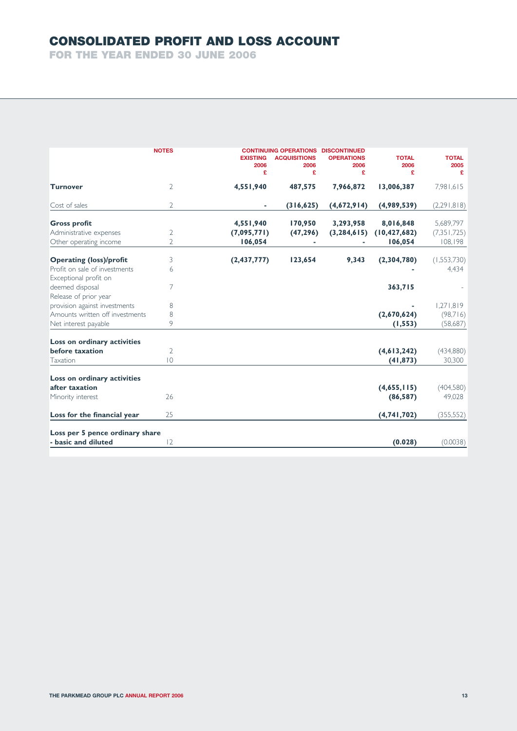# CONSOLIDATED PROFIT AND LOSS ACCOUNT

## FOR THE YEAR ENDED 30 JUNE 2006

| | NOTES | CONTINUING OPERATIONS EXISTING 2006 £ | CONTINUING OPERATIONS ACQUISITIONS 2006 £ | DISCONTINUED OPERATIONS 2006 £ | TOTAL 2006 £ | TOTAL 2005 £ |
|---|---|---|---|---|---|---|
| **Turnover** | 2 | **4,551,940** | **487,575** | **7,966,872** | **13,006,387** | 7,981,615 |
| Cost of sales | 2 | **-** | **(316,625)** | **(4,672,914)** | **(4,989,539)** | (2,291,818) |
| **Gross profit** | | **4,551,940** | **170,950** | **3,293,958** | **8,016,848** | 5,689,797 |
| Administrative expenses | 2 | **(7,095,771)** | **(47,296)** | **(3,284,615)** | **(10,427,682)** | (7,351,725) |
| Other operating income | 2 | **106,054** | **-** | **-** | **106,054** | 108,198 |
| **Operating (loss)/profit** | 3 | **(2,437,777)** | **123,654** | **9,343** | **(2,304,780)** | (1,553,730) |
| Profit on sale of investments | 6 | | | | **-** | 4,434 |
| Exceptional profit on deemed disposal | 7 | | | | **363,715** | - |
| Release of prior year provision against investments | 8 | | | | **-** | 1,271,819 |
| Amounts written off investments | 8 | | | | **(2,670,624)** | (98,716) |
| Net interest payable | 9 | | | | **(1,553)** | (58,687) |
| **Loss on ordinary activities before taxation** | 2 | | | | **(4,613,242)** | (434,880) |
| Taxation | 10 | | | | **(41,873)** | 30,300 |
| **Loss on ordinary activities after taxation** | | | | | **(4,655,115)** | (404,580) |
| Minority interest | 26 | | | | **(86,587)** | 49,028 |
| **Loss for the financial year** | 25 | | | | **(4,741,702)** | (355,552) |
| **Loss per 5 pence ordinary share - basic and diluted** | 12 | | | | **(0.028)** | (0.0038) |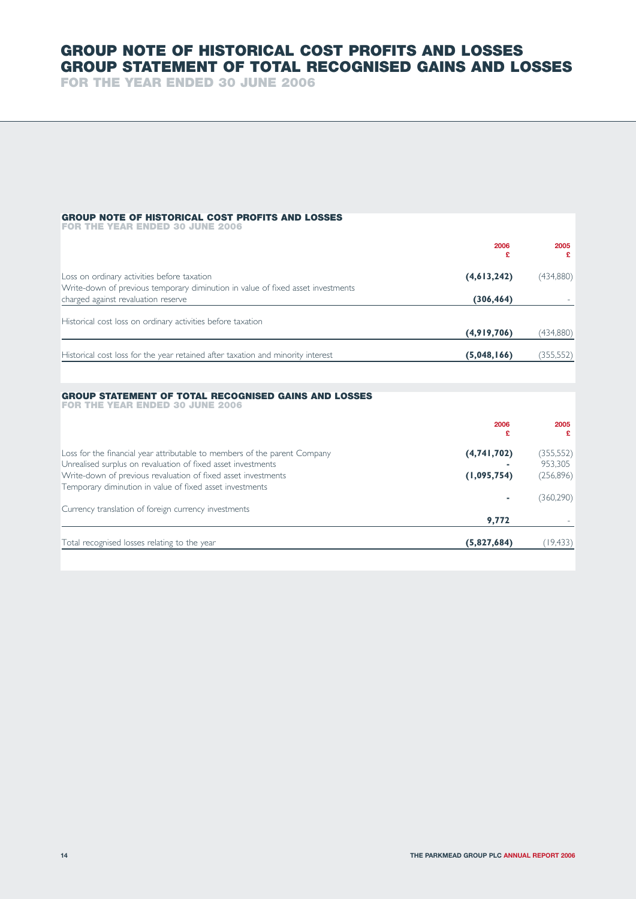# GROUP NOTE OF HISTORICAL COST PROFITS AND LOSSES
# GROUP STATEMENT OF TOTAL RECOGNISED GAINS AND LOSSES
## FOR THE YEAR ENDED 30 JUNE 2006

### GROUP NOTE OF HISTORICAL COST PROFITS AND LOSSES
**FOR THE YEAR ENDED 30 JUNE 2006**

| | 2006 £ | 2005 £ |
|---|---|---|
| Loss on ordinary activities before taxation | **(4,613,242)** | (434,880) |
| Write-down of previous temporary diminution in value of fixed asset investments charged against revaluation reserve | **(306,464)** | - |
| Historical cost loss on ordinary activities before taxation | **(4,919,706)** | (434,880) |
| Historical cost loss for the year retained after taxation and minority interest | **(5,048,166)** | (355,552) |

### GROUP STATEMENT OF TOTAL RECOGNISED GAINS AND LOSSES
**FOR THE YEAR ENDED 30 JUNE 2006**

| | 2006 £ | 2005 £ |
|---|---|---|
| Loss for the financial year attributable to members of the parent Company | **(4,741,702)** | (355,552) |
| Unrealised surplus on revaluation of fixed asset investments | **-** | 953,305 |
| Write-down of previous revaluation of fixed asset investments | **(1,095,754)** | (256,896) |
| Temporary diminution in value of fixed asset investments | **-** | (360,290) |
| Currency translation of foreign currency investments | **9,772** | - |
| Total recognised losses relating to the year | **(5,827,684)** | (19,433) |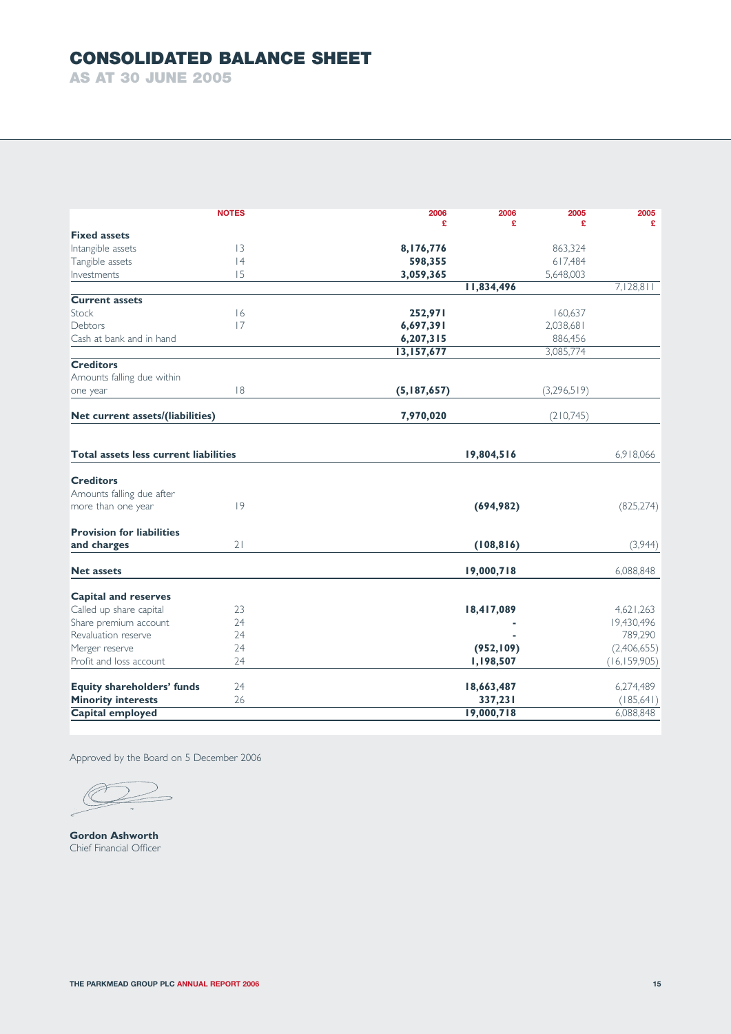# CONSOLIDATED BALANCE SHEET

## AS AT 30 JUNE 2005

| | NOTES | 2006 £ | 2006 £ | 2005 £ | 2005 £ |
|---|---|---|---|---|---|
| **Fixed assets** | | | | | |
| Intangible assets | 13 | **8,176,776** | | 863,324 | |
| Tangible assets | 14 | **598,355** | | 617,484 | |
| Investments | 15 | **3,059,365** | | 5,648,003 | |
| | | | **11,834,496** | | 7,128,811 |
| **Current assets** | | | | | |
| Stock | 16 | **252,971** | | 160,637 | |
| Debtors | 17 | **6,697,391** | | 2,038,681 | |
| Cash at bank and in hand | | **6,207,315** | | 886,456 | |
| | | **13,157,677** | | 3,085,774 | |
| **Creditors** | | | | | |
| Amounts falling due within one year | 18 | **(5,187,657)** | | (3,296,519) | |
| **Net current assets/(liabilities)** | | **7,970,020** | | (210,745) | |
| **Total assets less current liabilities** | | | **19,804,516** | | 6,918,066 |
| **Creditors** | | | | | |
| Amounts falling due after more than one year | 19 | | **(694,982)** | | (825,274) |
| **Provision for liabilities and charges** | 21 | | **(108,816)** | | (3,944) |
| **Net assets** | | | **19,000,718** | | 6,088,848 |
| **Capital and reserves** | | | | | |
| Called up share capital | 23 | | **18,417,089** | | 4,621,263 |
| Share premium account | 24 | | **-** | | 19,430,496 |
| Revaluation reserve | 24 | | **-** | | 789,290 |
| Merger reserve | 24 | | **(952,109)** | | (2,406,655) |
| Profit and loss account | 24 | | **1,198,507** | | (16,159,905) |
| **Equity shareholders' funds** | 24 | | **18,663,487** | | 6,274,489 |
| **Minority interests** | 26 | | **337,231** | | (185,641) |
| **Capital employed** | | | **19,000,718** | | 6,088,848 |

Approved by the Board on 5 December 2006

**Gordon Ashworth**
Chief Financial Officer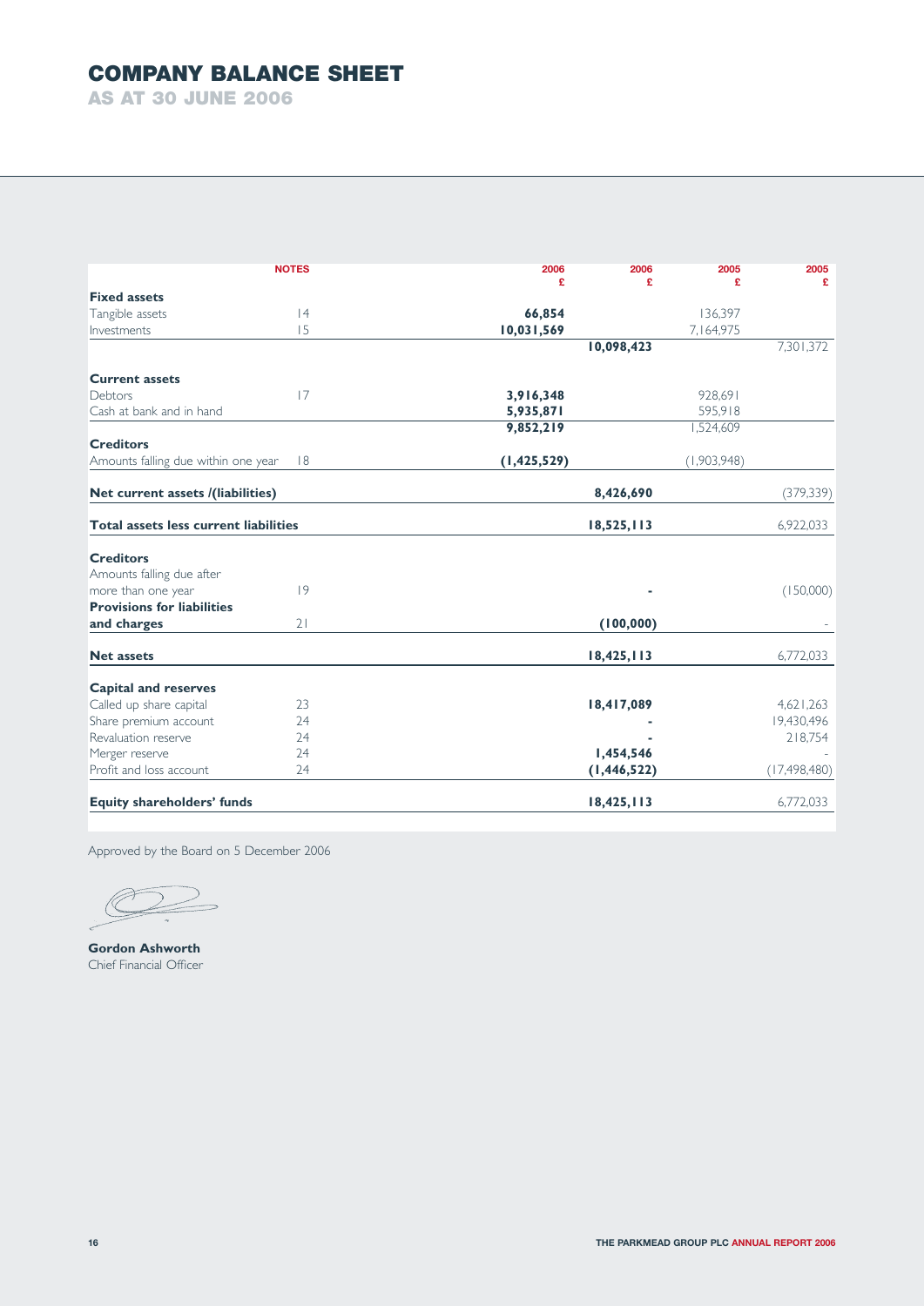# COMPANY BALANCE SHEET

## AS AT 30 JUNE 2006

| | NOTES | 2006 £ | 2006 £ | 2005 £ | 2005 £ |
|---|---|---|---|---|---|
| **Fixed assets** | | | | | |
| Tangible assets | 14 | **66,854** | | 136,397 | |
| Investments | 15 | **10,031,569** | | 7,164,975 | |
| | | | **10,098,423** | | 7,301,372 |
| **Current assets** | | | | | |
| Debtors | 17 | **3,916,348** | | 928,691 | |
| Cash at bank and in hand | | **5,935,871** | | 595,918 | |
| | | **9,852,219** | | 1,524,609 | |
| **Creditors** | | | | | |
| Amounts falling due within one year | 18 | **(1,425,529)** | | (1,903,948) | |
| **Net current assets /(liabilities)** | | | **8,426,690** | | (379,339) |
| **Total assets less current liabilities** | | | **18,525,113** | | 6,922,033 |
| **Creditors** | | | | | |
| Amounts falling due after more than one year | 19 | | **-** | | (150,000) |
| **Provisions for liabilities and charges** | 21 | | **(100,000)** | | - |
| **Net assets** | | | **18,425,113** | | 6,772,033 |
| **Capital and reserves** | | | | | |
| Called up share capital | 23 | | **18,417,089** | | 4,621,263 |
| Share premium account | 24 | | **-** | | 19,430,496 |
| Revaluation reserve | 24 | | **-** | | 218,754 |
| Merger reserve | 24 | | **1,454,546** | | - |
| Profit and loss account | 24 | | **(1,446,522)** | | (17,498,480) |
| **Equity shareholders' funds** | | | **18,425,113** | | 6,772,033 |

Approved by the Board on 5 December 2006

**Gordon Ashworth**
Chief Financial Officer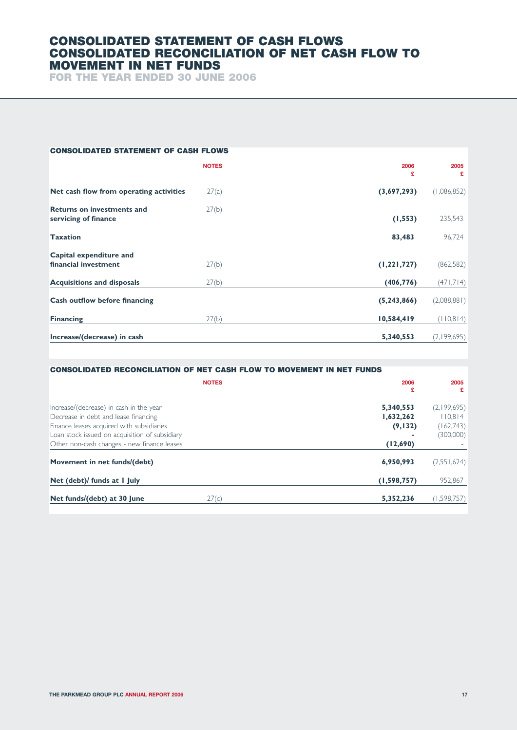# CONSOLIDATED STATEMENT OF CASH FLOWS
# CONSOLIDATED RECONCILIATION OF NET CASH FLOW TO MOVEMENT IN NET FUNDS

## FOR THE YEAR ENDED 30 JUNE 2006

### CONSOLIDATED STATEMENT OF CASH FLOWS

| | NOTES | 2006 £ | 2005 £ |
|---|---|---|---|
| **Net cash flow from operating activities** | 27(a) | **(3,697,293)** | (1,086,852) |
| **Returns on investments and servicing of finance** | 27(b) | **(1,553)** | 235,543 |
| **Taxation** | | **83,483** | 96,724 |
| **Capital expenditure and financial investment** | 27(b) | **(1,221,727)** | (862,582) |
| **Acquisitions and disposals** | 27(b) | **(406,776)** | (471,714) |
| **Cash outflow before financing** | | **(5,243,866)** | (2,088,881) |
| **Financing** | 27(b) | **10,584,419** | (110,814) |
| **Increase/(decrease) in cash** | | **5,340,553** | (2,199,695) |

### CONSOLIDATED RECONCILIATION OF NET CASH FLOW TO MOVEMENT IN NET FUNDS

| | NOTES | 2006 £ | 2005 £ |
|---|---|---|---|
| Increase/(decrease) in cash in the year | | **5,340,553** | (2,199,695) |
| Decrease in debt and lease financing | | **1,632,262** | 110,814 |
| Finance leases acquired with subsidiaries | | **(9,132)** | (162,743) |
| Loan stock issued on acquisition of subsidiary | | **-** | (300,000) |
| Other non-cash changes - new finance leases | | **(12,690)** | - |
| **Movement in net funds/(debt)** | | **6,950,993** | (2,551,624) |
| **Net (debt)/ funds at 1 July** | | **(1,598,757)** | 952,867 |
| **Net funds/(debt) at 30 June** | 27(c) | **5,352,236** | (1,598,757) |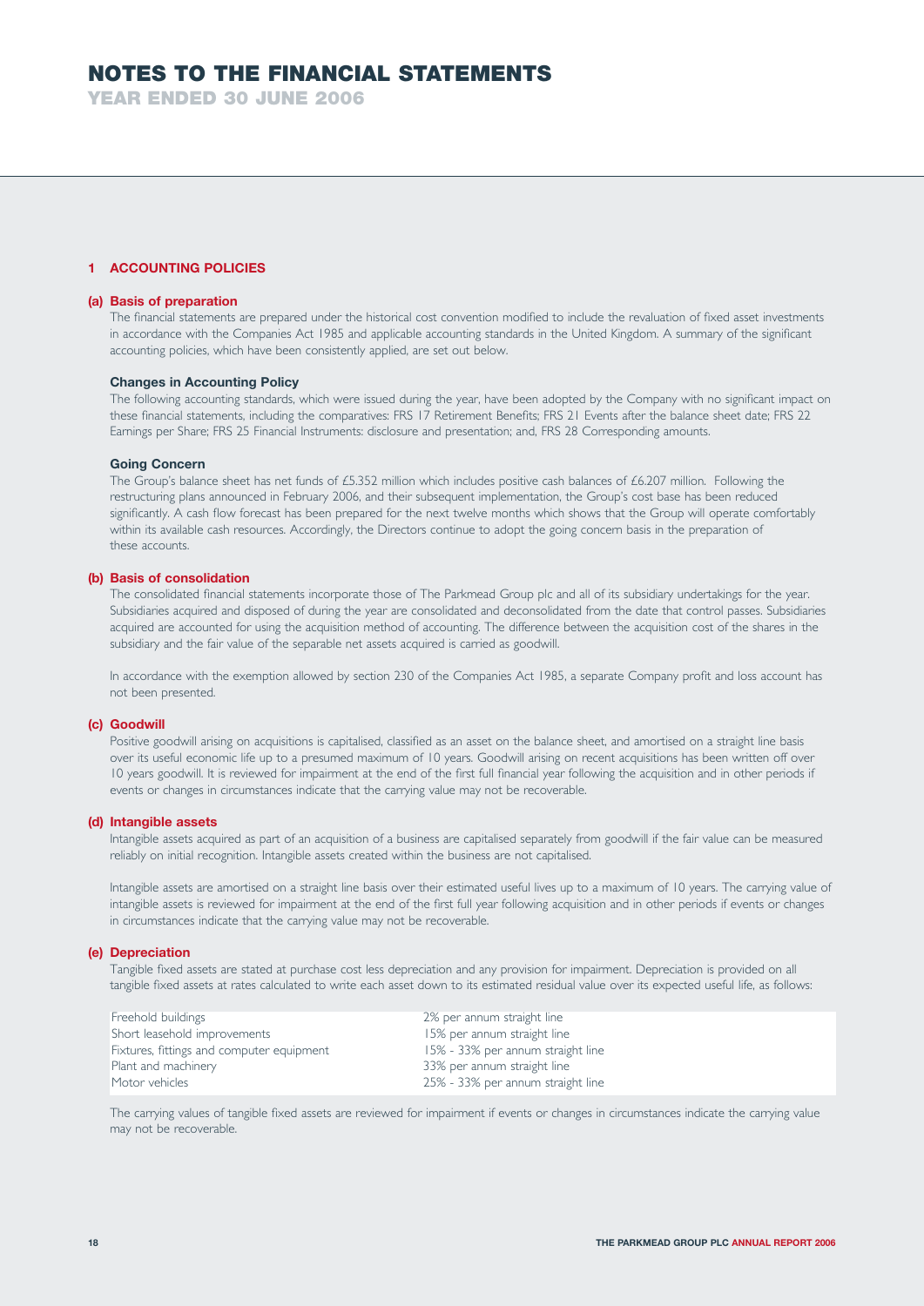# NOTES TO THE FINANCIAL STATEMENTS

## YEAR ENDED 30 JUNE 2006

### 1 ACCOUNTING POLICIES

#### (a) Basis of preparation

The financial statements are prepared under the historical cost convention modified to include the revaluation of fixed asset investments in accordance with the Companies Act 1985 and applicable accounting standards in the United Kingdom. A summary of the significant accounting policies, which have been consistently applied, are set out below.

**Changes in Accounting Policy**

The following accounting standards, which were issued during the year, have been adopted by the Company with no significant impact on these financial statements, including the comparatives: FRS 17 Retirement Benefits; FRS 21 Events after the balance sheet date; FRS 22 Earnings per Share; FRS 25 Financial Instruments: disclosure and presentation; and, FRS 28 Corresponding amounts.

**Going Concern**

The Group's balance sheet has net funds of £5.352 million which includes positive cash balances of £6.207 million. Following the restructuring plans announced in February 2006, and their subsequent implementation, the Group's cost base has been reduced significantly. A cash flow forecast has been prepared for the next twelve months which shows that the Group will operate comfortably within its available cash resources. Accordingly, the Directors continue to adopt the going concern basis in the preparation of these accounts.

#### (b) Basis of consolidation

The consolidated financial statements incorporate those of The Parkmead Group plc and all of its subsidiary undertakings for the year. Subsidiaries acquired and disposed of during the year are consolidated and deconsolidated from the date that control passes. Subsidiaries acquired are accounted for using the acquisition method of accounting. The difference between the acquisition cost of the shares in the subsidiary and the fair value of the separable net assets acquired is carried as goodwill.

In accordance with the exemption allowed by section 230 of the Companies Act 1985, a separate Company profit and loss account has not been presented.

#### (c) Goodwill

Positive goodwill arising on acquisitions is capitalised, classified as an asset on the balance sheet, and amortised on a straight line basis over its useful economic life up to a presumed maximum of 10 years. Goodwill arising on recent acquisitions has been written off over 10 years goodwill. It is reviewed for impairment at the end of the first full financial year following the acquisition and in other periods if events or changes in circumstances indicate that the carrying value may not be recoverable.

#### (d) Intangible assets

Intangible assets acquired as part of an acquisition of a business are capitalised separately from goodwill if the fair value can be measured reliably on initial recognition. Intangible assets created within the business are not capitalised.

Intangible assets are amortised on a straight line basis over their estimated useful lives up to a maximum of 10 years. The carrying value of intangible assets is reviewed for impairment at the end of the first full year following acquisition and in other periods if events or changes in circumstances indicate that the carrying value may not be recoverable.

#### (e) Depreciation

Tangible fixed assets are stated at purchase cost less depreciation and any provision for impairment. Depreciation is provided on all tangible fixed assets at rates calculated to write each asset down to its estimated residual value over its expected useful life, as follows:

| | |
|---|---|
| Freehold buildings | 2% per annum straight line |
| Short leasehold improvements | 15% per annum straight line |
| Fixtures, fittings and computer equipment | 15% - 33% per annum straight line |
| Plant and machinery | 33% per annum straight line |
| Motor vehicles | 25% - 33% per annum straight line |

The carrying values of tangible fixed assets are reviewed for impairment if events or changes in circumstances indicate the carrying value may not be recoverable.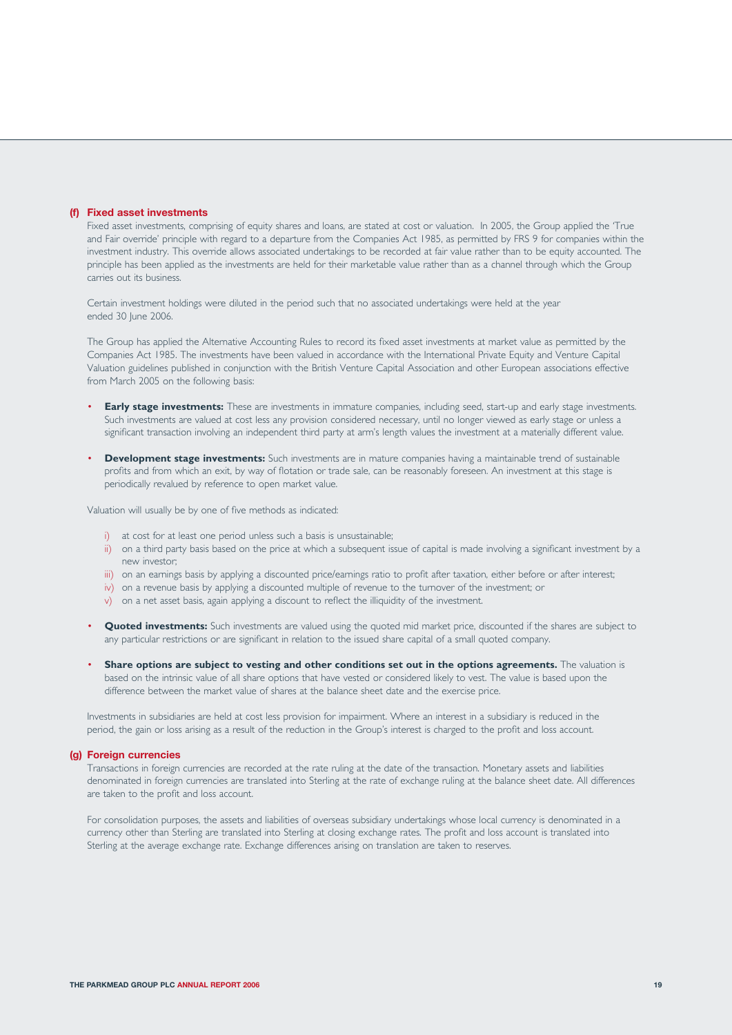### (f) Fixed asset investments

Fixed asset investments, comprising of equity shares and loans, are stated at cost or valuation. In 2005, the Group applied the 'True and Fair override' principle with regard to a departure from the Companies Act 1985, as permitted by FRS 9 for companies within the investment industry. This override allows associated undertakings to be recorded at fair value rather than to be equity accounted. The principle has been applied as the investments are held for their marketable value rather than as a channel through which the Group carries out its business.

Certain investment holdings were diluted in the period such that no associated undertakings were held at the year ended 30 June 2006.

The Group has applied the Alternative Accounting Rules to record its fixed asset investments at market value as permitted by the Companies Act 1985. The investments have been valued in accordance with the International Private Equity and Venture Capital Valuation guidelines published in conjunction with the British Venture Capital Association and other European associations effective from March 2005 on the following basis:

- **Early stage investments:** These are investments in immature companies, including seed, start-up and early stage investments. Such investments are valued at cost less any provision considered necessary, until no longer viewed as early stage or unless a significant transaction involving an independent third party at arm's length values the investment at a materially different value.

- **Development stage investments:** Such investments are in mature companies having a maintainable trend of sustainable profits and from which an exit, by way of flotation or trade sale, can be reasonably foreseen. An investment at this stage is periodically revalued by reference to open market value.

Valuation will usually be by one of five methods as indicated:

i) at cost for at least one period unless such a basis is unsustainable;
ii) on a third party basis based on the price at which a subsequent issue of capital is made involving a significant investment by a new investor;
iii) on an earnings basis by applying a discounted price/earnings ratio to profit after taxation, either before or after interest;
iv) on a revenue basis by applying a discounted multiple of revenue to the turnover of the investment; or
v) on a net asset basis, again applying a discount to reflect the illiquidity of the investment.

- **Quoted investments:** Such investments are valued using the quoted mid market price, discounted if the shares are subject to any particular restrictions or are significant in relation to the issued share capital of a small quoted company.

- **Share options are subject to vesting and other conditions set out in the options agreements.** The valuation is based on the intrinsic value of all share options that have vested or considered likely to vest. The value is based upon the difference between the market value of shares at the balance sheet date and the exercise price.

Investments in subsidiaries are held at cost less provision for impairment. Where an interest in a subsidiary is reduced in the period, the gain or loss arising as a result of the reduction in the Group's interest is charged to the profit and loss account.

### (g) Foreign currencies

Transactions in foreign currencies are recorded at the rate ruling at the date of the transaction. Monetary assets and liabilities denominated in foreign currencies are translated into Sterling at the rate of exchange ruling at the balance sheet date. All differences are taken to the profit and loss account.

For consolidation purposes, the assets and liabilities of overseas subsidiary undertakings whose local currency is denominated in a currency other than Sterling are translated into Sterling at closing exchange rates. The profit and loss account is translated into Sterling at the average exchange rate. Exchange differences arising on translation are taken to reserves.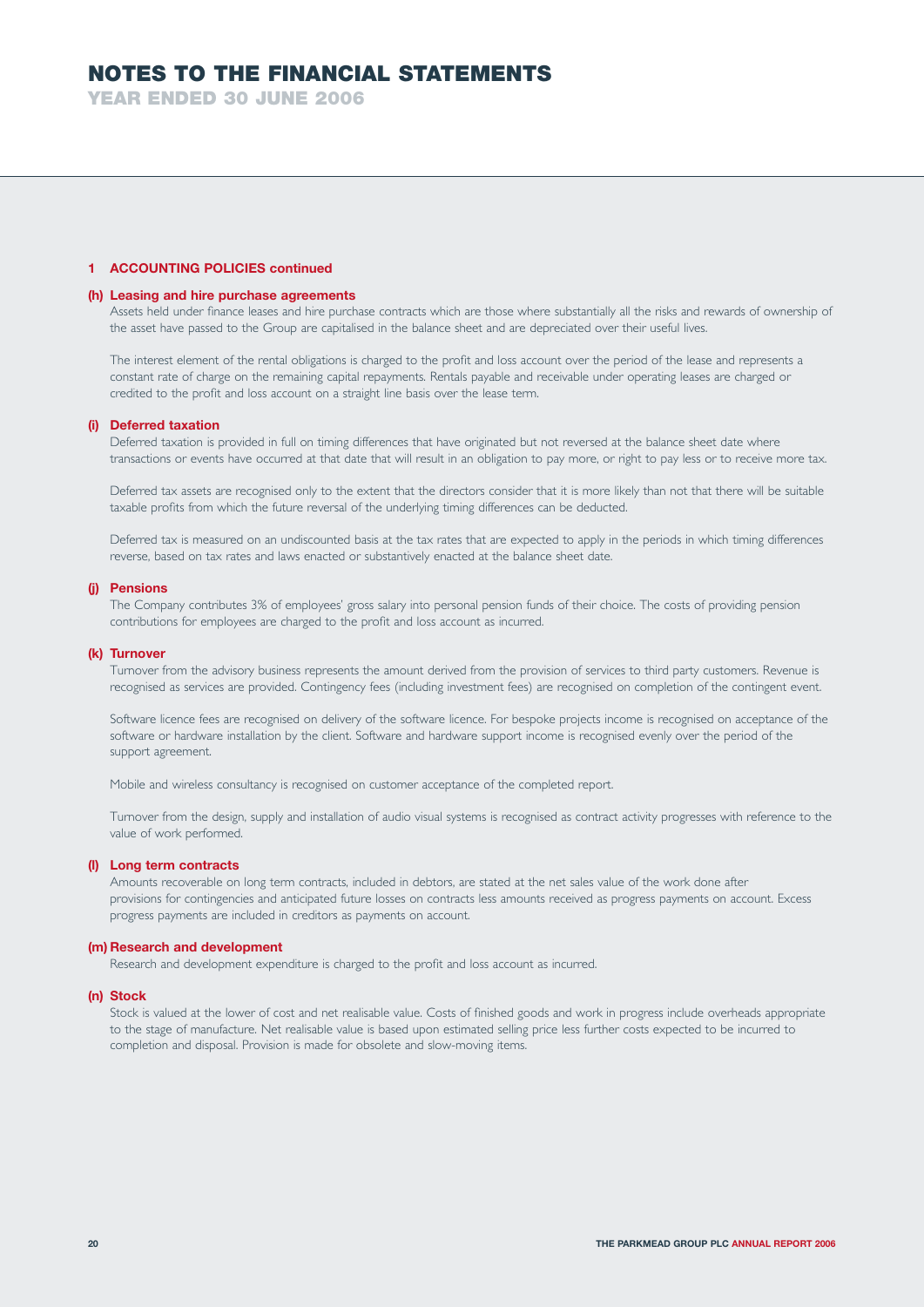# NOTES TO THE FINANCIAL STATEMENTS

YEAR ENDED 30 JUNE 2006

## 1 ACCOUNTING POLICIES continued

### (h) Leasing and hire purchase agreements

Assets held under finance leases and hire purchase contracts which are those where substantially all the risks and rewards of ownership of the asset have passed to the Group are capitalised in the balance sheet and are depreciated over their useful lives.

The interest element of the rental obligations is charged to the profit and loss account over the period of the lease and represents a constant rate of charge on the remaining capital repayments. Rentals payable and receivable under operating leases are charged or credited to the profit and loss account on a straight line basis over the lease term.

### (i) Deferred taxation

Deferred taxation is provided in full on timing differences that have originated but not reversed at the balance sheet date where transactions or events have occurred at that date that will result in an obligation to pay more, or right to pay less or to receive more tax.

Deferred tax assets are recognised only to the extent that the directors consider that it is more likely than not that there will be suitable taxable profits from which the future reversal of the underlying timing differences can be deducted.

Deferred tax is measured on an undiscounted basis at the tax rates that are expected to apply in the periods in which timing differences reverse, based on tax rates and laws enacted or substantively enacted at the balance sheet date.

### (j) Pensions

The Company contributes 3% of employees' gross salary into personal pension funds of their choice. The costs of providing pension contributions for employees are charged to the profit and loss account as incurred.

### (k) Turnover

Turnover from the advisory business represents the amount derived from the provision of services to third party customers. Revenue is recognised as services are provided. Contingency fees (including investment fees) are recognised on completion of the contingent event.

Software licence fees are recognised on delivery of the software licence. For bespoke projects income is recognised on acceptance of the software or hardware installation by the client. Software and hardware support income is recognised evenly over the period of the support agreement.

Mobile and wireless consultancy is recognised on customer acceptance of the completed report.

Turnover from the design, supply and installation of audio visual systems is recognised as contract activity progresses with reference to the value of work performed.

### (l) Long term contracts

Amounts recoverable on long term contracts, included in debtors, are stated at the net sales value of the work done after provisions for contingencies and anticipated future losses on contracts less amounts received as progress payments on account. Excess progress payments are included in creditors as payments on account.

### (m) Research and development

Research and development expenditure is charged to the profit and loss account as incurred.

### (n) Stock

Stock is valued at the lower of cost and net realisable value. Costs of finished goods and work in progress include overheads appropriate to the stage of manufacture. Net realisable value is based upon estimated selling price less further costs expected to be incurred to completion and disposal. Provision is made for obsolete and slow-moving items.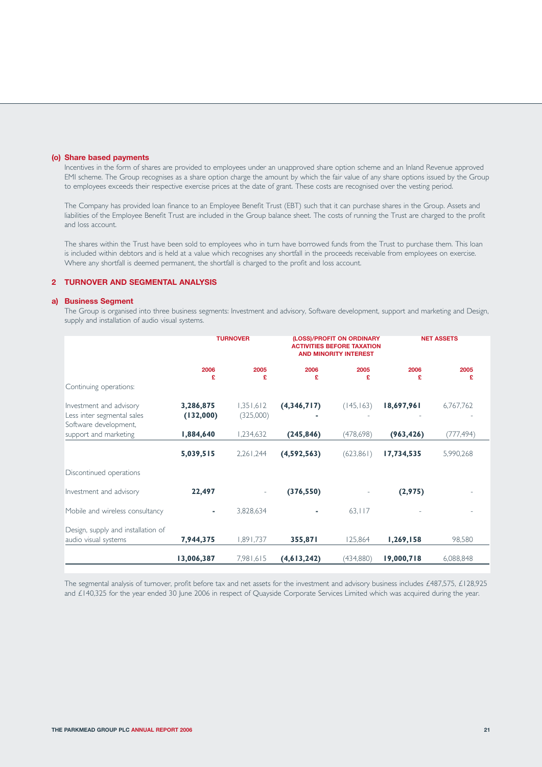### (o) Share based payments

Incentives in the form of shares are provided to employees under an unapproved share option scheme and an Inland Revenue approved EMI scheme. The Group recognises as a share option charge the amount by which the fair value of any share options issued by the Group to employees exceeds their respective exercise prices at the date of grant. These costs are recognised over the vesting period.

The Company has provided loan finance to an Employee Benefit Trust (EBT) such that it can purchase shares in the Group. Assets and liabilities of the Employee Benefit Trust are included in the Group balance sheet. The costs of running the Trust are charged to the profit and loss account.

The shares within the Trust have been sold to employees who in turn have borrowed funds from the Trust to purchase them. This loan is included within debtors and is held at a value which recognises any shortfall in the proceeds receivable from employees on exercise. Where any shortfall is deemed permanent, the shortfall is charged to the profit and loss account.

## 2 TURNOVER AND SEGMENTAL ANALYSIS

### a) Business Segment

The Group is organised into three business segments: Investment and advisory, Software development, support and marketing and Design, supply and installation of audio visual systems.

| | TURNOVER | | (LOSS)/PROFIT ON ORDINARY ACTIVITIES BEFORE TAXATION AND MINORITY INTEREST | | NET ASSETS | |
|---|---|---|---|---|---|---|
| | 2006 £ | 2005 £ | 2006 £ | 2005 £ | 2006 £ | 2005 £ |
| Continuing operations: | | | | | | |
| Investment and advisory | **3,286,875** | 1,351,612 | **(4,346,717)** | (145,163) | **18,697,961** | 6,767,762 |
| Less inter segmental sales | **(132,000)** | (325,000) | **-** | - | - | - |
| Software development, support and marketing | **1,884,640** | 1,234,632 | **(245,846)** | (478,698) | **(963,426)** | (777,494) |
| | **5,039,515** | 2,261,244 | **(4,592,563)** | (623,861) | **17,734,535** | 5,990,268 |
| Discontinued operations | | | | | | |
| Investment and advisory | **22,497** | - | **(376,550)** | - | **(2,975)** | - |
| Mobile and wireless consultancy | **-** | 3,828,634 | **-** | 63,117 | - | - |
| Design, supply and installation of audio visual systems | **7,944,375** | 1,891,737 | **355,871** | 125,864 | **1,269,158** | 98,580 |
| | **13,006,387** | 7,981,615 | **(4,613,242)** | (434,880) | **19,000,718** | 6,088,848 |

The segmental analysis of turnover, profit before tax and net assets for the investment and advisory business includes £487,575, £128,925 and £140,325 for the year ended 30 June 2006 in respect of Quayside Corporate Services Limited which was acquired during the year.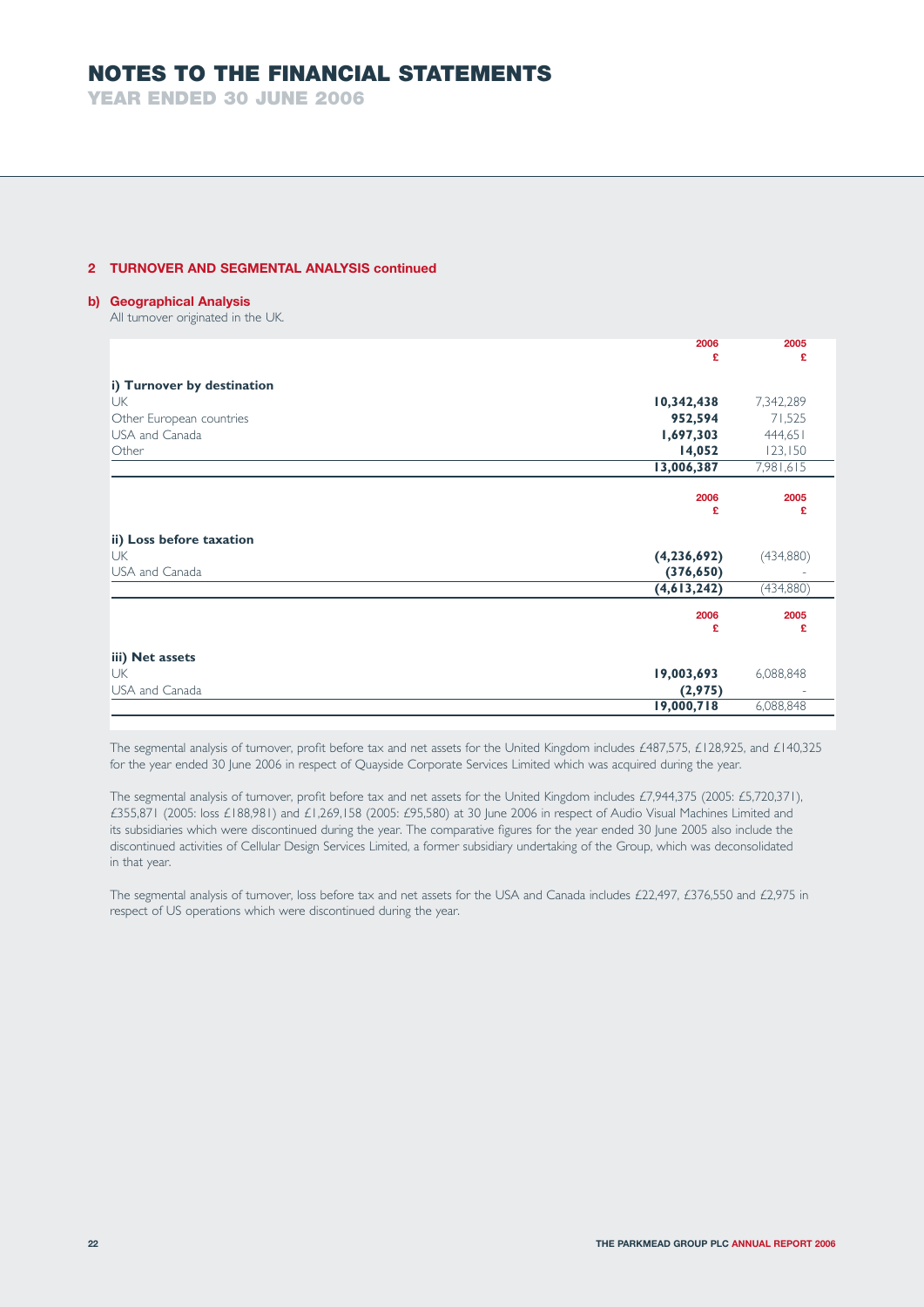## NOTES TO THE FINANCIAL STATEMENTS

### YEAR ENDED 30 JUNE 2006

### 2 TURNOVER AND SEGMENTAL ANALYSIS continued

#### b) Geographical Analysis

All turnover originated in the UK.

| | 2006<br>£ | 2005<br>£ |
|---|---|---|
| **i) Turnover by destination** | | |
| UK | **10,342,438** | 7,342,289 |
| Other European countries | **952,594** | 71,525 |
| USA and Canada | **1,697,303** | 444,651 |
| Other | **14,052** | 123,150 |
| | **13,006,387** | 7,981,615 |

| | 2006<br>£ | 2005<br>£ |
|---|---|---|
| **ii) Loss before taxation** | | |
| UK | **(4,236,692)** | (434,880) |
| USA and Canada | **(376,650)** | - |
| | **(4,613,242)** | (434,880) |

| | 2006<br>£ | 2005<br>£ |
|---|---|---|
| **iii) Net assets** | | |
| UK | **19,003,693** | 6,088,848 |
| USA and Canada | **(2,975)** | - |
| | **19,000,718** | 6,088,848 |

The segmental analysis of turnover, profit before tax and net assets for the United Kingdom includes £487,575, £128,925, and £140,325 for the year ended 30 June 2006 in respect of Quayside Corporate Services Limited which was acquired during the year.

The segmental analysis of turnover, profit before tax and net assets for the United Kingdom includes £7,944,375 (2005: £5,720,371), £355,871 (2005: loss £188,981) and £1,269,158 (2005: £95,580) at 30 June 2006 in respect of Audio Visual Machines Limited and its subsidiaries which were discontinued during the year. The comparative figures for the year ended 30 June 2005 also include the discontinued activities of Cellular Design Services Limited, a former subsidiary undertaking of the Group, which was deconsolidated in that year.

The segmental analysis of turnover, loss before tax and net assets for the USA and Canada includes £22,497, £376,550 and £2,975 in respect of US operations which were discontinued during the year.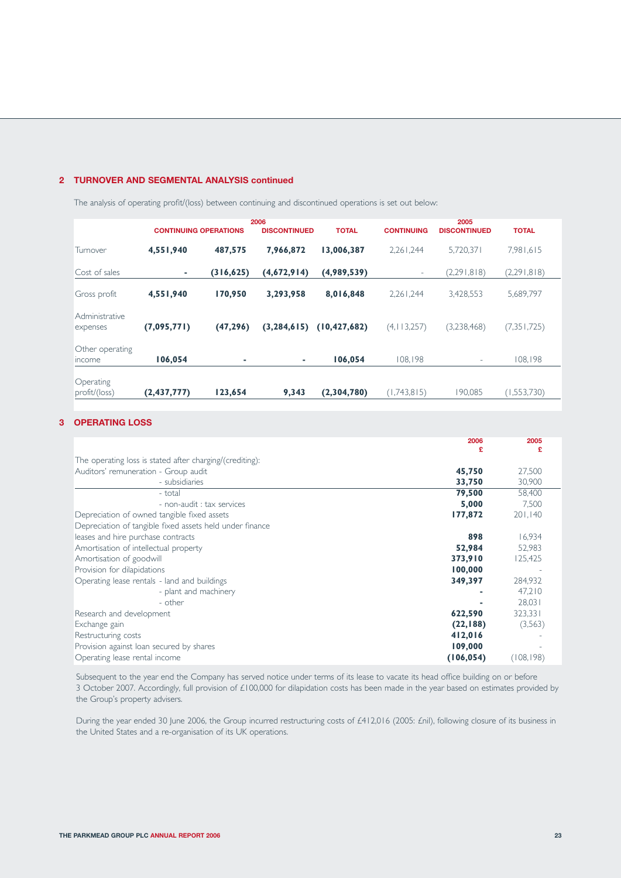## 2 TURNOVER AND SEGMENTAL ANALYSIS continued

The analysis of operating profit/(loss) between continuing and discontinued operations is set out below:

| | 2006 | | | | 2005 | | |
|---|---|---|---|---|---|---|---|
| | **CONTINUING OPERATIONS** | | **DISCONTINUED** | **TOTAL** | **CONTINUING** | **DISCONTINUED** | **TOTAL** |
| Turnover | **4,551,940** | **487,575** | **7,966,872** | **13,006,387** | 2,261,244 | 5,720,371 | 7,981,615 |
| Cost of sales | **-** | **(316,625)** | **(4,672,914)** | **(4,989,539)** | - | (2,291,818) | (2,291,818) |
| Gross profit | **4,551,940** | **170,950** | **3,293,958** | **8,016,848** | 2,261,244 | 3,428,553 | 5,689,797 |
| Administrative expenses | **(7,095,771)** | **(47,296)** | **(3,284,615)** | **(10,427,682)** | (4,113,257) | (3,238,468) | (7,351,725) |
| Other operating income | **106,054** | **-** | **-** | **106,054** | 108,198 | - | 108,198 |
| Operating profit/(loss) | **(2,437,777)** | **123,654** | **9,343** | **(2,304,780)** | (1,743,815) | 190,085 | (1,553,730) |

## 3 OPERATING LOSS

| | 2006 £ | 2005 £ |
|---|---|---|
| The operating loss is stated after charging/(crediting): | | |
| Auditors' remuneration - Group audit | **45,750** | 27,500 |
| - subsidiaries | **33,750** | 30,900 |
| - total | **79,500** | 58,400 |
| - non-audit : tax services | **5,000** | 7,500 |
| Depreciation of owned tangible fixed assets | **177,872** | 201,140 |
| Depreciation of tangible fixed assets held under finance leases and hire purchase contracts | **898** | 16,934 |
| Amortisation of intellectual property | **52,984** | 52,983 |
| Amortisation of goodwill | **373,910** | 125,425 |
| Provision for dilapidations | **100,000** | - |
| Operating lease rentals - land and buildings | **349,397** | 284,932 |
| - plant and machinery | **-** | 47,210 |
| - other | **-** | 28,031 |
| Research and development | **622,590** | 323,331 |
| Exchange gain | **(22,188)** | (3,563) |
| Restructuring costs | **412,016** | - |
| Provision against loan secured by shares | **109,000** | - |
| Operating lease rental income | **(106,054)** | (108,198) |

Subsequent to the year end the Company has served notice under terms of its lease to vacate its head office building on or before 3 October 2007. Accordingly, full provision of £100,000 for dilapidation costs has been made in the year based on estimates provided by the Group's property advisers.

During the year ended 30 June 2006, the Group incurred restructuring costs of £412,016 (2005: £nil), following closure of its business in the United States and a re-organisation of its UK operations.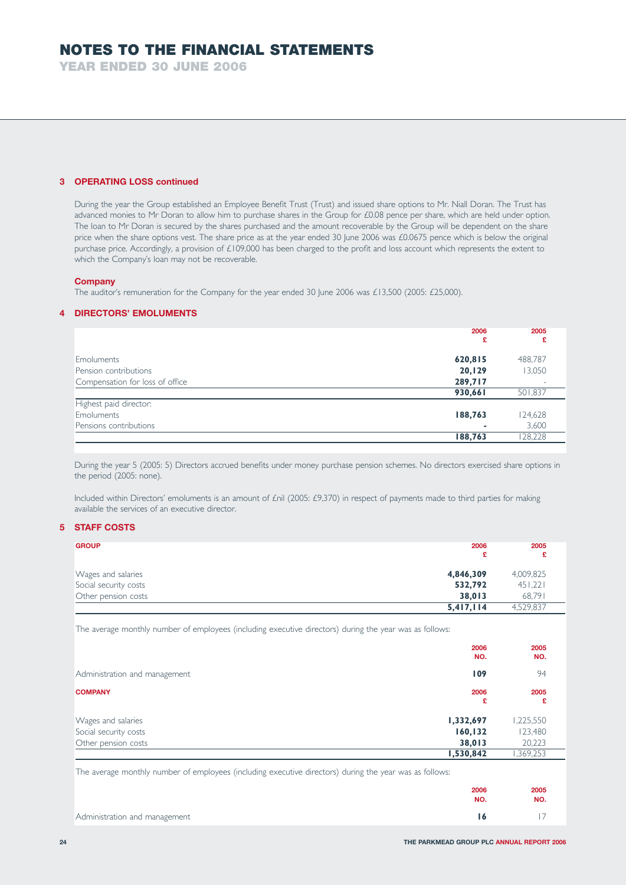# NOTES TO THE FINANCIAL STATEMENTS

## YEAR ENDED 30 JUNE 2006

### 3 OPERATING LOSS continued

During the year the Group established an Employee Benefit Trust (Trust) and issued share options to Mr. Niall Doran. The Trust has advanced monies to Mr Doran to allow him to purchase shares in the Group for £0.08 pence per share, which are held under option. The loan to Mr Doran is secured by the shares purchased and the amount recoverable by the Group will be dependent on the share price when the share options vest. The share price as at the year ended 30 June 2006 was £0.0675 pence which is below the original purchase price. Accordingly, a provision of £109,000 has been charged to the profit and loss account which represents the extent to which the Company's loan may not be recoverable.

**Company**

The auditor's remuneration for the Company for the year ended 30 June 2006 was £13,500 (2005: £25,000).

### 4 DIRECTORS' EMOLUMENTS

| | 2006 £ | 2005 £ |
|---|---|---|
| Emoluments | **620,815** | 488,787 |
| Pension contributions | **20,129** | 13,050 |
| Compensation for loss of office | **289,717** | - |
| | **930,661** | 501,837 |
| Highest paid director: | | |
| Emoluments | **188,763** | 124,628 |
| Pensions contributions | **-** | 3,600 |
| | **188,763** | 128,228 |

During the year 5 (2005: 5) Directors accrued benefits under money purchase pension schemes. No directors exercised share options in the period (2005: none).

Included within Directors' emoluments is an amount of £nil (2005: £9,370) in respect of payments made to third parties for making available the services of an executive director.

### 5 STAFF COSTS

| GROUP | 2006 £ | 2005 £ |
|---|---|---|
| Wages and salaries | **4,846,309** | 4,009,825 |
| Social security costs | **532,792** | 451,221 |
| Other pension costs | **38,013** | 68,791 |
| | **5,417,114** | 4,529,837 |

The average monthly number of employees (including executive directors) during the year was as follows:

| | 2006 NO. | 2005 NO. |
|---|---|---|
| Administration and management | **109** | 94 |

| COMPANY | 2006 £ | 2005 £ |
|---|---|---|
| Wages and salaries | **1,332,697** | 1,225,550 |
| Social security costs | **160,132** | 123,480 |
| Other pension costs | **38,013** | 20,223 |
| | **1,530,842** | 1,369,253 |

The average monthly number of employees (including executive directors) during the year was as follows:

| | 2006 NO. | 2005 NO. |
|---|---|---|
| Administration and management | **16** | 17 |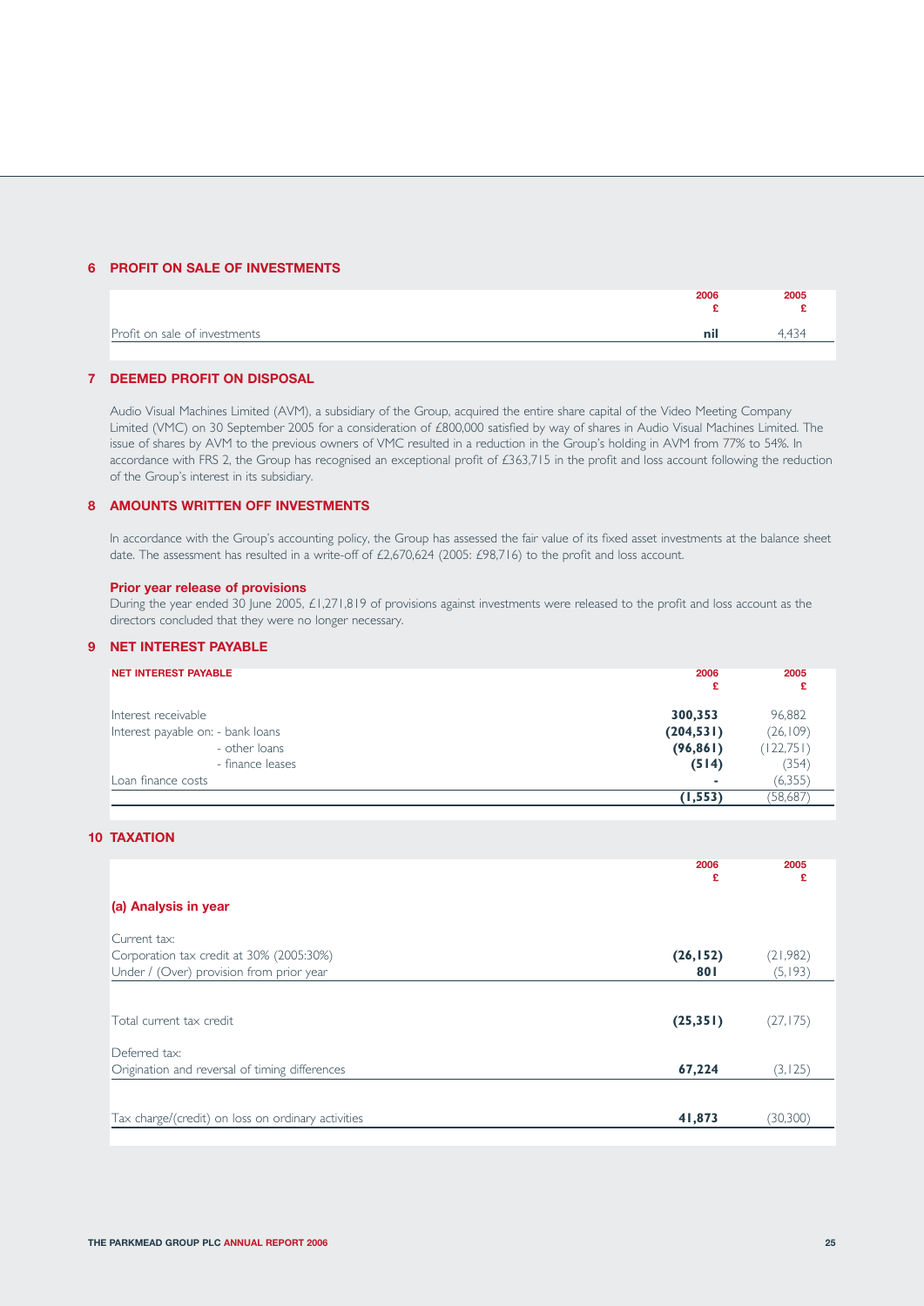## 6 PROFIT ON SALE OF INVESTMENTS

| | 2006<br>£ | 2005<br>£ |
|---|---|---|
| Profit on sale of investments | **nil** | 4,434 |

## 7 DEEMED PROFIT ON DISPOSAL

Audio Visual Machines Limited (AVM), a subsidiary of the Group, acquired the entire share capital of the Video Meeting Company Limited (VMC) on 30 September 2005 for a consideration of £800,000 satisfied by way of shares in Audio Visual Machines Limited. The issue of shares by AVM to the previous owners of VMC resulted in a reduction in the Group's holding in AVM from 77% to 54%. In accordance with FRS 2, the Group has recognised an exceptional profit of £363,715 in the profit and loss account following the reduction of the Group's interest in its subsidiary.

## 8 AMOUNTS WRITTEN OFF INVESTMENTS

In accordance with the Group's accounting policy, the Group has assessed the fair value of its fixed asset investments at the balance sheet date. The assessment has resulted in a write-off of £2,670,624 (2005: £98,716) to the profit and loss account.

### Prior year release of provisions

During the year ended 30 June 2005, £1,271,819 of provisions against investments were released to the profit and loss account as the directors concluded that they were no longer necessary.

## 9 NET INTEREST PAYABLE

| NET INTEREST PAYABLE | 2006<br>£ | 2005<br>£ |
|---|---|---|
| Interest receivable | **300,353** | 96,882 |
| Interest payable on: - bank loans | **(204,531)** | (26,109) |
| - other loans | **(96,861)** | (122,751) |
| - finance leases | **(514)** | (354) |
| Loan finance costs | **-** | (6,355) |
| | **(1,553)** | (58,687) |

## 10 TAXATION

| | 2006<br>£ | 2005<br>£ |
|---|---|---|
| **(a) Analysis in year** | | |
| Current tax: | | |
| Corporation tax credit at 30% (2005:30%) | **(26,152)** | (21,982) |
| Under / (Over) provision from prior year | **801** | (5,193) |
| Total current tax credit | **(25,351)** | (27,175) |
| Deferred tax: | | |
| Origination and reversal of timing differences | **67,224** | (3,125) |
| Tax charge/(credit) on loss on ordinary activities | **41,873** | (30,300) |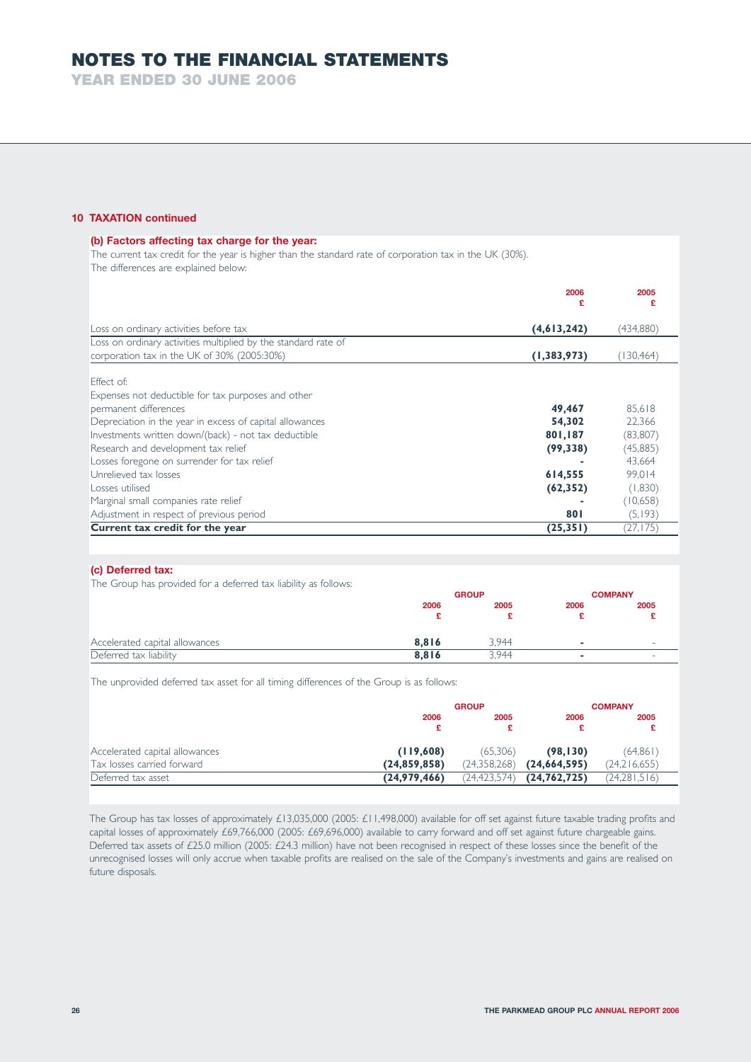# NOTES TO THE FINANCIAL STATEMENTS

## YEAR ENDED 30 JUNE 2006

### 10 TAXATION continued

#### (b) Factors affecting tax charge for the year:

The current tax credit for the year is higher than the standard rate of corporation tax in the UK (30%).
The differences are explained below:

| | 2006 £ | 2005 £ |
|---|---|---|
| Loss on ordinary activities before tax | **(4,613,242)** | (434,880) |
| Loss on ordinary activities multiplied by the standard rate of corporation tax in the UK of 30% (2005:30%) | **(1,383,973)** | (130,464) |
| Effect of: | | |
| Expenses not deductible for tax purposes and other permanent differences | **49,467** | 85,618 |
| Depreciation in the year in excess of capital allowances | **54,302** | 22,366 |
| Investments written down/(back) - not tax deductible | **801,187** | (83,807) |
| Research and development tax relief | **(99,338)** | (45,885) |
| Losses foregone on surrender for tax relief | **-** | 43,664 |
| Unrelieved tax losses | **614,555** | 99,014 |
| Losses utilised | **(62,352)** | (1,830) |
| Marginal small companies rate relief | **-** | (10,658) |
| Adjustment in respect of previous period | **801** | (5,193) |
| **Current tax credit for the year** | **(25,351)** | (27,175) |

#### (c) Deferred tax:

The Group has provided for a deferred tax liability as follows:

| | GROUP | | COMPANY | |
|---|---|---|---|---|
| | 2006 £ | 2005 £ | 2006 £ | 2005 £ |
| Accelerated capital allowances | **8,816** | 3,944 | **-** | - |
| Deferred tax liability | **8,816** | 3,944 | **-** | - |

The unprovided deferred tax asset for all timing differences of the Group is as follows:

| | GROUP | | COMPANY | |
|---|---|---|---|---|
| | 2006 £ | 2005 £ | 2006 £ | 2005 £ |
| Accelerated capital allowances | **(119,608)** | (65,306) | **(98,130)** | (64,861) |
| Tax losses carried forward | **(24,859,858)** | (24,358,268) | **(24,664,595)** | (24,216,655) |
| Deferred tax asset | **(24,979,466)** | (24,423,574) | **(24,762,725)** | (24,281,516) |

The Group has tax losses of approximately £13,035,000 (2005: £11,498,000) available for off set against future taxable trading profits and capital losses of approximately £69,766,000 (2005: £69,696,000) available to carry forward and off set against future chargeable gains. Deferred tax assets of £25.0 million (2005: £24.3 million) have not been recognised in respect of these losses since the benefit of the unrecognised losses will only accrue when taxable profits are realised on the sale of the Company's investments and gains are realised on future disposals.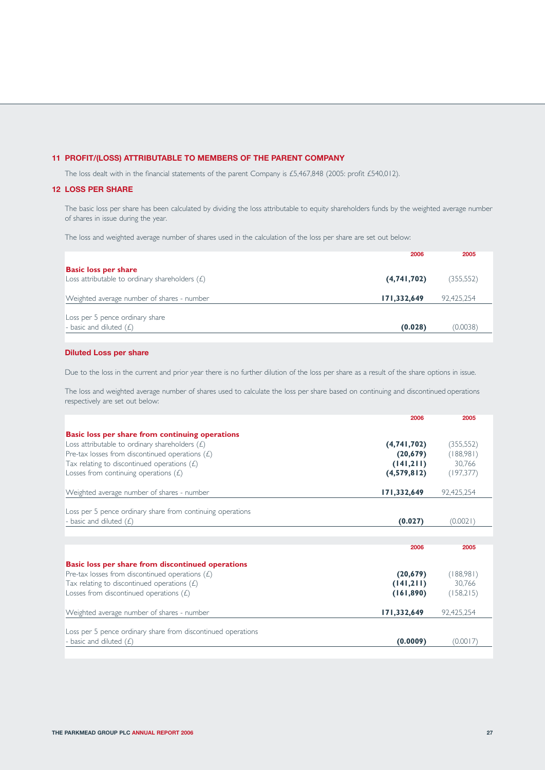## 11 PROFIT/(LOSS) ATTRIBUTABLE TO MEMBERS OF THE PARENT COMPANY

The loss dealt with in the financial statements of the parent Company is £5,467,848 (2005: profit £540,012).

## 12 LOSS PER SHARE

The basic loss per share has been calculated by dividing the loss attributable to equity shareholders funds by the weighted average number of shares in issue during the year.

The loss and weighted average number of shares used in the calculation of the loss per share are set out below:

| | 2006 | 2005 |
|---|---|---|
| **Basic loss per share** | | |
| Loss attributable to ordinary shareholders (£) | **(4,741,702)** | (355,552) |
| Weighted average number of shares - number | **171,332,649** | 92,425,254 |
| Loss per 5 pence ordinary share<br>- basic and diluted (£) | **(0.028)** | (0.0038) |

### Diluted Loss per share

Due to the loss in the current and prior year there is no further dilution of the loss per share as a result of the share options in issue.

The loss and weighted average number of shares used to calculate the loss per share based on continuing and discontinued operations respectively are set out below:

| | 2006 | 2005 |
|---|---|---|
| **Basic loss per share from continuing operations** | | |
| Loss attributable to ordinary shareholders (£) | **(4,741,702)** | (355,552) |
| Pre-tax losses from discontinued operations (£) | **(20,679)** | (188,981) |
| Tax relating to discontinued operations (£) | **(141,211)** | 30,766 |
| Losses from continuing operations (£) | **(4,579,812)** | (197,377) |
| Weighted average number of shares - number | **171,332,649** | 92,425,254 |
| Loss per 5 pence ordinary share from continuing operations<br>- basic and diluted (£) | **(0.027)** | (0.0021) |

| | 2006 | 2005 |
|---|---|---|
| **Basic loss per share from discontinued operations** | | |
| Pre-tax losses from discontinued operations (£) | **(20,679)** | (188,981) |
| Tax relating to discontinued operations (£) | **(141,211)** | 30,766 |
| Losses from discontinued operations (£) | **(161,890)** | (158,215) |
| Weighted average number of shares - number | **171,332,649** | 92,425,254 |
| Loss per 5 pence ordinary share from discontinued operations<br>- basic and diluted (£) | **(0.0009)** | (0.0017) |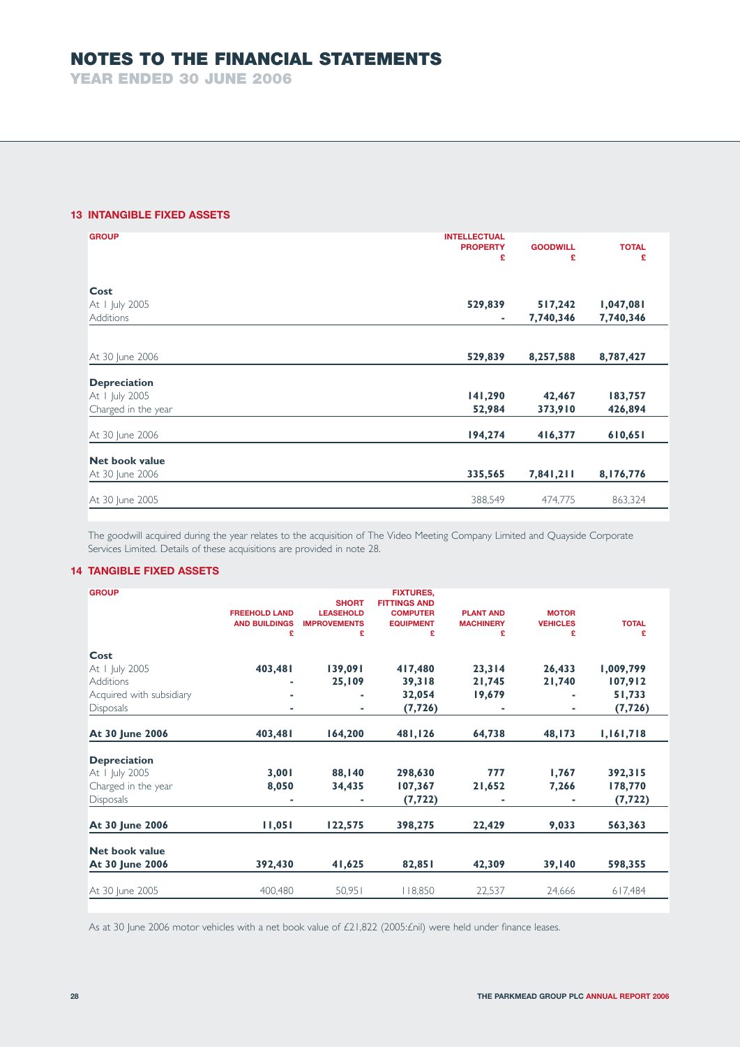# NOTES TO THE FINANCIAL STATEMENTS

## YEAR ENDED 30 JUNE 2006

### 13 INTANGIBLE FIXED ASSETS

| GROUP | INTELLECTUAL PROPERTY £ | GOODWILL £ | TOTAL £ |
|---|---|---|---|
| **Cost** | | | |
| At 1 July 2005 | **529,839** | **517,242** | **1,047,081** |
| Additions | **-** | **7,740,346** | **7,740,346** |
| At 30 June 2006 | **529,839** | **8,257,588** | **8,787,427** |
| **Depreciation** | | | |
| At 1 July 2005 | **141,290** | **42,467** | **183,757** |
| Charged in the year | **52,984** | **373,910** | **426,894** |
| At 30 June 2006 | **194,274** | **416,377** | **610,651** |
| **Net book value** | | | |
| At 30 June 2006 | **335,565** | **7,841,211** | **8,176,776** |
| At 30 June 2005 | 388,549 | 474,775 | 863,324 |

The goodwill acquired during the year relates to the acquisition of The Video Meeting Company Limited and Quayside Corporate Services Limited. Details of these acquisitions are provided in note 28.

### 14 TANGIBLE FIXED ASSETS

| GROUP | FREEHOLD LAND AND BUILDINGS £ | SHORT LEASEHOLD IMPROVEMENTS £ | FIXTURES, FITTINGS AND COMPUTER EQUIPMENT £ | PLANT AND MACHINERY £ | MOTOR VEHICLES £ | TOTAL £ |
|---|---|---|---|---|---|---|
| **Cost** | | | | | | |
| At 1 July 2005 | **403,481** | **139,091** | **417,480** | **23,314** | **26,433** | **1,009,799** |
| Additions | **-** | **25,109** | **39,318** | **21,745** | **21,740** | **107,912** |
| Acquired with subsidiary | **-** | **-** | **32,054** | **19,679** | **-** | **51,733** |
| Disposals | **-** | **-** | **(7,726)** | **-** | **-** | **(7,726)** |
| **At 30 June 2006** | **403,481** | **164,200** | **481,126** | **64,738** | **48,173** | **1,161,718** |
| **Depreciation** | | | | | | |
| At 1 July 2005 | **3,001** | **88,140** | **298,630** | **777** | **1,767** | **392,315** |
| Charged in the year | **8,050** | **34,435** | **107,367** | **21,652** | **7,266** | **178,770** |
| Disposals | **-** | **-** | **(7,722)** | **-** | **-** | **(7,722)** |
| **At 30 June 2006** | **11,051** | **122,575** | **398,275** | **22,429** | **9,033** | **563,363** |
| **Net book value** | | | | | | |
| **At 30 June 2006** | **392,430** | **41,625** | **82,851** | **42,309** | **39,140** | **598,355** |
| At 30 June 2005 | 400,480 | 50,951 | 118,850 | 22,537 | 24,666 | 617,484 |

As at 30 June 2006 motor vehicles with a net book value of £21,822 (2005:£nil) were held under finance leases.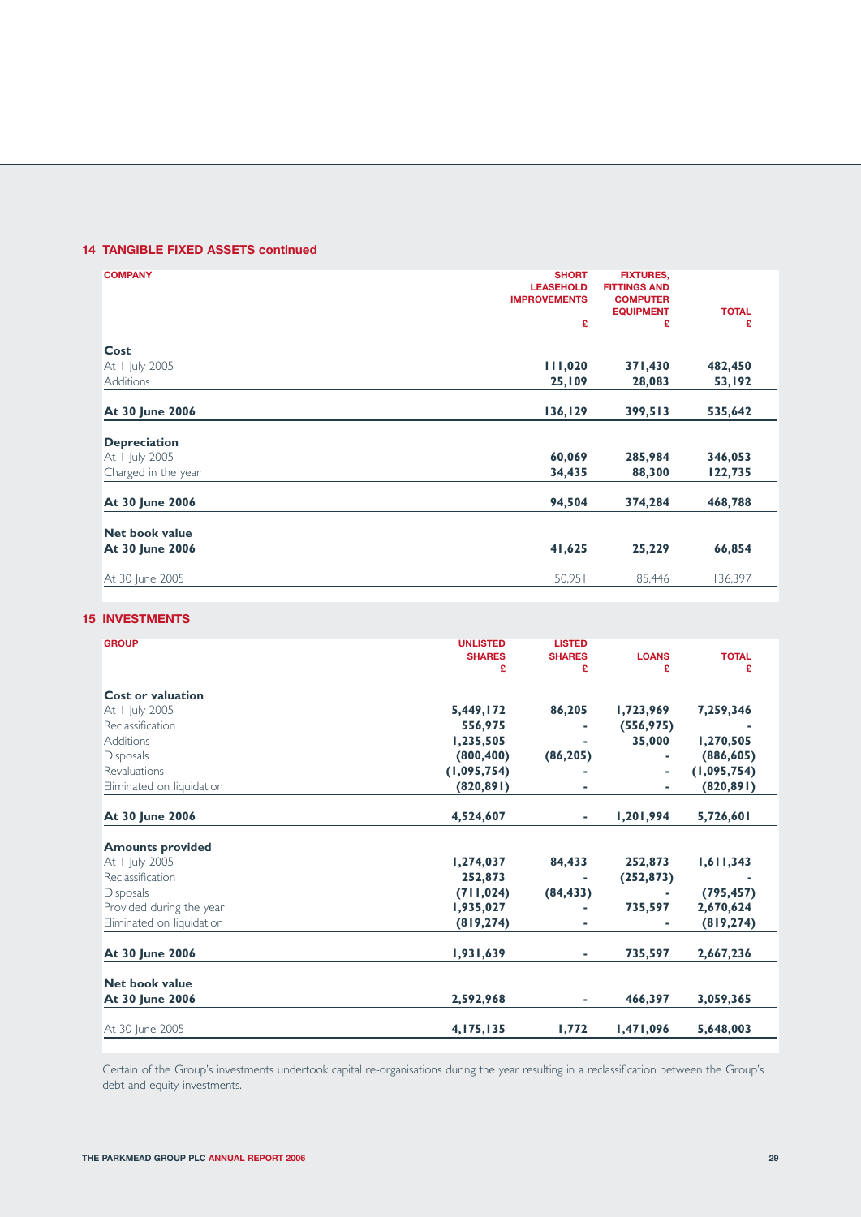## 14 TANGIBLE FIXED ASSETS continued

| COMPANY | SHORT LEASEHOLD IMPROVEMENTS £ | FIXTURES, FITTINGS AND COMPUTER EQUIPMENT £ | TOTAL £ |
|---|---|---|---|
| **Cost** | | | |
| At 1 July 2005 | **111,020** | **371,430** | **482,450** |
| Additions | **25,109** | **28,083** | **53,192** |
| **At 30 June 2006** | **136,129** | **399,513** | **535,642** |
| **Depreciation** | | | |
| At 1 July 2005 | **60,069** | **285,984** | **346,053** |
| Charged in the year | **34,435** | **88,300** | **122,735** |
| **At 30 June 2006** | **94,504** | **374,284** | **468,788** |
| **Net book value** | | | |
| **At 30 June 2006** | **41,625** | **25,229** | **66,854** |
| At 30 June 2005 | 50,951 | 85,446 | 136,397 |

## 15 INVESTMENTS

| GROUP | UNLISTED SHARES £ | LISTED SHARES £ | LOANS £ | TOTAL £ |
|---|---|---|---|---|
| **Cost or valuation** | | | | |
| At 1 July 2005 | **5,449,172** | **86,205** | **1,723,969** | **7,259,346** |
| Reclassification | **556,975** | **-** | **(556,975)** | **-** |
| Additions | **1,235,505** | **-** | **35,000** | **1,270,505** |
| Disposals | **(800,400)** | **(86,205)** | **-** | **(886,605)** |
| Revaluations | **(1,095,754)** | **-** | **-** | **(1,095,754)** |
| Eliminated on liquidation | **(820,891)** | **-** | **-** | **(820,891)** |
| **At 30 June 2006** | **4,524,607** | **-** | **1,201,994** | **5,726,601** |
| **Amounts provided** | | | | |
| At 1 July 2005 | **1,274,037** | **84,433** | **252,873** | **1,611,343** |
| Reclassification | **252,873** | **-** | **(252,873)** | **-** |
| Disposals | **(711,024)** | **(84,433)** | **-** | **(795,457)** |
| Provided during the year | **1,935,027** | **-** | **735,597** | **2,670,624** |
| Eliminated on liquidation | **(819,274)** | **-** | **-** | **(819,274)** |
| **At 30 June 2006** | **1,931,639** | **-** | **735,597** | **2,667,236** |
| **Net book value** | | | | |
| **At 30 June 2006** | **2,592,968** | **-** | **466,397** | **3,059,365** |
| At 30 June 2005 | **4,175,135** | **1,772** | **1,471,096** | **5,648,003** |

Certain of the Group's investments undertook capital re-organisations during the year resulting in a reclassification between the Group's debt and equity investments.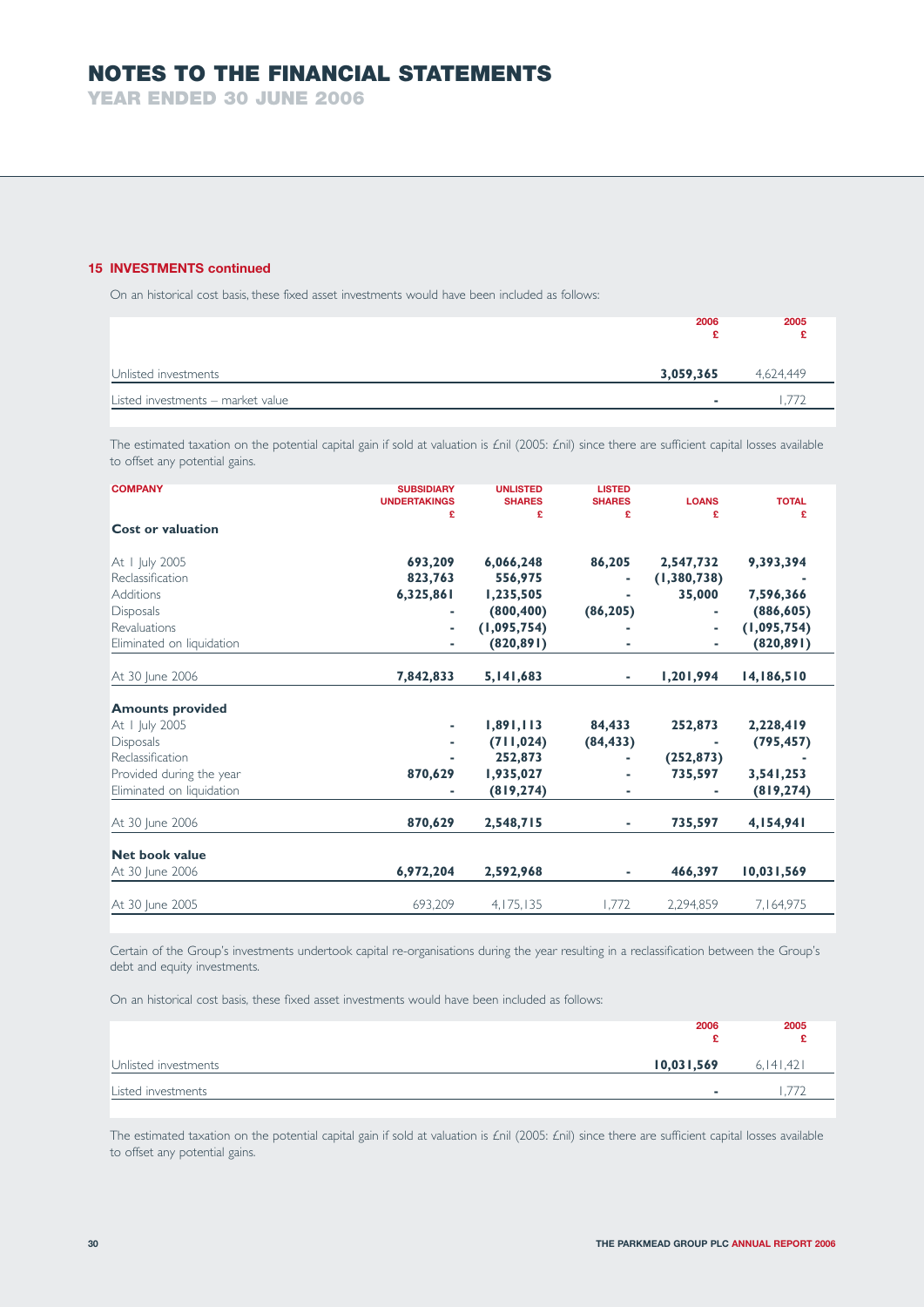## 15 INVESTMENTS continued

On an historical cost basis, these fixed asset investments would have been included as follows:

| | 2006 £ | 2005 £ |
|---|---|---|
| Unlisted investments | **3,059,365** | 4,624,449 |
| Listed investments – market value | **-** | 1,772 |

The estimated taxation on the potential capital gain if sold at valuation is £nil (2005: £nil) since there are sufficient capital losses available to offset any potential gains.

| COMPANY | SUBSIDIARY UNDERTAKINGS £ | UNLISTED SHARES £ | LISTED SHARES £ | LOANS £ | TOTAL £ |
|---|---|---|---|---|---|
| **Cost or valuation** | | | | | |
| At 1 July 2005 | **693,209** | **6,066,248** | **86,205** | **2,547,732** | **9,393,394** |
| Reclassification | **823,763** | **556,975** | **-** | **(1,380,738)** | **-** |
| Additions | **6,325,861** | **1,235,505** | **-** | **35,000** | **7,596,366** |
| Disposals | **-** | **(800,400)** | **(86,205)** | **-** | **(886,605)** |
| Revaluations | **-** | **(1,095,754)** | **-** | **-** | **(1,095,754)** |
| Eliminated on liquidation | **-** | **(820,891)** | **-** | **-** | **(820,891)** |
| At 30 June 2006 | **7,842,833** | **5,141,683** | **-** | **1,201,994** | **14,186,510** |
| **Amounts provided** | | | | | |
| At 1 July 2005 | **-** | **1,891,113** | **84,433** | **252,873** | **2,228,419** |
| Disposals | **-** | **(711,024)** | **(84,433)** | **-** | **(795,457)** |
| Reclassification | **-** | **252,873** | **-** | **(252,873)** | **-** |
| Provided during the year | **870,629** | **1,935,027** | **-** | **735,597** | **3,541,253** |
| Eliminated on liquidation | **-** | **(819,274)** | **-** | **-** | **(819,274)** |
| At 30 June 2006 | **870,629** | **2,548,715** | **-** | **735,597** | **4,154,941** |
| **Net book value** | | | | | |
| At 30 June 2006 | **6,972,204** | **2,592,968** | **-** | **466,397** | **10,031,569** |
| At 30 June 2005 | 693,209 | 4,175,135 | 1,772 | 2,294,859 | 7,164,975 |

Certain of the Group's investments undertook capital re-organisations during the year resulting in a reclassification between the Group's debt and equity investments.

On an historical cost basis, these fixed asset investments would have been included as follows:

| | 2006 £ | 2005 £ |
|---|---|---|
| Unlisted investments | **10,031,569** | 6,141,421 |
| Listed investments | **-** | 1,772 |

The estimated taxation on the potential capital gain if sold at valuation is £nil (2005: £nil) since there are sufficient capital losses available to offset any potential gains.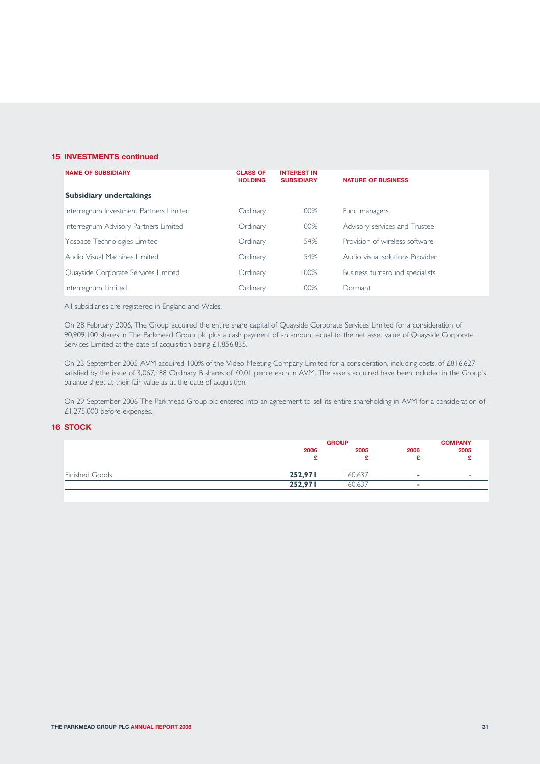## 15 INVESTMENTS continued

| NAME OF SUBSIDIARY | CLASS OF HOLDING | INTEREST IN SUBSIDIARY | NATURE OF BUSINESS |
|---|---|---|---|
| **Subsidiary undertakings** | | | |
| Interregnum Investment Partners Limited | Ordinary | 100% | Fund managers |
| Interregnum Advisory Partners Limited | Ordinary | 100% | Advisory services and Trustee |
| Yospace Technologies Limited | Ordinary | 54% | Provision of wireless software |
| Audio Visual Machines Limited | Ordinary | 54% | Audio visual solutions Provider |
| Quayside Corporate Services Limited | Ordinary | 100% | Business turnaround specialists |
| Interregnum Limited | Ordinary | 100% | Dormant |

All subsidiaries are registered in England and Wales.

On 28 February 2006, The Group acquired the entire share capital of Quayside Corporate Services Limited for a consideration of 90,909,100 shares in The Parkmead Group plc plus a cash payment of an amount equal to the net asset value of Quayside Corporate Services Limited at the date of acquisition being £1,856,835.

On 23 September 2005 AVM acquired 100% of the Video Meeting Company Limited for a consideration, including costs, of £816,627 satisfied by the issue of 3,067,488 Ordinary B shares of £0.01 pence each in AVM. The assets acquired have been included in the Group's balance sheet at their fair value as at the date of acquisition.

On 29 September 2006 The Parkmead Group plc entered into an agreement to sell its entire shareholding in AVM for a consideration of £1,275,000 before expenses.

## 16 STOCK

| | GROUP | | COMPANY | |
|---|---|---|---|---|
| | 2006 £ | 2005 £ | 2006 £ | 2005 £ |
| Finished Goods | **252,971** | 160,637 | **-** | - |
| | **252,971** | 160,637 | **-** | - |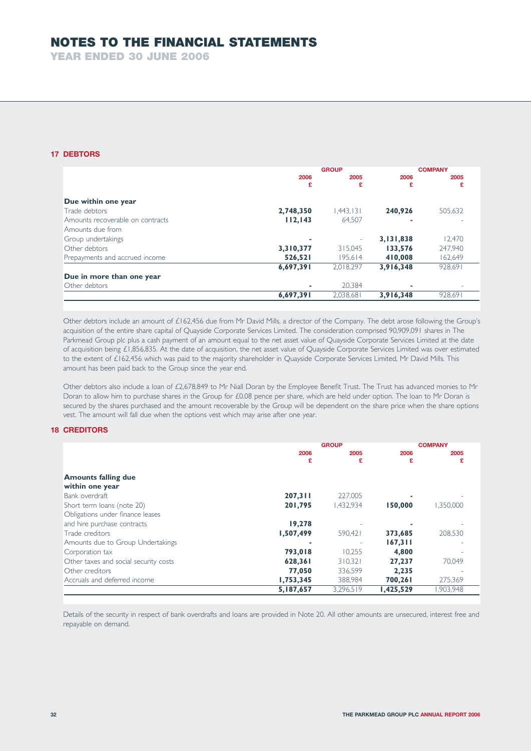# NOTES TO THE FINANCIAL STATEMENTS

## YEAR ENDED 30 JUNE 2006

### 17 DEBTORS

| | GROUP | | COMPANY | |
|---|---|---|---|---|
| | 2006 £ | 2005 £ | 2006 £ | 2005 £ |
| **Due within one year** | | | | |
| Trade debtors | **2,748,350** | 1,443,131 | **240,926** | 505,632 |
| Amounts recoverable on contracts | **112,143** | 64,507 | **-** | - |
| Amounts due from Group undertakings | **-** | - | **3,131,838** | 12,470 |
| Other debtors | **3,310,377** | 315,045 | **133,576** | 247,940 |
| Prepayments and accrued income | **526,521** | 195,614 | **410,008** | 162,649 |
| | **6,697,391** | 2,018,297 | **3,916,348** | 928,691 |
| **Due in more than one year** | | | | |
| Other debtors | **-** | 20,384 | **-** | - |
| | **6,697,391** | 2,038,681 | **3,916,348** | 928,691 |

Other debtors include an amount of £162,456 due from Mr David Mills, a director of the Company. The debt arose following the Group's acquisition of the entire share capital of Quayside Corporate Services Limited. The consideration comprised 90,909,091 shares in The Parkmead Group plc plus a cash payment of an amount equal to the net asset value of Quayside Corporate Services Limited at the date of acquisition being £1,856,835. At the date of acquisition, the net asset value of Quayside Corporate Services Limited was over estimated to the extent of £162,456 which was paid to the majority shareholder in Quayside Corporate Services Limited, Mr David Mills. This amount has been paid back to the Group since the year end.

Other debtors also include a loan of £2,678,849 to Mr Niall Doran by the Employee Benefit Trust. The Trust has advanced monies to Mr Doran to allow him to purchase shares in the Group for £0.08 pence per share, which are held under option. The loan to Mr Doran is secured by the shares purchased and the amount recoverable by the Group will be dependent on the share price when the share options vest. The amount will fall due when the options vest which may arise after one year.

### 18 CREDITORS

| | GROUP | | COMPANY | |
|---|---|---|---|---|
| | 2006 £ | 2005 £ | 2006 £ | 2005 £ |
| **Amounts falling due within one year** | | | | |
| Bank overdraft | **207,311** | 227,005 | **-** | - |
| Short term loans (note 20) | **201,795** | 1,432,934 | **150,000** | 1,350,000 |
| Obligations under finance leases and hire purchase contracts | **19,278** | - | **-** | - |
| Trade creditors | **1,507,499** | 590,421 | **373,685** | 208,530 |
| Amounts due to Group Undertakings | **-** | - | **167,311** | - |
| Corporation tax | **793,018** | 10,255 | **4,800** | - |
| Other taxes and social security costs | **628,361** | 310,321 | **27,237** | 70,049 |
| Other creditors | **77,050** | 336,599 | **2,235** | - |
| Accruals and deferred income | **1,753,345** | 388,984 | **700,261** | 275,369 |
| | **5,187,657** | 3,296,519 | **1,425,529** | 1,903,948 |

Details of the security in respect of bank overdrafts and loans are provided in Note 20. All other amounts are unsecured, interest free and repayable on demand.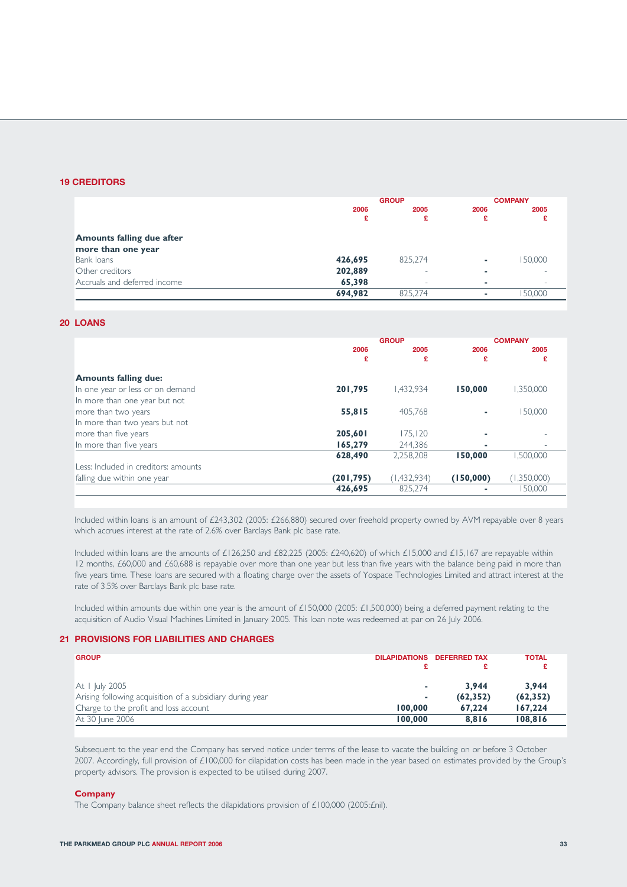## 19 CREDITORS

| | GROUP | | COMPANY | |
|---|---|---|---|---|
| | 2006 £ | 2005 £ | 2006 £ | 2005 £ |
| **Amounts falling due after more than one year** | | | | |
| Bank loans | **426,695** | 825,274 | **-** | 150,000 |
| Other creditors | **202,889** | - | **-** | - |
| Accruals and deferred income | **65,398** | - | **-** | - |
| | **694,982** | 825,274 | **-** | 150,000 |

## 20 LOANS

| | GROUP | | COMPANY | |
|---|---|---|---|---|
| | 2006 £ | 2005 £ | 2006 £ | 2005 £ |
| **Amounts falling due:** | | | | |
| In one year or less or on demand | **201,795** | 1,432,934 | **150,000** | 1,350,000 |
| In more than one year but not more than two years | **55,815** | 405,768 | **-** | 150,000 |
| In more than two years but not more than five years | **205,601** | 175,120 | **-** | - |
| In more than five years | **165,279** | 244,386 | **-** | - |
| | **628,490** | 2,258,208 | **150,000** | 1,500,000 |
| Less: Included in creditors: amounts falling due within one year | **(201,795)** | (1,432,934) | **(150,000)** | (1,350,000) |
| | **426,695** | 825,274 | **-** | 150,000 |

Included within loans is an amount of £243,302 (2005: £266,880) secured over freehold property owned by AVM repayable over 8 years which accrues interest at the rate of 2.6% over Barclays Bank plc base rate.

Included within loans are the amounts of £126,250 and £82,225 (2005: £240,620) of which £15,000 and £15,167 are repayable within 12 months, £60,000 and £60,688 is repayable over more than one year but less than five years with the balance being paid in more than five years time. These loans are secured with a floating charge over the assets of Yospace Technologies Limited and attract interest at the rate of 3.5% over Barclays Bank plc base rate.

Included within amounts due within one year is the amount of £150,000 (2005: £1,500,000) being a deferred payment relating to the acquisition of Audio Visual Machines Limited in January 2005. This loan note was redeemed at par on 26 July 2006.

## 21 PROVISIONS FOR LIABILITIES AND CHARGES

| GROUP | DILAPIDATIONS £ | DEFERRED TAX £ | TOTAL £ |
|---|---|---|---|
| At 1 July 2005 | **-** | **3,944** | **3,944** |
| Arising following acquisition of a subsidiary during year | **-** | **(62,352)** | **(62,352)** |
| Charge to the profit and loss account | **100,000** | **67,224** | **167,224** |
| At 30 June 2006 | **100,000** | **8,816** | **108,816** |

Subsequent to the year end the Company has served notice under terms of the lease to vacate the building on or before 3 October 2007. Accordingly, full provision of £100,000 for dilapidation costs has been made in the year based on estimates provided by the Group's property advisors. The provision is expected to be utilised during 2007.

**Company**

The Company balance sheet reflects the dilapidations provision of £100,000 (2005:£nil).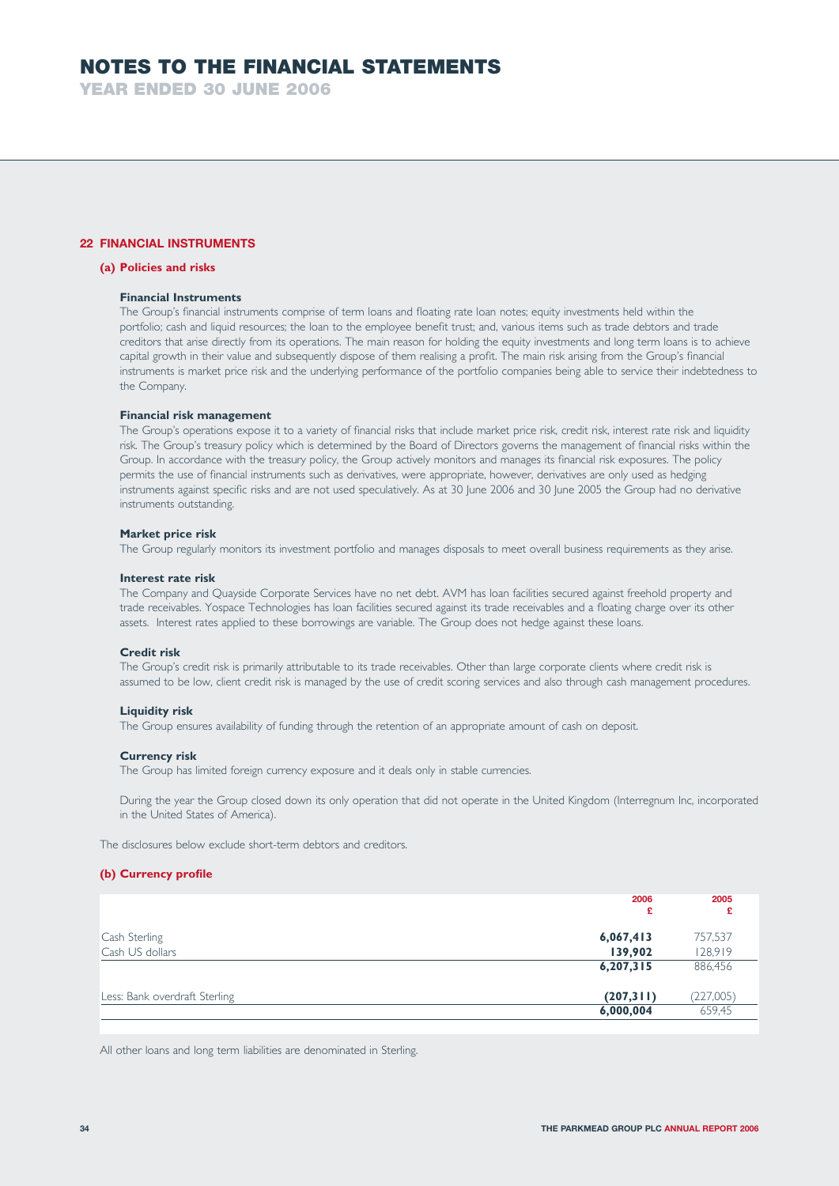## 22 FINANCIAL INSTRUMENTS

### (a) Policies and risks

**Financial Instruments**

The Group's financial instruments comprise of term loans and floating rate loan notes; equity investments held within the portfolio; cash and liquid resources; the loan to the employee benefit trust; and, various items such as trade debtors and trade creditors that arise directly from its operations. The main reason for holding the equity investments and long term loans is to achieve capital growth in their value and subsequently dispose of them realising a profit. The main risk arising from the Group's financial instruments is market price risk and the underlying performance of the portfolio companies being able to service their indebtedness to the Company.

**Financial risk management**

The Group's operations expose it to a variety of financial risks that include market price risk, credit risk, interest rate risk and liquidity risk. The Group's treasury policy which is determined by the Board of Directors governs the management of financial risks within the Group. In accordance with the treasury policy, the Group actively monitors and manages its financial risk exposures. The policy permits the use of financial instruments such as derivatives, were appropriate, however, derivatives are only used as hedging instruments against specific risks and are not used speculatively. As at 30 June 2006 and 30 June 2005 the Group had no derivative instruments outstanding.

**Market price risk**

The Group regularly monitors its investment portfolio and manages disposals to meet overall business requirements as they arise.

**Interest rate risk**

The Company and Quayside Corporate Services have no net debt. AVM has loan facilities secured against freehold property and trade receivables. Yospace Technologies has loan facilities secured against its trade receivables and a floating charge over its other assets. Interest rates applied to these borrowings are variable. The Group does not hedge against these loans.

**Credit risk**

The Group's credit risk is primarily attributable to its trade receivables. Other than large corporate clients where credit risk is assumed to be low, client credit risk is managed by the use of credit scoring services and also through cash management procedures.

**Liquidity risk**

The Group ensures availability of funding through the retention of an appropriate amount of cash on deposit.

**Currency risk**

The Group has limited foreign currency exposure and it deals only in stable currencies.

During the year the Group closed down its only operation that did not operate in the United Kingdom (Interregnum Inc, incorporated in the United States of America).

The disclosures below exclude short-term debtors and creditors.

### (b) Currency profile

| | 2006 £ | 2005 £ |
|---|---|---|
| Cash Sterling | **6,067,413** | 757,537 |
| Cash US dollars | **139,902** | 128,919 |
| | **6,207,315** | 886,456 |
| Less: Bank overdraft Sterling | **(207,311)** | (227,005) |
| | **6,000,004** | 659,45 |

All other loans and long term liabilities are denominated in Sterling.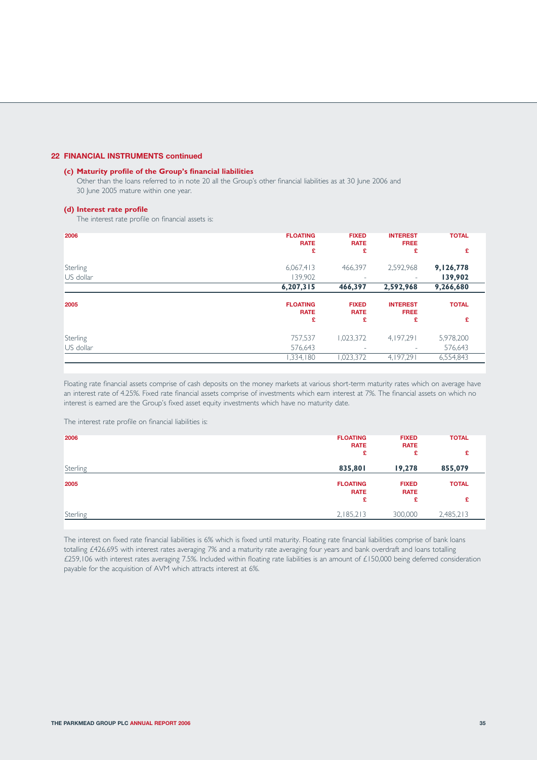## 22 FINANCIAL INSTRUMENTS continued

### (c) Maturity profile of the Group's financial liabilities

Other than the loans referred to in note 20 all the Group's other financial liabilities as at 30 June 2006 and 30 June 2005 mature within one year.

### (d) Interest rate profile

The interest rate profile on financial assets is:

| 2006 | FLOATING RATE £ | FIXED RATE £ | INTEREST FREE £ | TOTAL £ |
|---|---|---|---|---|
| Sterling | 6,067,413 | 466,397 | 2,592,968 | **9,126,778** |
| US dollar | 139,902 | - | - | **139,902** |
| | **6,207,315** | **466,397** | **2,592,968** | **9,266,680** |

| 2005 | FLOATING RATE £ | FIXED RATE £ | INTEREST FREE £ | TOTAL £ |
|---|---|---|---|---|
| Sterling | 757,537 | 1,023,372 | 4,197,291 | 5,978,200 |
| US dollar | 576,643 | - | - | 576,643 |
| | 1,334,180 | 1,023,372 | 4,197,291 | 6,554,843 |

Floating rate financial assets comprise of cash deposits on the money markets at various short-term maturity rates which on average have an interest rate of 4.25%. Fixed rate financial assets comprise of investments which earn interest at 7%. The financial assets on which no interest is earned are the Group's fixed asset equity investments which have no maturity date.

The interest rate profile on financial liabilities is:

| 2006 | FLOATING RATE £ | FIXED RATE £ | TOTAL £ |
|---|---|---|---|
| Sterling | **835,801** | **19,278** | **855,079** |

| 2005 | FLOATING RATE £ | FIXED RATE £ | TOTAL £ |
|---|---|---|---|
| Sterling | 2,185,213 | 300,000 | 2,485,213 |

The interest on fixed rate financial liabilities is 6% which is fixed until maturity. Floating rate financial liabilities comprise of bank loans totalling £426,695 with interest rates averaging 7% and a maturity rate averaging four years and bank overdraft and loans totalling £259,106 with interest rates averaging 7.5%. Included within floating rate liabilities is an amount of £150,000 being deferred consideration payable for the acquisition of AVM which attracts interest at 6%.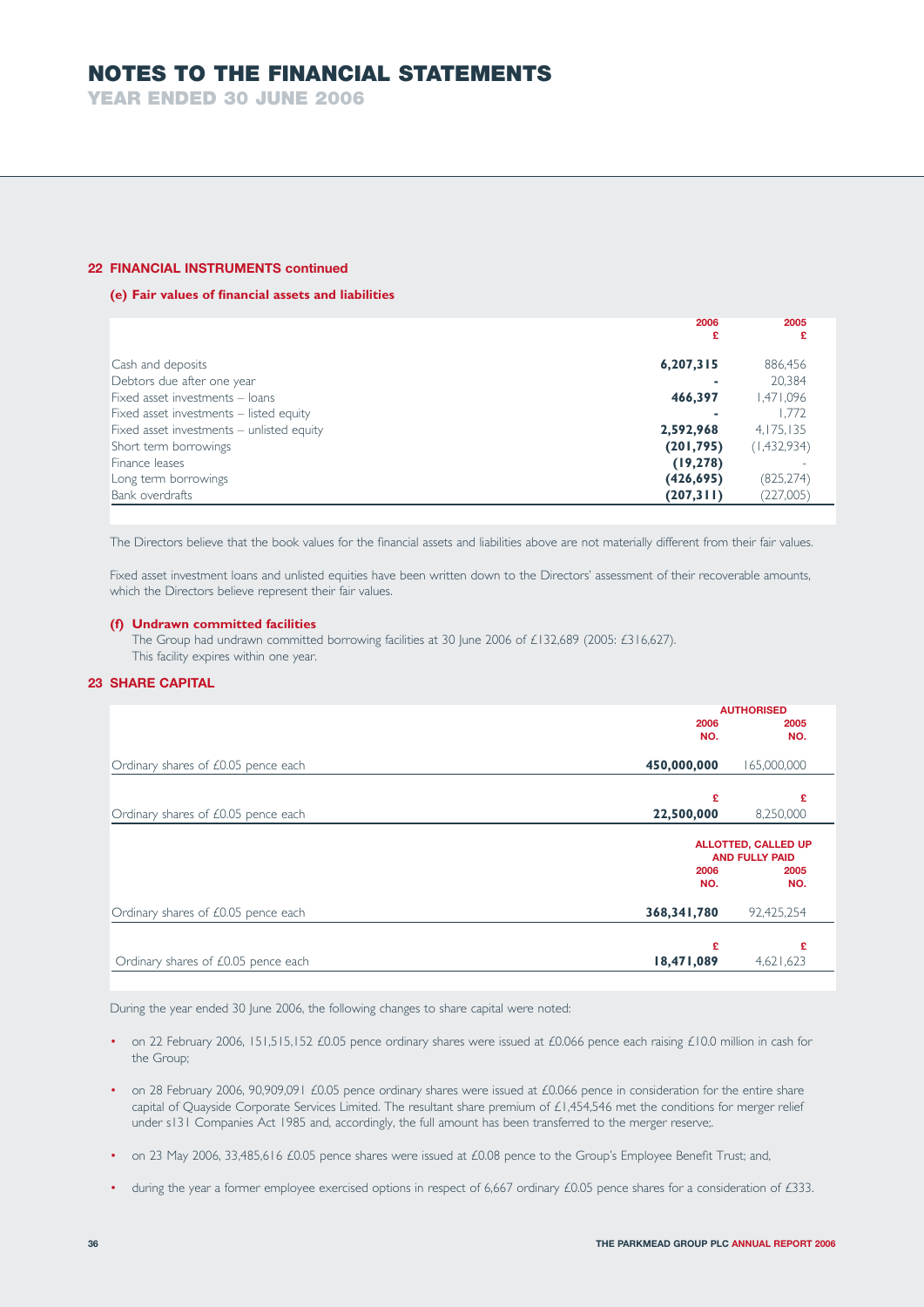# NOTES TO THE FINANCIAL STATEMENTS

YEAR ENDED 30 JUNE 2006

## 22 FINANCIAL INSTRUMENTS continued

### (e) Fair values of financial assets and liabilities

| | 2006 £ | 2005 £ |
|---|---|---|
| Cash and deposits | **6,207,315** | 886,456 |
| Debtors due after one year | **-** | 20,384 |
| Fixed asset investments – loans | **466,397** | 1,471,096 |
| Fixed asset investments – listed equity | **-** | 1,772 |
| Fixed asset investments – unlisted equity | **2,592,968** | 4,175,135 |
| Short term borrowings | **(201,795)** | (1,432,934) |
| Finance leases | **(19,278)** | - |
| Long term borrowings | **(426,695)** | (825,274) |
| Bank overdrafts | **(207,311)** | (227,005) |

The Directors believe that the book values for the financial assets and liabilities above are not materially different from their fair values.

Fixed asset investment loans and unlisted equities have been written down to the Directors' assessment of their recoverable amounts, which the Directors believe represent their fair values.

### (f) Undrawn committed facilities

The Group had undrawn committed borrowing facilities at 30 June 2006 of £132,689 (2005: £316,627). This facility expires within one year.

## 23 SHARE CAPITAL

| | AUTHORISED | |
|---|---|---|
| | 2006 NO. | 2005 NO. |
| Ordinary shares of £0.05 pence each | **450,000,000** | 165,000,000 |
| | £ | £ |
| Ordinary shares of £0.05 pence each | **22,500,000** | 8,250,000 |

| | ALLOTTED, CALLED UP AND FULLY PAID | |
|---|---|---|
| | 2006 NO. | 2005 NO. |
| Ordinary shares of £0.05 pence each | **368,341,780** | 92,425,254 |
| | £ | £ |
| Ordinary shares of £0.05 pence each | **18,471,089** | 4,621,623 |

During the year ended 30 June 2006, the following changes to share capital were noted:

- on 22 February 2006, 151,515,152 £0.05 pence ordinary shares were issued at £0.066 pence each raising £10.0 million in cash for the Group;
- on 28 February 2006, 90,909,091 £0.05 pence ordinary shares were issued at £0.066 pence in consideration for the entire share capital of Quayside Corporate Services Limited. The resultant share premium of £1,454,546 met the conditions for merger relief under s131 Companies Act 1985 and, accordingly, the full amount has been transferred to the merger reserve;.
- on 23 May 2006, 33,485,616 £0.05 pence shares were issued at £0.08 pence to the Group's Employee Benefit Trust; and,
- during the year a former employee exercised options in respect of 6,667 ordinary £0.05 pence shares for a consideration of £333.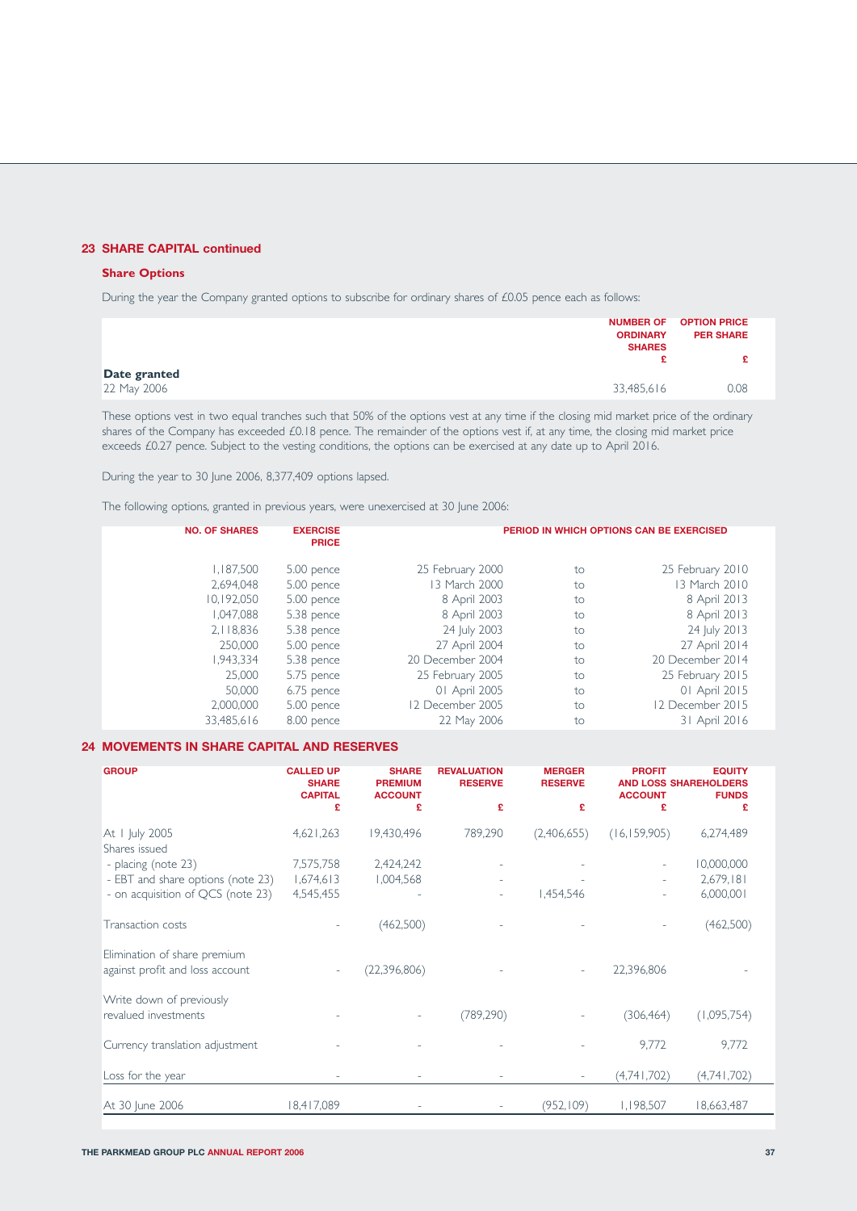## 23 SHARE CAPITAL continued

### Share Options

During the year the Company granted options to subscribe for ordinary shares of £0.05 pence each as follows:

| | NUMBER OF ORDINARY SHARES £ | OPTION PRICE PER SHARE £ |
|---|---|---|
| **Date granted** | | |
| 22 May 2006 | 33,485,616 | 0.08 |

These options vest in two equal tranches such that 50% of the options vest at any time if the closing mid market price of the ordinary shares of the Company has exceeded £0.18 pence. The remainder of the options vest if, at any time, the closing mid market price exceeds £0.27 pence. Subject to the vesting conditions, the options can be exercised at any date up to April 2016.

During the year to 30 June 2006, 8,377,409 options lapsed.

The following options, granted in previous years, were unexercised at 30 June 2006:

| NO. OF SHARES | EXERCISE PRICE | PERIOD IN WHICH OPTIONS CAN BE EXERCISED | | |
|---|---|---|---|---|
| 1,187,500 | 5.00 pence | 25 February 2000 | to | 25 February 2010 |
| 2,694,048 | 5.00 pence | 13 March 2000 | to | 13 March 2010 |
| 10,192,050 | 5.00 pence | 8 April 2003 | to | 8 April 2013 |
| 1,047,088 | 5.38 pence | 8 April 2003 | to | 8 April 2013 |
| 2,118,836 | 5.38 pence | 24 July 2003 | to | 24 July 2013 |
| 250,000 | 5.00 pence | 27 April 2004 | to | 27 April 2014 |
| 1,943,334 | 5.38 pence | 20 December 2004 | to | 20 December 2014 |
| 25,000 | 5.75 pence | 25 February 2005 | to | 25 February 2015 |
| 50,000 | 6.75 pence | 01 April 2005 | to | 01 April 2015 |
| 2,000,000 | 5.00 pence | 12 December 2005 | to | 12 December 2015 |
| 33,485,616 | 8.00 pence | 22 May 2006 | to | 31 April 2016 |

## 24 MOVEMENTS IN SHARE CAPITAL AND RESERVES

| GROUP | CALLED UP SHARE CAPITAL £ | SHARE PREMIUM ACCOUNT £ | REVALUATION RESERVE £ | MERGER RESERVE £ | PROFIT AND LOSS ACCOUNT £ | EQUITY SHAREHOLDERS FUNDS £ |
|---|---|---|---|---|---|---|
| At 1 July 2005 | 4,621,263 | 19,430,496 | 789,290 | (2,406,655) | (16,159,905) | 6,274,489 |
| Shares issued | | | | | | |
| - placing (note 23) | 7,575,758 | 2,424,242 | - | - | - | 10,000,000 |
| - EBT and share options (note 23) | 1,674,613 | 1,004,568 | - | - | - | 2,679,181 |
| - on acquisition of QCS (note 23) | 4,545,455 | - | - | 1,454,546 | - | 6,000,001 |
| Transaction costs | - | (462,500) | - | - | - | (462,500) |
| Elimination of share premium against profit and loss account | - | (22,396,806) | - | - | 22,396,806 | - |
| Write down of previously revalued investments | - | - | (789,290) | - | (306,464) | (1,095,754) |
| Currency translation adjustment | - | - | - | - | 9,772 | 9,772 |
| Loss for the year | - | - | - | - | (4,741,702) | (4,741,702) |
| At 30 June 2006 | 18,417,089 | - | - | (952,109) | 1,198,507 | 18,663,487 |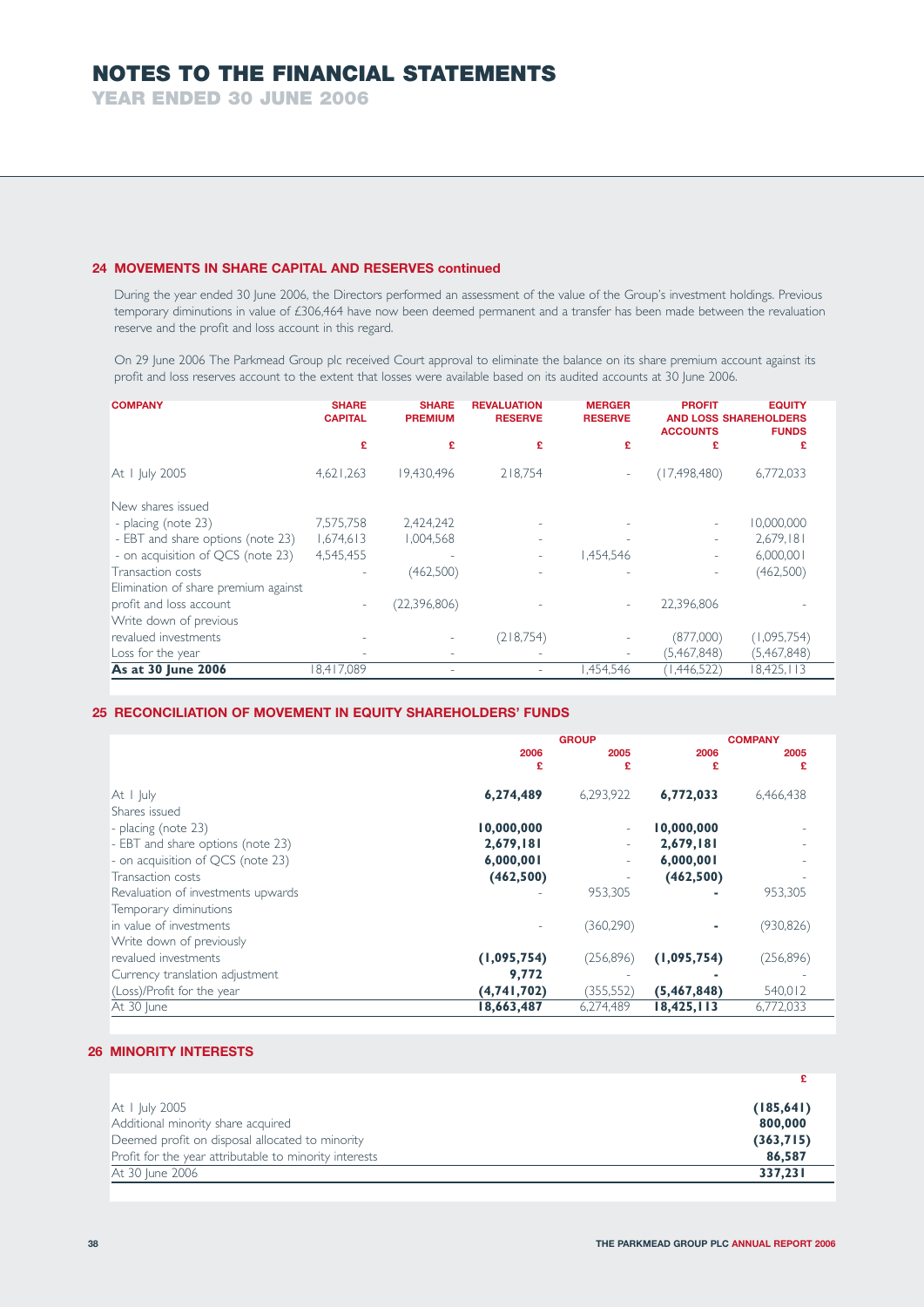## 24 MOVEMENTS IN SHARE CAPITAL AND RESERVES continued

During the year ended 30 June 2006, the Directors performed an assessment of the value of the Group's investment holdings. Previous temporary diminutions in value of £306,464 have now been deemed permanent and a transfer has been made between the revaluation reserve and the profit and loss account in this regard.

On 29 June 2006 The Parkmead Group plc received Court approval to eliminate the balance on its share premium account against its profit and loss reserves account to the extent that losses were available based on its audited accounts at 30 June 2006.

| COMPANY | SHARE CAPITAL | SHARE PREMIUM | REVALUATION RESERVE | MERGER RESERVE | PROFIT AND LOSS ACCOUNTS | EQUITY SHAREHOLDERS FUNDS |
|---|---|---|---|---|---|---|
| | £ | £ | £ | £ | £ | £ |
| At 1 July 2005 | 4,621,263 | 19,430,496 | 218,754 | - | (17,498,480) | 6,772,033 |
| New shares issued | | | | | | |
| - placing (note 23) | 7,575,758 | 2,424,242 | - | - | - | 10,000,000 |
| - EBT and share options (note 23) | 1,674,613 | 1,004,568 | - | - | - | 2,679,181 |
| - on acquisition of QCS (note 23) | 4,545,455 | - | - | 1,454,546 | - | 6,000,001 |
| Transaction costs | - | (462,500) | - | - | - | (462,500) |
| Elimination of share premium against profit and loss account | - | (22,396,806) | - | - | 22,396,806 | - |
| Write down of previous revalued investments | - | - | (218,754) | - | (877,000) | (1,095,754) |
| Loss for the year | - | - | - | - | (5,467,848) | (5,467,848) |
| **As at 30 June 2006** | 18,417,089 | - | - | 1,454,546 | (1,446,522) | 18,425,113 |

## 25 RECONCILIATION OF MOVEMENT IN EQUITY SHAREHOLDERS' FUNDS

| | GROUP | | COMPANY | |
|---|---|---|---|---|
| | 2006 £ | 2005 £ | 2006 £ | 2005 £ |
| At 1 July | **6,274,489** | 6,293,922 | **6,772,033** | 6,466,438 |
| Shares issued | | | | |
| - placing (note 23) | **10,000,000** | - | **10,000,000** | - |
| - EBT and share options (note 23) | **2,679,181** | - | **2,679,181** | - |
| - on acquisition of QCS (note 23) | **6,000,001** | - | **6,000,001** | - |
| Transaction costs | **(462,500)** | - | **(462,500)** | - |
| Revaluation of investments upwards | - | 953,305 | **-** | 953,305 |
| Temporary diminutions in value of investments | - | (360,290) | **-** | (930,826) |
| Write down of previously revalued investments | **(1,095,754)** | (256,896) | **(1,095,754)** | (256,896) |
| Currency translation adjustment | **9,772** | - | **-** | - |
| (Loss)/Profit for the year | **(4,741,702)** | (355,552) | **(5,467,848)** | 540,012 |
| At 30 June | **18,663,487** | 6,274,489 | **18,425,113** | 6,772,033 |

## 26 MINORITY INTERESTS

| | £ |
|---|---|
| At 1 July 2005 | **(185,641)** |
| Additional minority share acquired | **800,000** |
| Deemed profit on disposal allocated to minority | **(363,715)** |
| Profit for the year attributable to minority interests | **86,587** |
| At 30 June 2006 | **337,231** |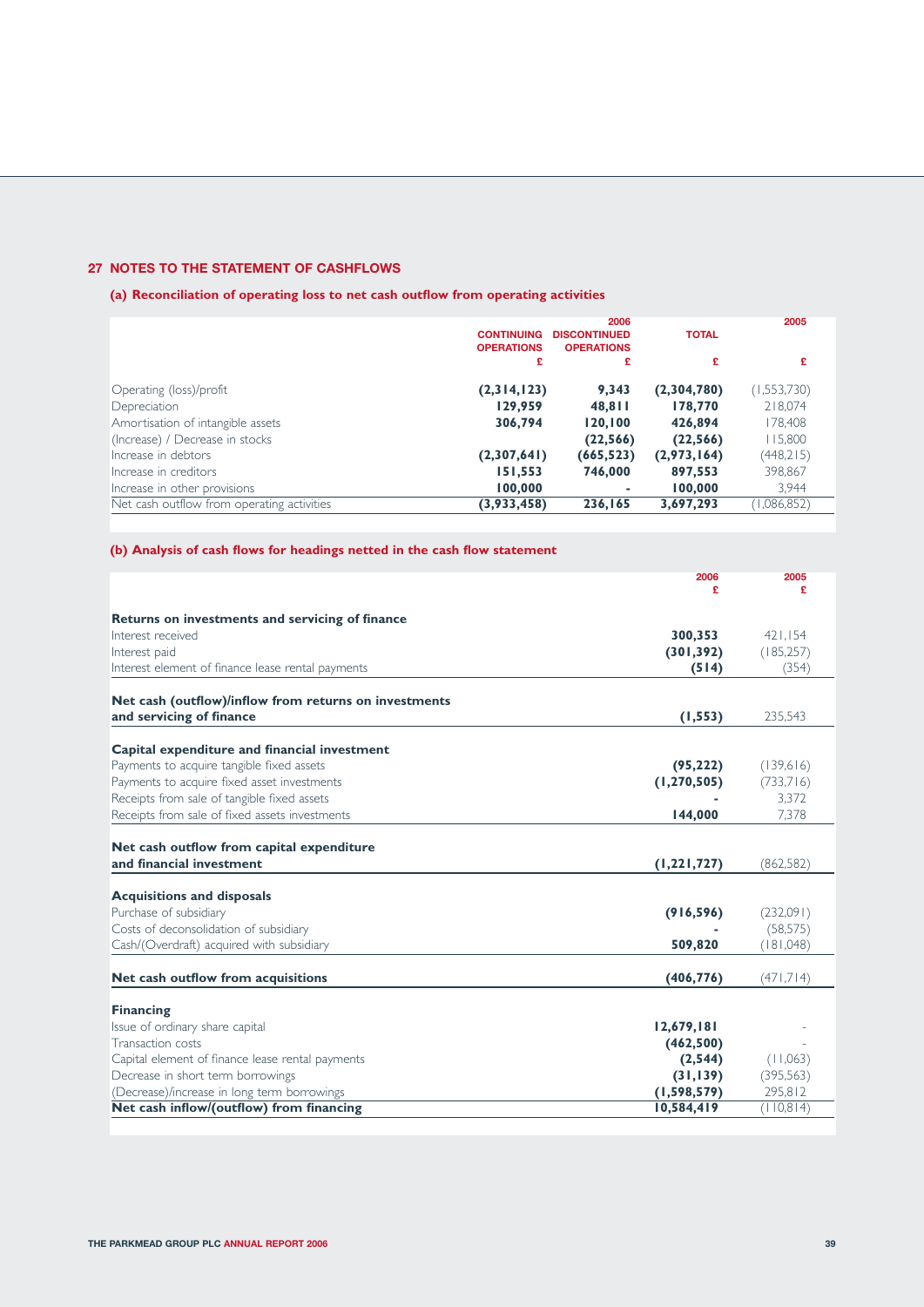## 27 NOTES TO THE STATEMENT OF CASHFLOWS

### (a) Reconciliation of operating loss to net cash outflow from operating activities

| | 2006 | | | 2005 |
|---|---|---|---|---|
| | CONTINUING OPERATIONS | DISCONTINUED OPERATIONS | TOTAL | |
| | £ | £ | £ | £ |
| Operating (loss)/profit | **(2,314,123)** | **9,343** | **(2,304,780)** | (1,553,730) |
| Depreciation | **129,959** | **48,811** | **178,770** | 218,074 |
| Amortisation of intangible assets | **306,794** | **120,100** | **426,894** | 178,408 |
| (Increase) / Decrease in stocks | | **(22,566)** | **(22,566)** | 115,800 |
| Increase in debtors | **(2,307,641)** | **(665,523)** | **(2,973,164)** | (448,215) |
| Increase in creditors | **151,553** | **746,000** | **897,553** | 398,867 |
| Increase in other provisions | **100,000** | **-** | **100,000** | 3,944 |
| Net cash outflow from operating activities | **(3,933,458)** | **236,165** | **3,697,293** | (1,086,852) |

### (b) Analysis of cash flows for headings netted in the cash flow statement

| | 2006 £ | 2005 £ |
|---|---|---|
| **Returns on investments and servicing of finance** | | |
| Interest received | **300,353** | 421,154 |
| Interest paid | **(301,392)** | (185,257) |
| Interest element of finance lease rental payments | **(514)** | (354) |
| **Net cash (outflow)/inflow from returns on investments and servicing of finance** | **(1,553)** | 235,543 |
| **Capital expenditure and financial investment** | | |
| Payments to acquire tangible fixed assets | **(95,222)** | (139,616) |
| Payments to acquire fixed asset investments | **(1,270,505)** | (733,716) |
| Receipts from sale of tangible fixed assets | **-** | 3,372 |
| Receipts from sale of fixed assets investments | **144,000** | 7,378 |
| **Net cash outflow from capital expenditure and financial investment** | **(1,221,727)** | (862,582) |
| **Acquisitions and disposals** | | |
| Purchase of subsidiary | **(916,596)** | (232,091) |
| Costs of deconsolidation of subsidiary | **-** | (58,575) |
| Cash/(Overdraft) acquired with subsidiary | **509,820** | (181,048) |
| **Net cash outflow from acquisitions** | **(406,776)** | (471,714) |
| **Financing** | | |
| Issue of ordinary share capital | **12,679,181** | - |
| Transaction costs | **(462,500)** | - |
| Capital element of finance lease rental payments | **(2,544)** | (11,063) |
| Decrease in short term borrowings | **(31,139)** | (395,563) |
| (Decrease)/increase in long term borrowings | **(1,598,579)** | 295,812 |
| **Net cash inflow/(outflow) from financing** | **10,584,419** | (110,814) |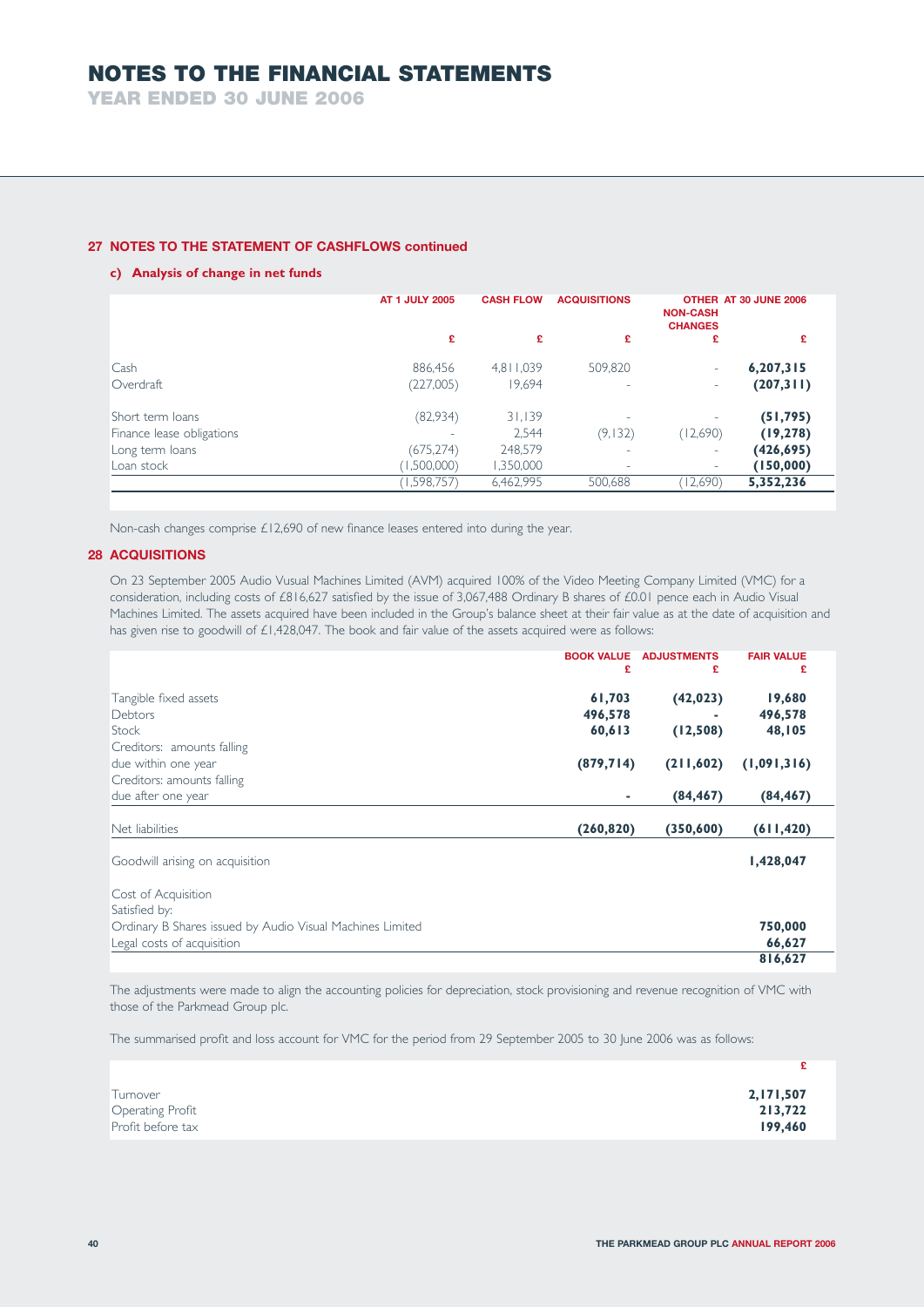# NOTES TO THE FINANCIAL STATEMENTS

## YEAR ENDED 30 JUNE 2006

### 27 NOTES TO THE STATEMENT OF CASHFLOWS continued

#### c) Analysis of change in net funds

| | AT 1 JULY 2005 | CASH FLOW | ACQUISITIONS | OTHER NON-CASH CHANGES | AT 30 JUNE 2006 |
|---|---|---|---|---|---|
| | £ | £ | £ | £ | £ |
| Cash | 886,456 | 4,811,039 | 509,820 | - | **6,207,315** |
| Overdraft | (227,005) | 19,694 | - | - | **(207,311)** |
| Short term loans | (82,934) | 31,139 | - | - | **(51,795)** |
| Finance lease obligations | - | 2,544 | (9,132) | (12,690) | **(19,278)** |
| Long term loans | (675,274) | 248,579 | - | - | **(426,695)** |
| Loan stock | (1,500,000) | 1,350,000 | - | - | **(150,000)** |
| | (1,598,757) | 6,462,995 | 500,688 | (12,690) | **5,352,236** |

Non-cash changes comprise £12,690 of new finance leases entered into during the year.

### 28 ACQUISITIONS

On 23 September 2005 Audio Vusual Machines Limited (AVM) acquired 100% of the Video Meeting Company Limited (VMC) for a consideration, including costs of £816,627 satisfied by the issue of 3,067,488 Ordinary B shares of £0.01 pence each in Audio Visual Machines Limited. The assets acquired have been included in the Group's balance sheet at their fair value as at the date of acquisition and has given rise to goodwill of £1,428,047. The book and fair value of the assets acquired were as follows:

| | BOOK VALUE | ADJUSTMENTS | FAIR VALUE |
|---|---|---|---|
| | £ | £ | £ |
| Tangible fixed assets | **61,703** | **(42,023)** | **19,680** |
| Debtors | **496,578** | **-** | **496,578** |
| Stock | **60,613** | **(12,508)** | **48,105** |
| Creditors: amounts falling due within one year | **(879,714)** | **(211,602)** | **(1,091,316)** |
| Creditors: amounts falling due after one year | **-** | **(84,467)** | **(84,467)** |
| Net liabilities | **(260,820)** | **(350,600)** | **(611,420)** |
| Goodwill arising on acquisition | | | **1,428,047** |
| Cost of Acquisition | | | |
| Satisfied by: | | | |
| Ordinary B Shares issued by Audio Visual Machines Limited | | | **750,000** |
| Legal costs of acquisition | | | **66,627** |
| | | | **816,627** |

The adjustments were made to align the accounting policies for depreciation, stock provisioning and revenue recognition of VMC with those of the Parkmead Group plc.

The summarised profit and loss account for VMC for the period from 29 September 2005 to 30 June 2006 was as follows:

| | £ |
|---|---|
| Turnover | **2,171,507** |
| Operating Profit | **213,722** |
| Profit before tax | **199,460** |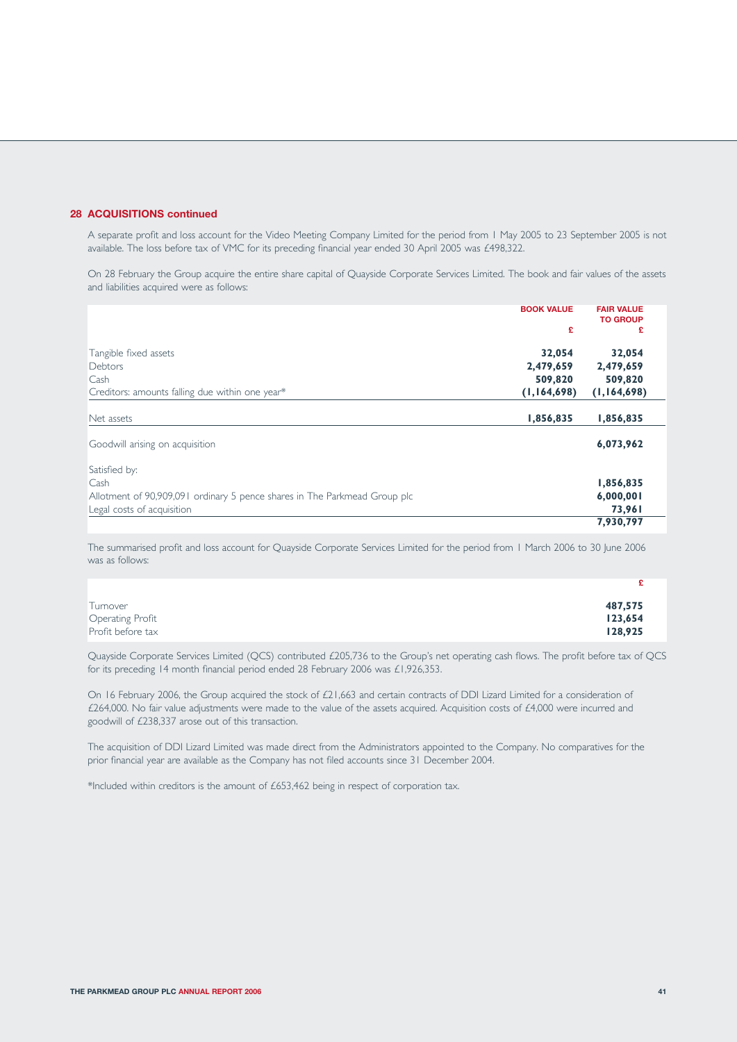## 28 ACQUISITIONS continued

A separate profit and loss account for the Video Meeting Company Limited for the period from 1 May 2005 to 23 September 2005 is not available. The loss before tax of VMC for its preceding financial year ended 30 April 2005 was £498,322.

On 28 February the Group acquire the entire share capital of Quayside Corporate Services Limited. The book and fair values of the assets and liabilities acquired were as follows:

| | BOOK VALUE £ | FAIR VALUE TO GROUP £ |
|---|---|---|
| Tangible fixed assets | **32,054** | **32,054** |
| Debtors | **2,479,659** | **2,479,659** |
| Cash | **509,820** | **509,820** |
| Creditors: amounts falling due within one year* | **(1,164,698)** | **(1,164,698)** |
| Net assets | **1,856,835** | **1,856,835** |
| Goodwill arising on acquisition | | **6,073,962** |
| Satisfied by: | | |
| Cash | | **1,856,835** |
| Allotment of 90,909,091 ordinary 5 pence shares in The Parkmead Group plc | | **6,000,001** |
| Legal costs of acquisition | | **73,961** |
| | | **7,930,797** |

The summarised profit and loss account for Quayside Corporate Services Limited for the period from 1 March 2006 to 30 June 2006 was as follows:

| | £ |
|---|---|
| Turnover | **487,575** |
| Operating Profit | **123,654** |
| Profit before tax | **128,925** |

Quayside Corporate Services Limited (QCS) contributed £205,736 to the Group's net operating cash flows. The profit before tax of QCS for its preceding 14 month financial period ended 28 February 2006 was £1,926,353.

On 16 February 2006, the Group acquired the stock of £21,663 and certain contracts of DDI Lizard Limited for a consideration of £264,000. No fair value adjustments were made to the value of the assets acquired. Acquisition costs of £4,000 were incurred and goodwill of £238,337 arose out of this transaction.

The acquisition of DDI Lizard Limited was made direct from the Administrators appointed to the Company. No comparatives for the prior financial year are available as the Company has not filed accounts since 31 December 2004.

*Included within creditors is the amount of £653,462 being in respect of corporation tax.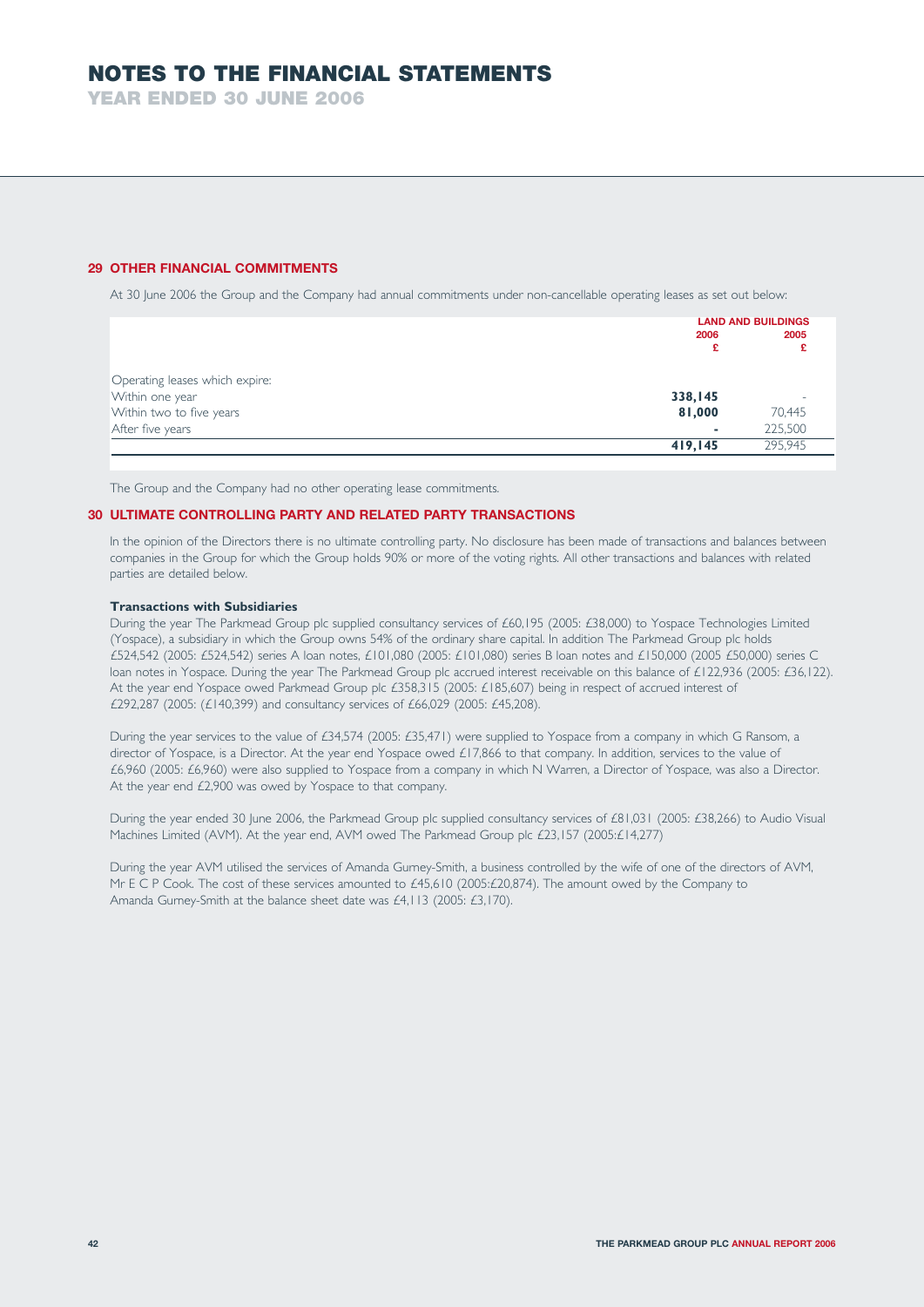# NOTES TO THE FINANCIAL STATEMENTS

## YEAR ENDED 30 JUNE 2006

### 29 OTHER FINANCIAL COMMITMENTS

At 30 June 2006 the Group and the Company had annual commitments under non-cancellable operating leases as set out below:

| | LAND AND BUILDINGS | |
|---|---|---|
| | **2006** | **2005** |
| | **£** | **£** |
| Operating leases which expire: | | |
| Within one year | **338,145** | - |
| Within two to five years | **81,000** | 70,445 |
| After five years | **-** | 225,500 |
| | **419,145** | 295,945 |

The Group and the Company had no other operating lease commitments.

### 30 ULTIMATE CONTROLLING PARTY AND RELATED PARTY TRANSACTIONS

In the opinion of the Directors there is no ultimate controlling party. No disclosure has been made of transactions and balances between companies in the Group for which the Group holds 90% or more of the voting rights. All other transactions and balances with related parties are detailed below.

**Transactions with Subsidiaries**

During the year The Parkmead Group plc supplied consultancy services of £60,195 (2005: £38,000) to Yospace Technologies Limited (Yospace), a subsidiary in which the Group owns 54% of the ordinary share capital. In addition The Parkmead Group plc holds £524,542 (2005: £524,542) series A loan notes, £101,080 (2005: £101,080) series B loan notes and £150,000 (2005 £50,000) series C loan notes in Yospace. During the year The Parkmead Group plc accrued interest receivable on this balance of £122,936 (2005: £36,122). At the year end Yospace owed Parkmead Group plc £358,315 (2005: £185,607) being in respect of accrued interest of £292,287 (2005: (£140,399) and consultancy services of £66,029 (2005: £45,208).

During the year services to the value of £34,574 (2005: £35,471) were supplied to Yospace from a company in which G Ransom, a director of Yospace, is a Director. At the year end Yospace owed £17,866 to that company. In addition, services to the value of £6,960 (2005: £6,960) were also supplied to Yospace from a company in which N Warren, a Director of Yospace, was also a Director. At the year end £2,900 was owed by Yospace to that company.

During the year ended 30 June 2006, the Parkmead Group plc supplied consultancy services of £81,031 (2005: £38,266) to Audio Visual Machines Limited (AVM). At the year end, AVM owed The Parkmead Group plc £23,157 (2005:£14,277)

During the year AVM utilised the services of Amanda Gurney-Smith, a business controlled by the wife of one of the directors of AVM, Mr E C P Cook. The cost of these services amounted to £45,610 (2005:£20,874). The amount owed by the Company to Amanda Gurney-Smith at the balance sheet date was £4,113 (2005: £3,170).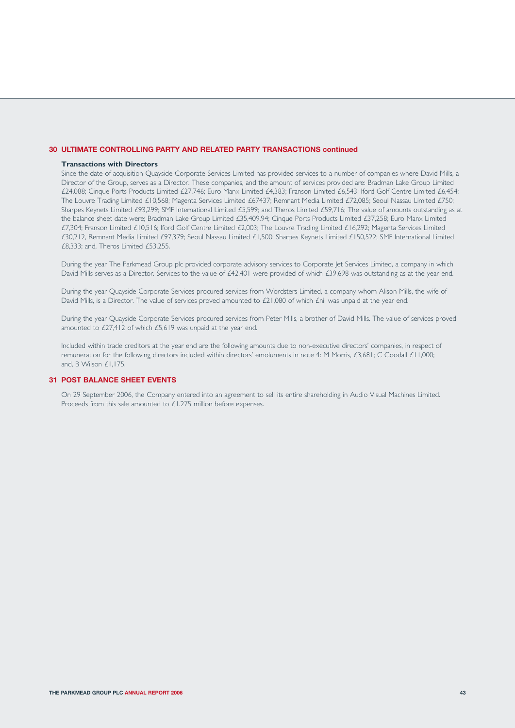## 30 ULTIMATE CONTROLLING PARTY AND RELATED PARTY TRANSACTIONS continued

### Transactions with Directors

Since the date of acquisition Quayside Corporate Services Limited has provided services to a number of companies where David Mills, a Director of the Group, serves as a Director. These companies, and the amount of services provided are: Bradman Lake Group Limited £24,088; Cinque Ports Products Limited £27,746; Euro Manx Limited £4,383; Franson Limited £6,543; Iford Golf Centre Limited £6,454; The Louvre Trading Limited £10,568; Magenta Services Limited £67437; Remnant Media Limited £72,085; Seoul Nassau Limited £750; Sharpes Keynets Limited £93,299; SMF International Limited £5,599; and Theros Limited £59,716; The value of amounts outstanding as at the balance sheet date were; Bradman Lake Group Limited £35,409.94; Cinque Ports Products Limited £37,258; Euro Manx Limited £7,304; Franson Limited £10,516; Iford Golf Centre Limited £2,003; The Louvre Trading Limited £16,292; Magenta Services Limited £30,212, Remnant Media Limited £97,379; Seoul Nassau Limited £1,500; Sharpes Keynets Limited £150,522; SMF International Limited £8,333; and, Theros Limited £53,255.

During the year The Parkmead Group plc provided corporate advisory services to Corporate Jet Services Limited, a company in which David Mills serves as a Director. Services to the value of £42,401 were provided of which £39,698 was outstanding as at the year end.

During the year Quayside Corporate Services procured services from Wordsters Limited, a company whom Alison Mills, the wife of David Mills, is a Director. The value of services proved amounted to £21,080 of which £nil was unpaid at the year end.

During the year Quayside Corporate Services procured services from Peter Mills, a brother of David Mills. The value of services proved amounted to £27,412 of which £5,619 was unpaid at the year end.

Included within trade creditors at the year end are the following amounts due to non-executive directors' companies, in respect of remuneration for the following directors included within directors' emoluments in note 4: M Morris, £3,681; C Goodall £11,000; and, B Wilson £1,175.

## 31 POST BALANCE SHEET EVENTS

On 29 September 2006, the Company entered into an agreement to sell its entire shareholding in Audio Visual Machines Limited. Proceeds from this sale amounted to £1.275 million before expenses.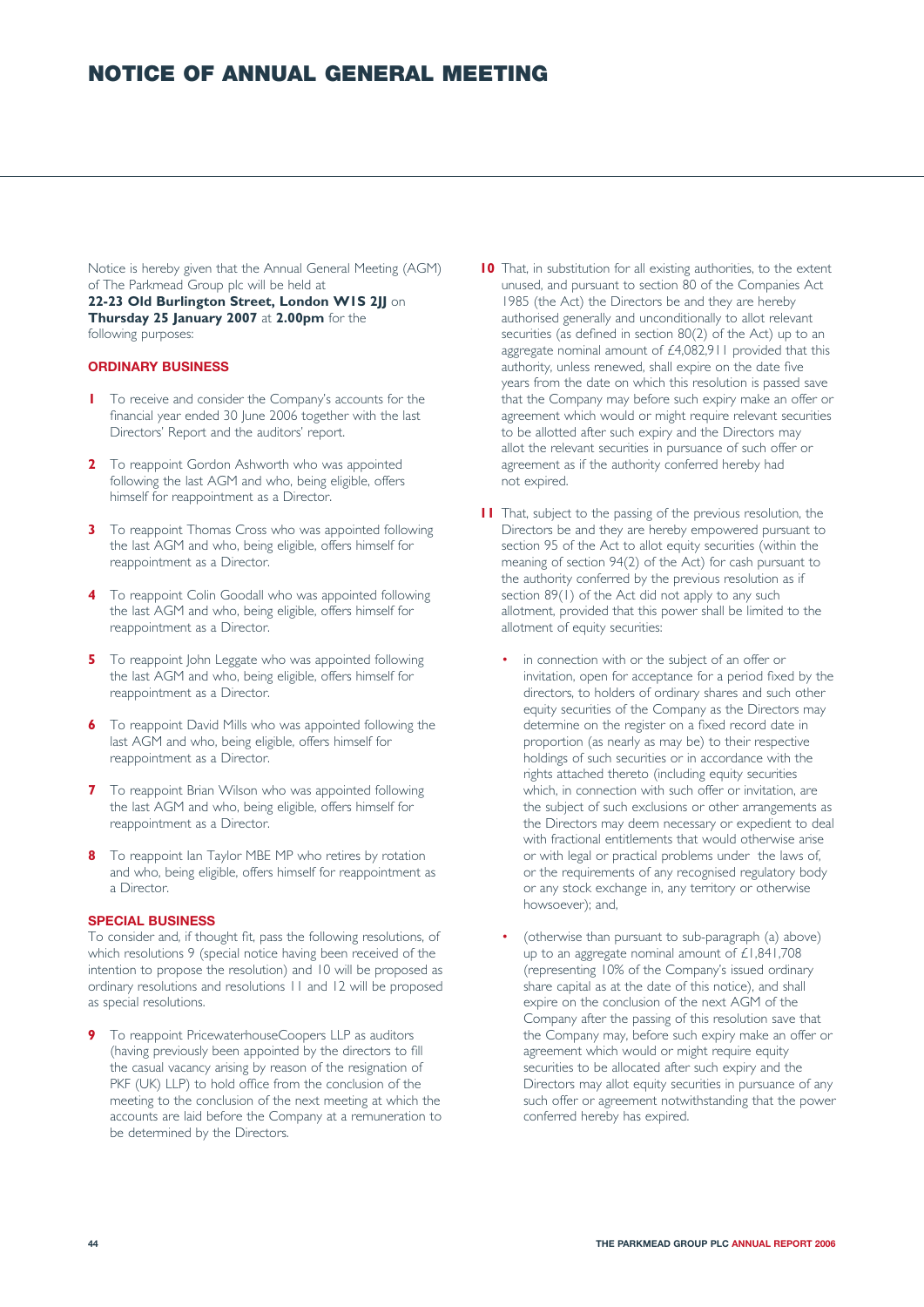# NOTICE OF ANNUAL GENERAL MEETING

Notice is hereby given that the Annual General Meeting (AGM) of The Parkmead Group plc will be held at **22-23 Old Burlington Street, London W1S 2JJ** on **Thursday 25 January 2007** at **2.00pm** for the following purposes:

## ORDINARY BUSINESS

**1** To receive and consider the Company's accounts for the financial year ended 30 June 2006 together with the last Directors' Report and the auditors' report.

**2** To reappoint Gordon Ashworth who was appointed following the last AGM and who, being eligible, offers himself for reappointment as a Director.

**3** To reappoint Thomas Cross who was appointed following the last AGM and who, being eligible, offers himself for reappointment as a Director.

**4** To reappoint Colin Goodall who was appointed following the last AGM and who, being eligible, offers himself for reappointment as a Director.

**5** To reappoint John Leggate who was appointed following the last AGM and who, being eligible, offers himself for reappointment as a Director.

**6** To reappoint David Mills who was appointed following the last AGM and who, being eligible, offers himself for reappointment as a Director.

**7** To reappoint Brian Wilson who was appointed following the last AGM and who, being eligible, offers himself for reappointment as a Director.

**8** To reappoint Ian Taylor MBE MP who retires by rotation and who, being eligible, offers himself for reappointment as a Director.

## SPECIAL BUSINESS

To consider and, if thought fit, pass the following resolutions, of which resolutions 9 (special notice having been received of the intention to propose the resolution) and 10 will be proposed as ordinary resolutions and resolutions 11 and 12 will be proposed as special resolutions.

**9** To reappoint PricewaterhouseCoopers LLP as auditors (having previously been appointed by the directors to fill the casual vacancy arising by reason of the resignation of PKF (UK) LLP) to hold office from the conclusion of the meeting to the conclusion of the next meeting at which the accounts are laid before the Company at a remuneration to be determined by the Directors.

**10** That, in substitution for all existing authorities, to the extent unused, and pursuant to section 80 of the Companies Act 1985 (the Act) the Directors be and they are hereby authorised generally and unconditionally to allot relevant securities (as defined in section 80(2) of the Act) up to an aggregate nominal amount of £4,082,911 provided that this authority, unless renewed, shall expire on the date five years from the date on which this resolution is passed save that the Company may before such expiry make an offer or agreement which would or might require relevant securities to be allotted after such expiry and the Directors may allot the relevant securities in pursuance of such offer or agreement as if the authority conferred hereby had not expired.

**11** That, subject to the passing of the previous resolution, the Directors be and they are hereby empowered pursuant to section 95 of the Act to allot equity securities (within the meaning of section 94(2) of the Act) for cash pursuant to the authority conferred by the previous resolution as if section 89(1) of the Act did not apply to any such allotment, provided that this power shall be limited to the allotment of equity securities:

- in connection with or the subject of an offer or invitation, open for acceptance for a period fixed by the directors, to holders of ordinary shares and such other equity securities of the Company as the Directors may determine on the register on a fixed record date in proportion (as nearly as may be) to their respective holdings of such securities or in accordance with the rights attached thereto (including equity securities which, in connection with such offer or invitation, are the subject of such exclusions or other arrangements as the Directors may deem necessary or expedient to deal with fractional entitlements that would otherwise arise or with legal or practical problems under the laws of, or the requirements of any recognised regulatory body or any stock exchange in, any territory or otherwise howsoever); and,

- (otherwise than pursuant to sub-paragraph (a) above) up to an aggregate nominal amount of £1,841,708 (representing 10% of the Company's issued ordinary share capital as at the date of this notice), and shall expire on the conclusion of the next AGM of the Company after the passing of this resolution save that the Company may, before such expiry make an offer or agreement which would or might require equity securities to be allocated after such expiry and the Directors may allot equity securities in pursuance of any such offer or agreement notwithstanding that the power conferred hereby has expired.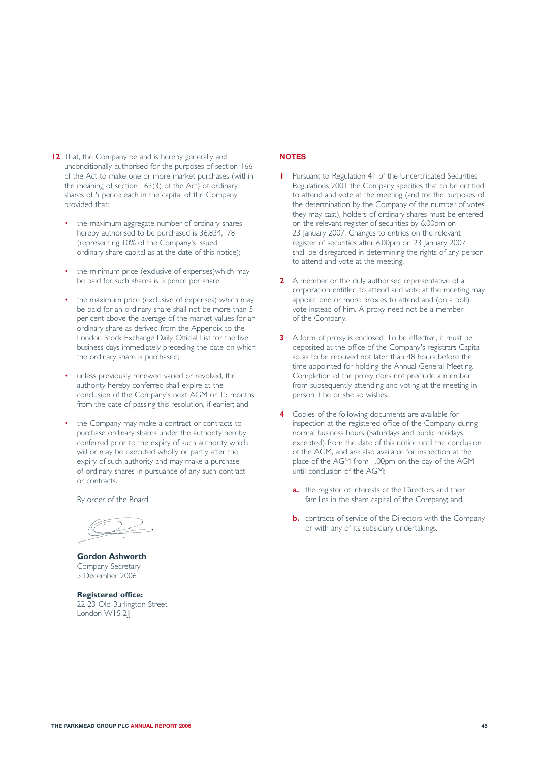**12** That, the Company be and is hereby generally and unconditionally authorised for the purposes of section 166 of the Act to make one or more market purchases (within the meaning of section 163(3) of the Act) of ordinary shares of 5 pence each in the capital of the Company provided that:

- the maximum aggregate number of ordinary shares hereby authorised to be purchased is 36,834,178 (representing 10% of the Company's issued ordinary share capital as at the date of this notice);
- the minimum price (exclusive of expenses)which may be paid for such shares is 5 pence per share;
- the maximum price (exclusive of expenses) which may be paid for an ordinary share shall not be more than 5 per cent above the average of the market values for an ordinary share as derived from the Appendix to the London Stock Exchange Daily Official List for the five business days immediately preceding the date on which the ordinary share is purchased;
- unless previously renewed varied or revoked, the authority hereby conferred shall expire at the conclusion of the Company's next AGM or 15 months from the date of passing this resolution, if earlier; and
- the Company may make a contract or contracts to purchase ordinary shares under the authority hereby conferred prior to the expiry of such authority which will or may be executed wholly or partly after the expiry of such authority and may make a purchase of ordinary shares in pursuance of any such contract or contracts.

By order of the Board

**Gordon Ashworth**
Company Secretary
5 December 2006

**Registered office:**
22-23 Old Burlington Street
London W1S 2JJ

## NOTES

**1** Pursuant to Regulation 41 of the Uncertificated Securities Regulations 2001 the Company specifies that to be entitled to attend and vote at the meeting (and for the purposes of the determination by the Company of the number of votes they may cast), holders of ordinary shares must be entered on the relevant register of securities by 6.00pm on 23 January 2007. Changes to entries on the relevant register of securities after 6.00pm on 23 January 2007 shall be disregarded in determining the rights of any person to attend and vote at the meeting.

**2** A member or the duly authorised representative of a corporation entitled to attend and vote at the meeting may appoint one or more proxies to attend and (on a poll) vote instead of him. A proxy need not be a member of the Company.

**3** A form of proxy is enclosed. To be effective, it must be deposited at the office of the Company's registrars Capita so as to be received not later than 48 hours before the time appointed for holding the Annual General Meeting. Completion of the proxy does not preclude a member from subsequently attending and voting at the meeting in person if he or she so wishes.

**4** Copies of the following documents are available for inspection at the registered office of the Company during normal business hours (Saturdays and public holidays excepted) from the date of this notice until the conclusion of the AGM, and are also available for inspection at the place of the AGM from 1.00pm on the day of the AGM until conclusion of the AGM:

**a.** the register of interests of the Directors and their families in the share capital of the Company; and,

**b.** contracts of service of the Directors with the Company or with any of its subsidiary undertakings.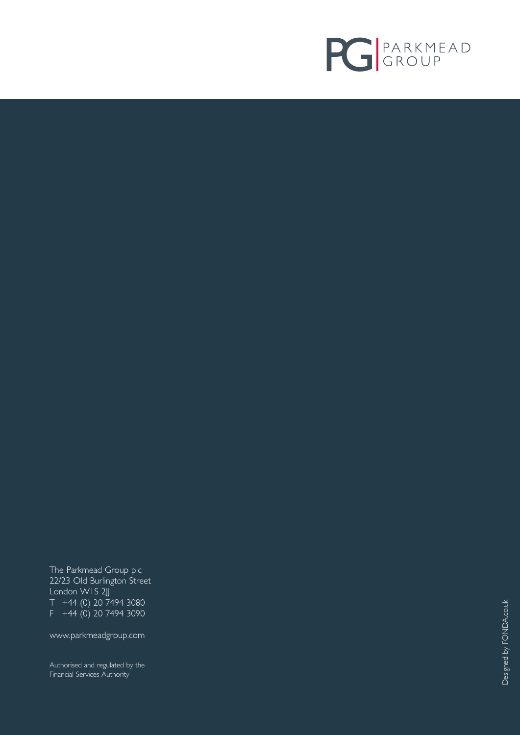PARKMEAD GROUP

The Parkmead Group plc
22/23 Old Burlington Street
London W1S 2JJ
T +44 (0) 20 7494 3080
F +44 (0) 20 7494 3090

www.parkmeadgroup.com

Authorised and regulated by the Financial Services Authority

Designed by FONDA.co.uk